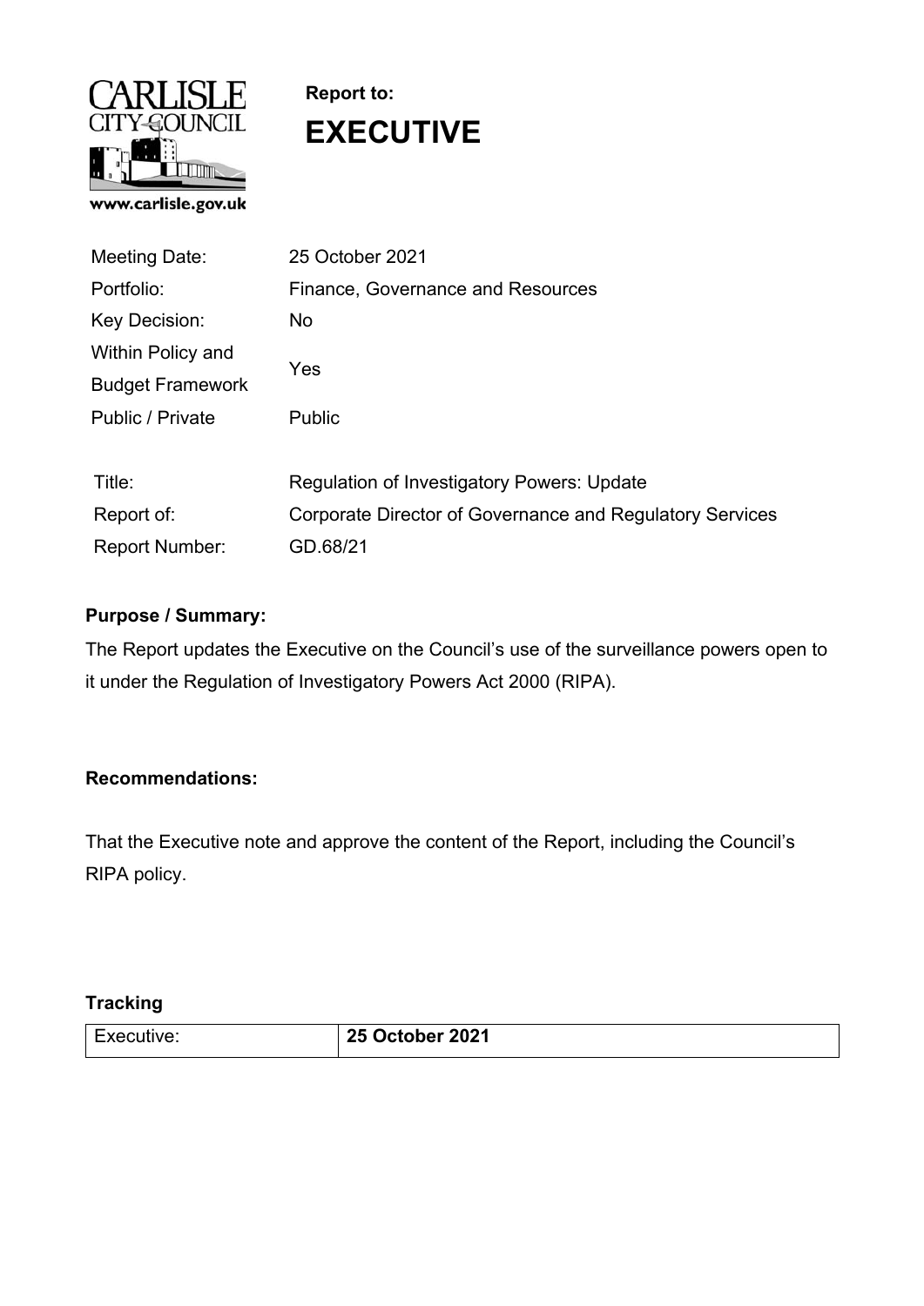CARLISLE CITY COUNCIL

www.carlisle.gov.uk

**Report to:**

# EXECUTIVE

| | |
|---|---|
| Meeting Date: | 25 October 2021 |
| Portfolio: | Finance, Governance and Resources |
| Key Decision: | No |
| Within Policy and Budget Framework | Yes |
| Public / Private | Public |

| | |
|---|---|
| Title: | Regulation of Investigatory Powers: Update |
| Report of: | Corporate Director of Governance and Regulatory Services |
| Report Number: | GD.68/21 |

**Purpose / Summary:**

The Report updates the Executive on the Council's use of the surveillance powers open to it under the Regulation of Investigatory Powers Act 2000 (RIPA).

**Recommendations:**

That the Executive note and approve the content of the Report, including the Council's RIPA policy.

**Tracking**

| | |
|---|---|
| Executive: | **25 October 2021** |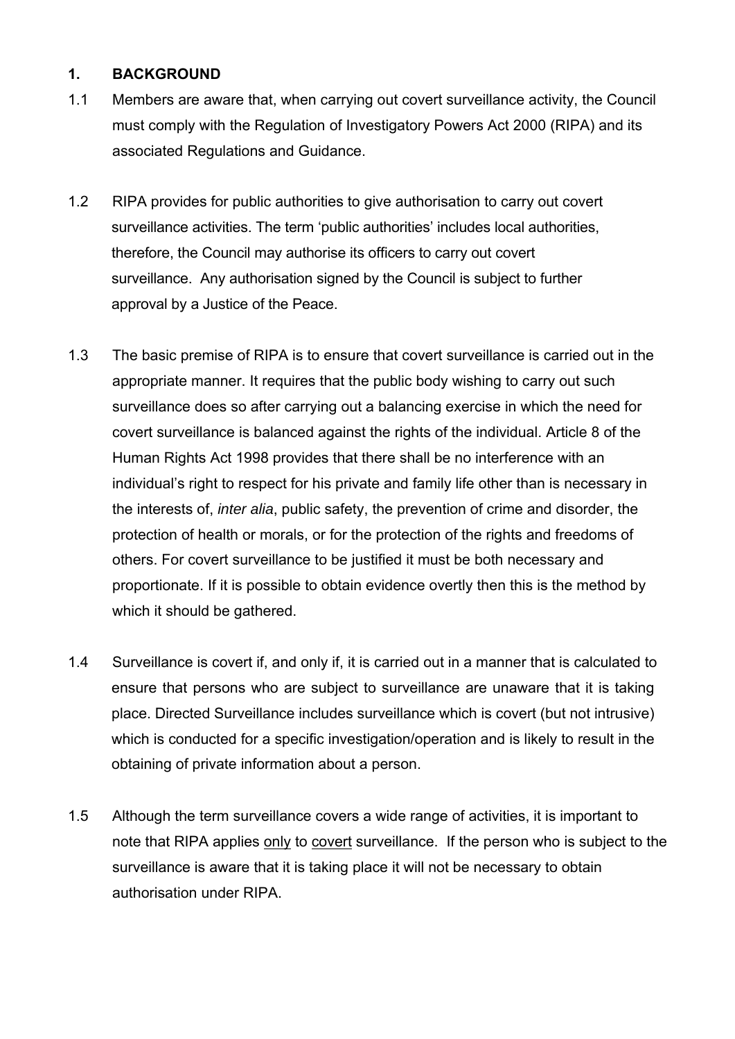## 1. BACKGROUND

1.1 Members are aware that, when carrying out covert surveillance activity, the Council must comply with the Regulation of Investigatory Powers Act 2000 (RIPA) and its associated Regulations and Guidance.

1.2 RIPA provides for public authorities to give authorisation to carry out covert surveillance activities. The term 'public authorities' includes local authorities, therefore, the Council may authorise its officers to carry out covert surveillance. Any authorisation signed by the Council is subject to further approval by a Justice of the Peace.

1.3 The basic premise of RIPA is to ensure that covert surveillance is carried out in the appropriate manner. It requires that the public body wishing to carry out such surveillance does so after carrying out a balancing exercise in which the need for covert surveillance is balanced against the rights of the individual. Article 8 of the Human Rights Act 1998 provides that there shall be no interference with an individual's right to respect for his private and family life other than is necessary in the interests of, *inter alia*, public safety, the prevention of crime and disorder, the protection of health or morals, or for the protection of the rights and freedoms of others. For covert surveillance to be justified it must be both necessary and proportionate. If it is possible to obtain evidence overtly then this is the method by which it should be gathered.

1.4 Surveillance is covert if, and only if, it is carried out in a manner that is calculated to ensure that persons who are subject to surveillance are unaware that it is taking place. Directed Surveillance includes surveillance which is covert (but not intrusive) which is conducted for a specific investigation/operation and is likely to result in the obtaining of private information about a person.

1.5 Although the term surveillance covers a wide range of activities, it is important to note that RIPA applies only to covert surveillance. If the person who is subject to the surveillance is aware that it is taking place it will not be necessary to obtain authorisation under RIPA.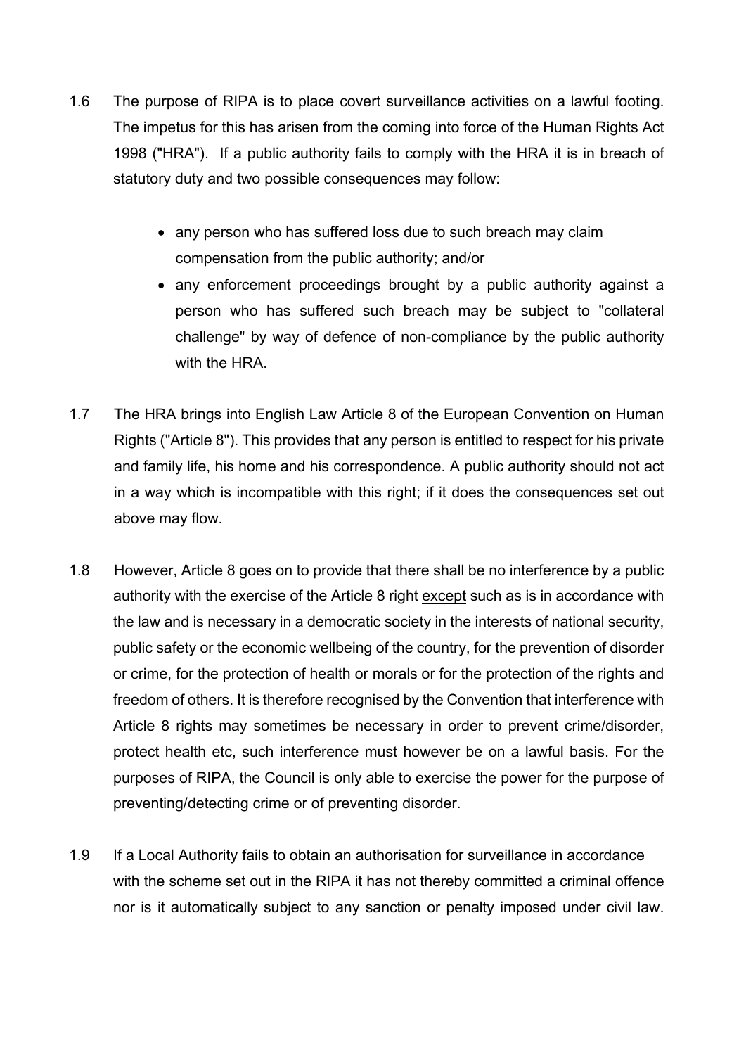1.6 The purpose of RIPA is to place covert surveillance activities on a lawful footing. The impetus for this has arisen from the coming into force of the Human Rights Act 1998 ("HRA"). If a public authority fails to comply with the HRA it is in breach of statutory duty and two possible consequences may follow:

- any person who has suffered loss due to such breach may claim compensation from the public authority; and/or
- any enforcement proceedings brought by a public authority against a person who has suffered such breach may be subject to "collateral challenge" by way of defence of non-compliance by the public authority with the HRA.

1.7 The HRA brings into English Law Article 8 of the European Convention on Human Rights ("Article 8"). This provides that any person is entitled to respect for his private and family life, his home and his correspondence. A public authority should not act in a way which is incompatible with this right; if it does the consequences set out above may flow.

1.8 However, Article 8 goes on to provide that there shall be no interference by a public authority with the exercise of the Article 8 right <u>except</u> such as is in accordance with the law and is necessary in a democratic society in the interests of national security, public safety or the economic wellbeing of the country, for the prevention of disorder or crime, for the protection of health or morals or for the protection of the rights and freedom of others. It is therefore recognised by the Convention that interference with Article 8 rights may sometimes be necessary in order to prevent crime/disorder, protect health etc, such interference must however be on a lawful basis. For the purposes of RIPA, the Council is only able to exercise the power for the purpose of preventing/detecting crime or of preventing disorder.

1.9 If a Local Authority fails to obtain an authorisation for surveillance in accordance with the scheme set out in the RIPA it has not thereby committed a criminal offence nor is it automatically subject to any sanction or penalty imposed under civil law.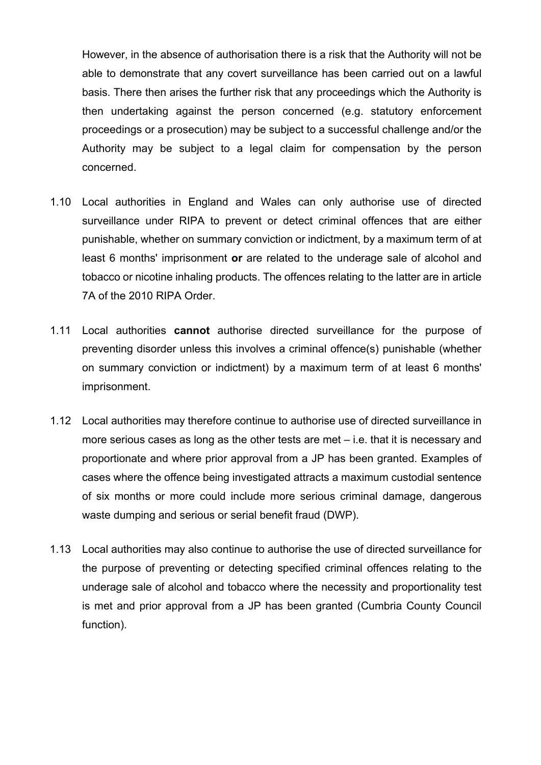However, in the absence of authorisation there is a risk that the Authority will not be able to demonstrate that any covert surveillance has been carried out on a lawful basis. There then arises the further risk that any proceedings which the Authority is then undertaking against the person concerned (e.g. statutory enforcement proceedings or a prosecution) may be subject to a successful challenge and/or the Authority may be subject to a legal claim for compensation by the person concerned.

1.10 Local authorities in England and Wales can only authorise use of directed surveillance under RIPA to prevent or detect criminal offences that are either punishable, whether on summary conviction or indictment, by a maximum term of at least 6 months' imprisonment **or** are related to the underage sale of alcohol and tobacco or nicotine inhaling products. The offences relating to the latter are in article 7A of the 2010 RIPA Order.

1.11 Local authorities **cannot** authorise directed surveillance for the purpose of preventing disorder unless this involves a criminal offence(s) punishable (whether on summary conviction or indictment) by a maximum term of at least 6 months' imprisonment.

1.12 Local authorities may therefore continue to authorise use of directed surveillance in more serious cases as long as the other tests are met – i.e. that it is necessary and proportionate and where prior approval from a JP has been granted. Examples of cases where the offence being investigated attracts a maximum custodial sentence of six months or more could include more serious criminal damage, dangerous waste dumping and serious or serial benefit fraud (DWP).

1.13 Local authorities may also continue to authorise the use of directed surveillance for the purpose of preventing or detecting specified criminal offences relating to the underage sale of alcohol and tobacco where the necessity and proportionality test is met and prior approval from a JP has been granted (Cumbria County Council function).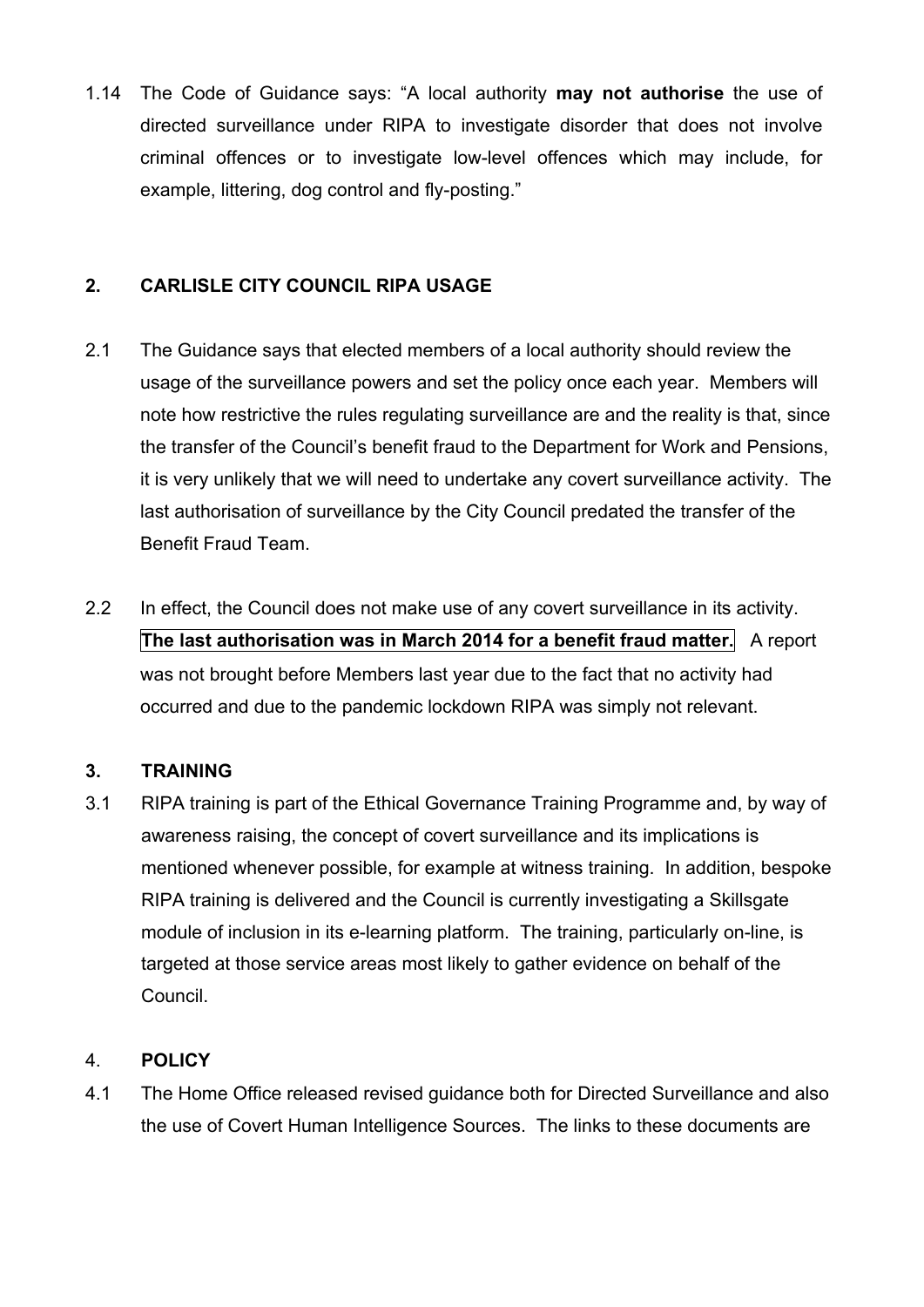1.14 The Code of Guidance says: "A local authority **may not authorise** the use of directed surveillance under RIPA to investigate disorder that does not involve criminal offences or to investigate low-level offences which may include, for example, littering, dog control and fly-posting."

## 2. CARLISLE CITY COUNCIL RIPA USAGE

2.1 The Guidance says that elected members of a local authority should review the usage of the surveillance powers and set the policy once each year. Members will note how restrictive the rules regulating surveillance are and the reality is that, since the transfer of the Council's benefit fraud to the Department for Work and Pensions, it is very unlikely that we will need to undertake any covert surveillance activity. The last authorisation of surveillance by the City Council predated the transfer of the Benefit Fraud Team.

2.2 In effect, the Council does not make use of any covert surveillance in its activity. **The last authorisation was in March 2014 for a benefit fraud matter.** A report was not brought before Members last year due to the fact that no activity had occurred and due to the pandemic lockdown RIPA was simply not relevant.

## 3. TRAINING

3.1 RIPA training is part of the Ethical Governance Training Programme and, by way of awareness raising, the concept of covert surveillance and its implications is mentioned whenever possible, for example at witness training. In addition, bespoke RIPA training is delivered and the Council is currently investigating a Skillsgate module of inclusion in its e-learning platform. The training, particularly on-line, is targeted at those service areas most likely to gather evidence on behalf of the Council.

## 4. POLICY

4.1 The Home Office released revised guidance both for Directed Surveillance and also the use of Covert Human Intelligence Sources. The links to these documents are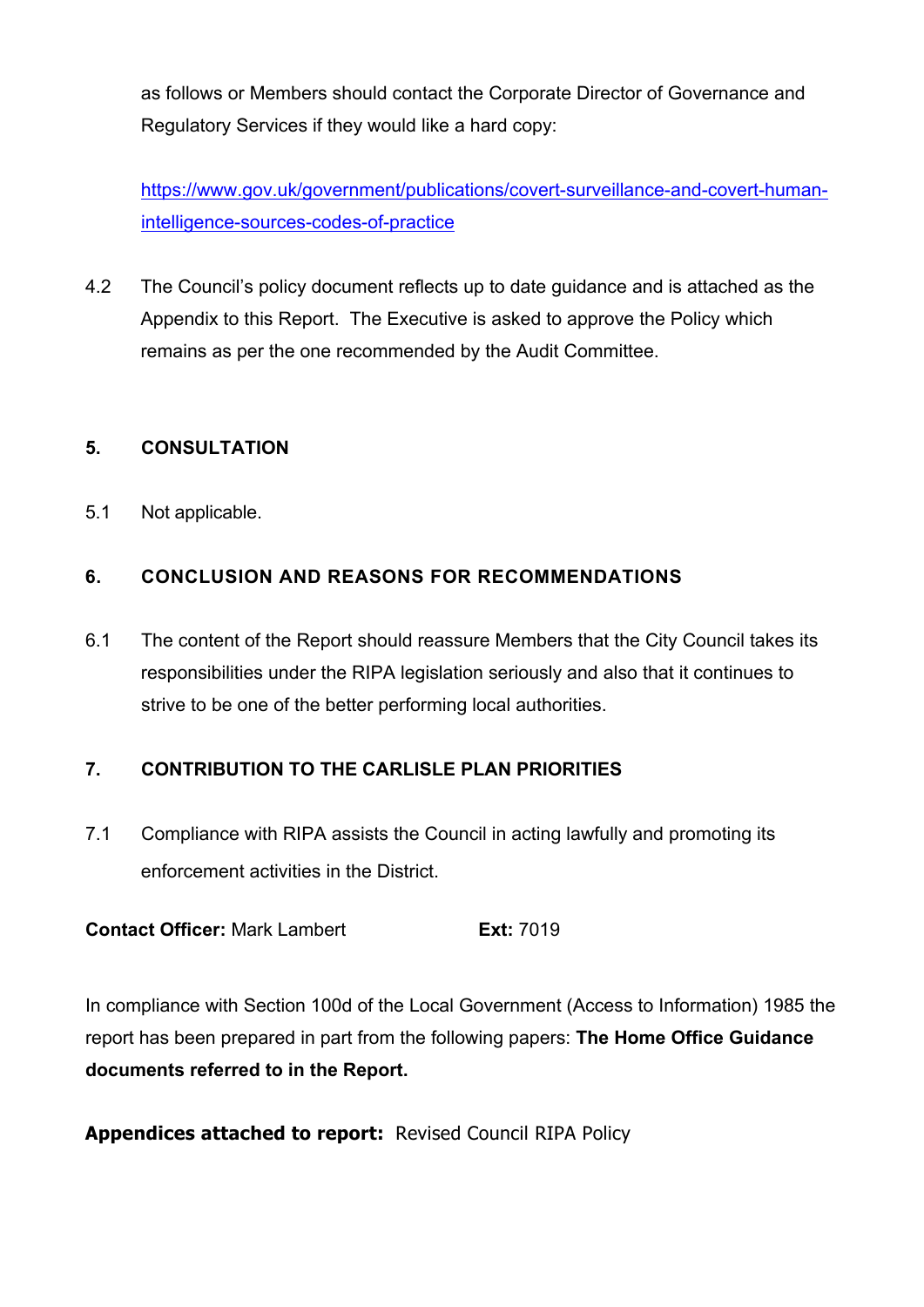as follows or Members should contact the Corporate Director of Governance and Regulatory Services if they would like a hard copy:

[https://www.gov.uk/government/publications/covert-surveillance-and-covert-human-intelligence-sources-codes-of-practice](https://www.gov.uk/government/publications/covert-surveillance-and-covert-human-intelligence-sources-codes-of-practice)

4.2 The Council's policy document reflects up to date guidance and is attached as the Appendix to this Report. The Executive is asked to approve the Policy which remains as per the one recommended by the Audit Committee.

## 5. CONSULTATION

5.1 Not applicable.

## 6. CONCLUSION AND REASONS FOR RECOMMENDATIONS

6.1 The content of the Report should reassure Members that the City Council takes its responsibilities under the RIPA legislation seriously and also that it continues to strive to be one of the better performing local authorities.

## 7. CONTRIBUTION TO THE CARLISLE PLAN PRIORITIES

7.1 Compliance with RIPA assists the Council in acting lawfully and promoting its enforcement activities in the District.

**Contact Officer:** Mark Lambert **Ext:** 7019

In compliance with Section 100d of the Local Government (Access to Information) 1985 the report has been prepared in part from the following papers: **The Home Office Guidance documents referred to in the Report.**

**Appendices attached to report:** Revised Council RIPA Policy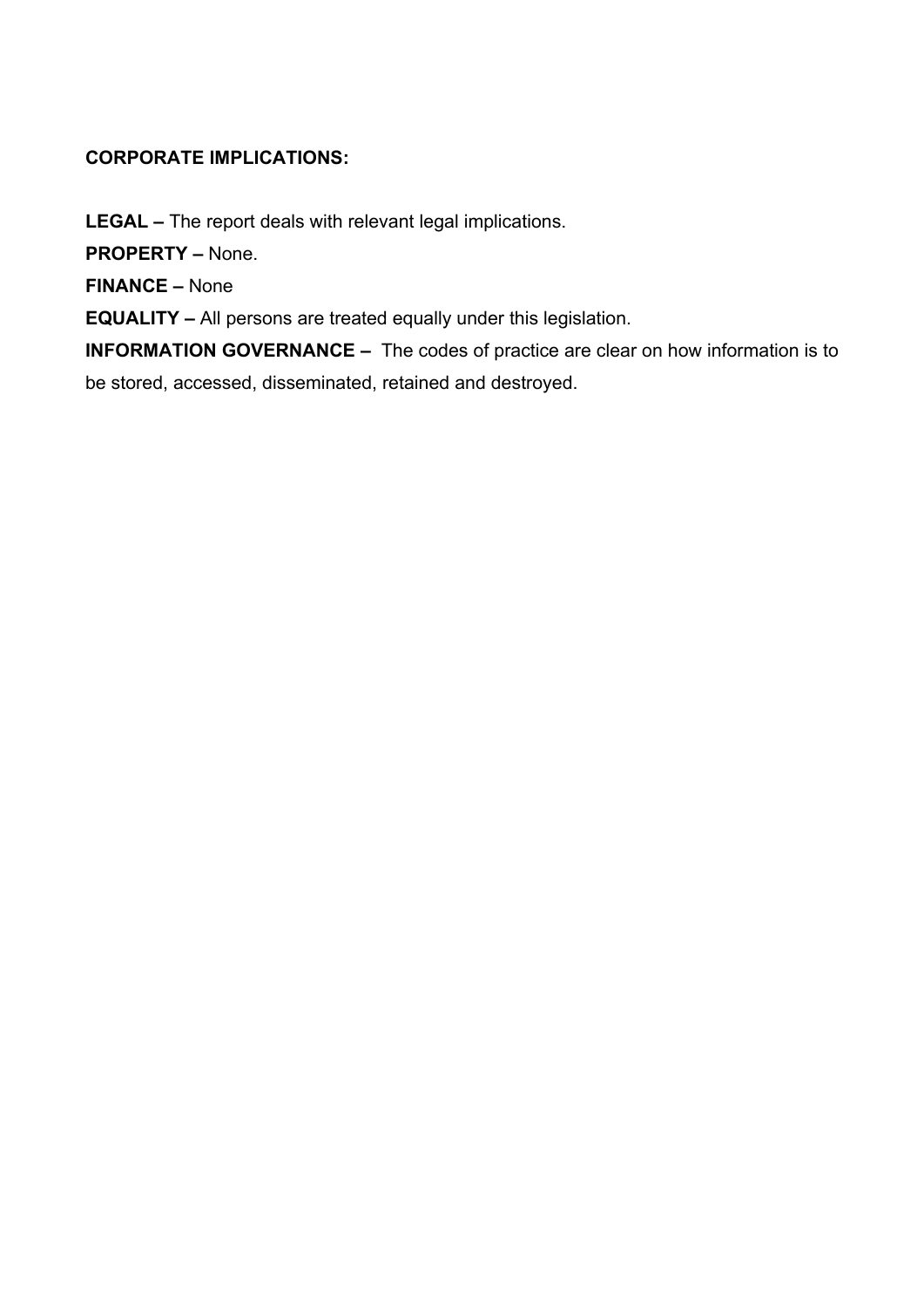**CORPORATE IMPLICATIONS:**

**LEGAL –** The report deals with relevant legal implications.

**PROPERTY –** None.

**FINANCE –** None

**EQUALITY –** All persons are treated equally under this legislation.

**INFORMATION GOVERNANCE –** The codes of practice are clear on how information is to be stored, accessed, disseminated, retained and destroyed.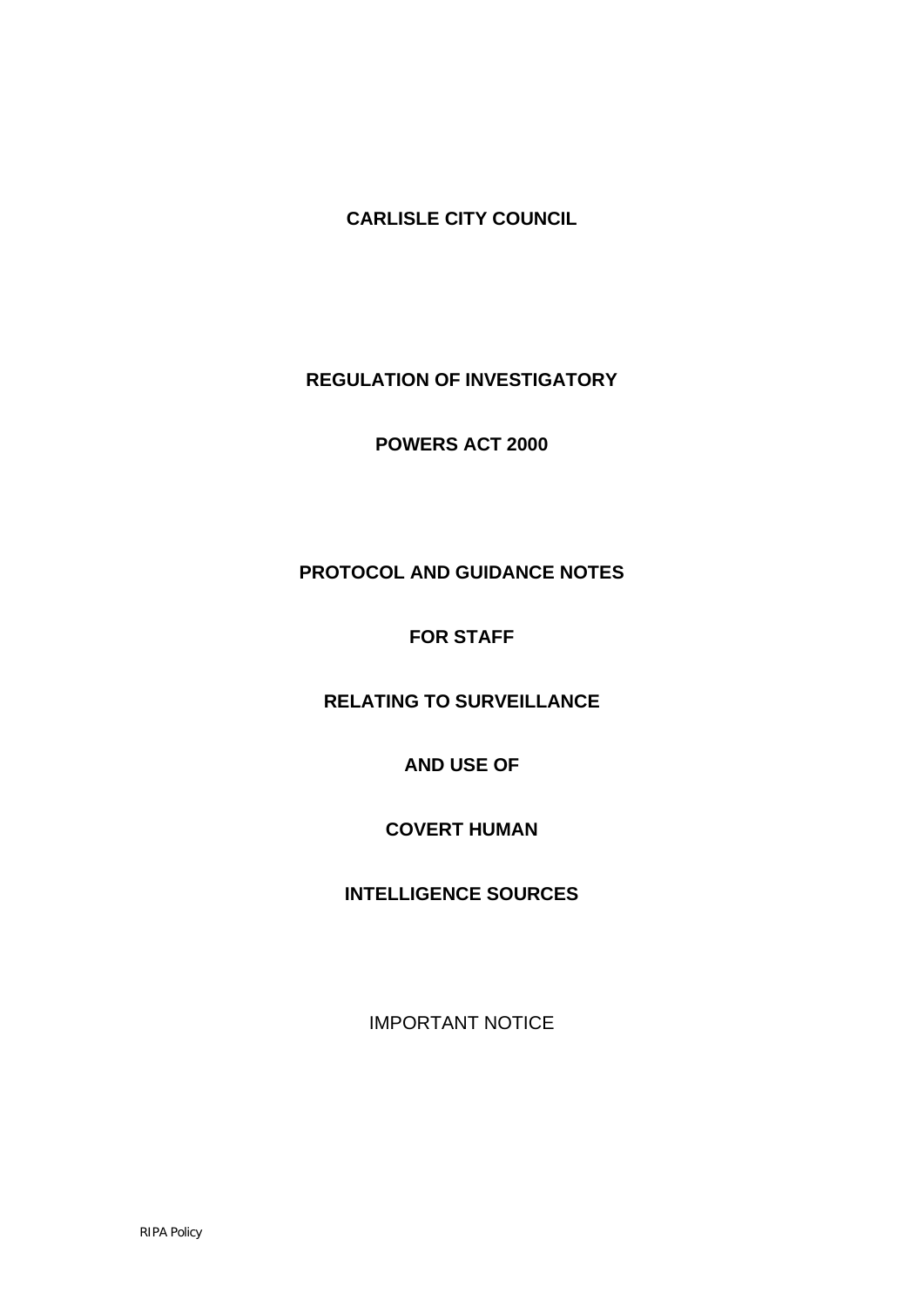**CARLISLE CITY COUNCIL**

**REGULATION OF INVESTIGATORY**

**POWERS ACT 2000**

**PROTOCOL AND GUIDANCE NOTES**

**FOR STAFF**

**RELATING TO SURVEILLANCE**

**AND USE OF**

**COVERT HUMAN**

**INTELLIGENCE SOURCES**

IMPORTANT NOTICE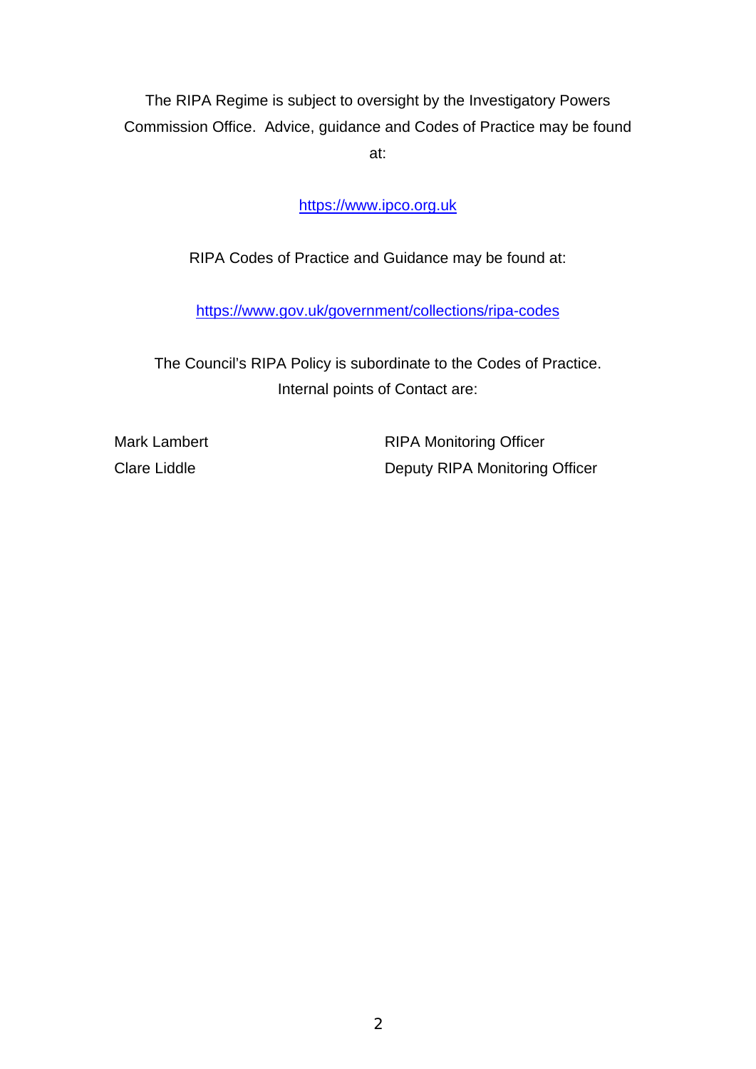The RIPA Regime is subject to oversight by the Investigatory Powers Commission Office. Advice, guidance and Codes of Practice may be found at:

https://www.ipco.org.uk

RIPA Codes of Practice and Guidance may be found at:

https://www.gov.uk/government/collections/ripa-codes

The Council's RIPA Policy is subordinate to the Codes of Practice. Internal points of Contact are:

| | |
|---|---|
| Mark Lambert | RIPA Monitoring Officer |
| Clare Liddle | Deputy RIPA Monitoring Officer |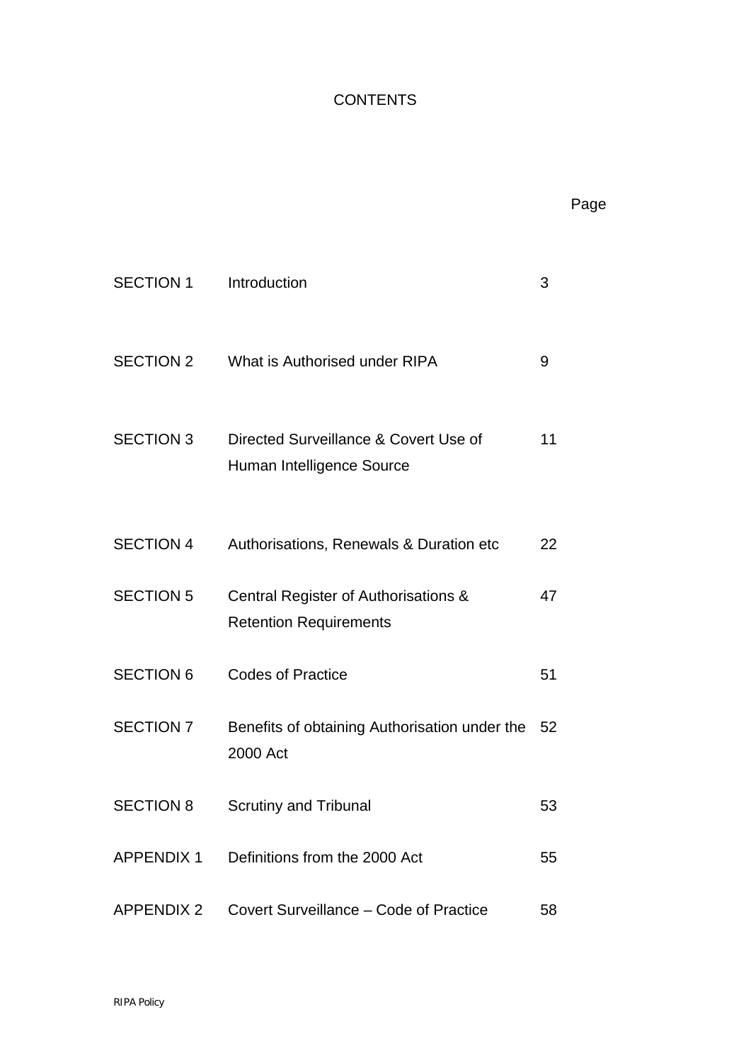# CONTENTS

| | | Page |
|---|---|---|
| SECTION 1 | Introduction | 3 |
| SECTION 2 | What is Authorised under RIPA | 9 |
| SECTION 3 | Directed Surveillance & Covert Use of Human Intelligence Source | 11 |
| SECTION 4 | Authorisations, Renewals & Duration etc | 22 |
| SECTION 5 | Central Register of Authorisations & Retention Requirements | 47 |
| SECTION 6 | Codes of Practice | 51 |
| SECTION 7 | Benefits of obtaining Authorisation under the 2000 Act | 52 |
| SECTION 8 | Scrutiny and Tribunal | 53 |
| APPENDIX 1 | Definitions from the 2000 Act | 55 |
| APPENDIX 2 | Covert Surveillance – Code of Practice | 58 |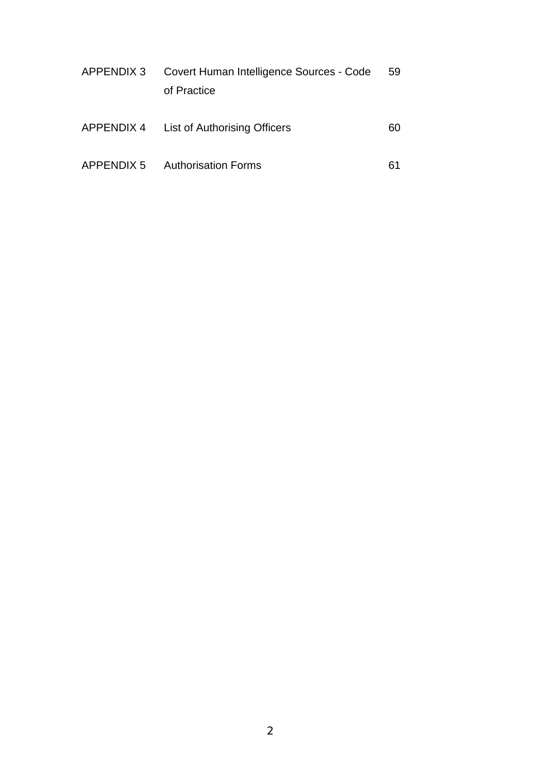| | | |
|---|---|---|
| APPENDIX 3 | Covert Human Intelligence Sources - Code of Practice | 59 |
| APPENDIX 4 | List of Authorising Officers | 60 |
| APPENDIX 5 | Authorisation Forms | 61 |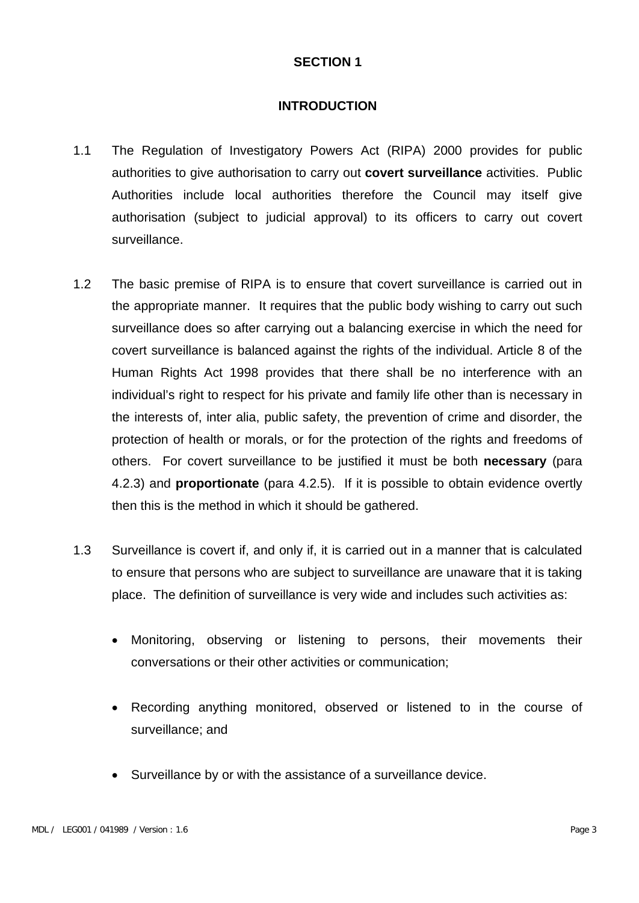## SECTION 1

## INTRODUCTION

1.1 The Regulation of Investigatory Powers Act (RIPA) 2000 provides for public authorities to give authorisation to carry out **covert surveillance** activities. Public Authorities include local authorities therefore the Council may itself give authorisation (subject to judicial approval) to its officers to carry out covert surveillance.

1.2 The basic premise of RIPA is to ensure that covert surveillance is carried out in the appropriate manner. It requires that the public body wishing to carry out such surveillance does so after carrying out a balancing exercise in which the need for covert surveillance is balanced against the rights of the individual. Article 8 of the Human Rights Act 1998 provides that there shall be no interference with an individual's right to respect for his private and family life other than is necessary in the interests of, inter alia, public safety, the prevention of crime and disorder, the protection of health or morals, or for the protection of the rights and freedoms of others. For covert surveillance to be justified it must be both **necessary** (para 4.2.3) and **proportionate** (para 4.2.5). If it is possible to obtain evidence overtly then this is the method in which it should be gathered.

1.3 Surveillance is covert if, and only if, it is carried out in a manner that is calculated to ensure that persons who are subject to surveillance are unaware that it is taking place. The definition of surveillance is very wide and includes such activities as:

- Monitoring, observing or listening to persons, their movements their conversations or their other activities or communication;
- Recording anything monitored, observed or listened to in the course of surveillance; and
- Surveillance by or with the assistance of a surveillance device.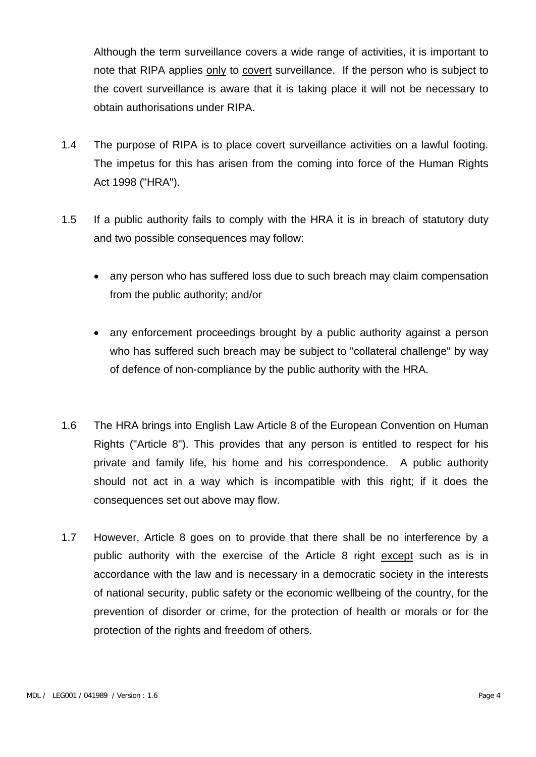Although the term surveillance covers a wide range of activities, it is important to note that RIPA applies <u>only</u> to <u>covert</u> surveillance. If the person who is subject to the covert surveillance is aware that it is taking place it will not be necessary to obtain authorisations under RIPA.

1.4 The purpose of RIPA is to place covert surveillance activities on a lawful footing. The impetus for this has arisen from the coming into force of the Human Rights Act 1998 ("HRA").

1.5 If a public authority fails to comply with the HRA it is in breach of statutory duty and two possible consequences may follow:

- any person who has suffered loss due to such breach may claim compensation from the public authority; and/or

- any enforcement proceedings brought by a public authority against a person who has suffered such breach may be subject to "collateral challenge" by way of defence of non-compliance by the public authority with the HRA.

1.6 The HRA brings into English Law Article 8 of the European Convention on Human Rights ("Article 8"). This provides that any person is entitled to respect for his private and family life, his home and his correspondence. A public authority should not act in a way which is incompatible with this right; if it does the consequences set out above may flow.

1.7 However, Article 8 goes on to provide that there shall be no interference by a public authority with the exercise of the Article 8 right <u>except</u> such as is in accordance with the law and is necessary in a democratic society in the interests of national security, public safety or the economic wellbeing of the country, for the prevention of disorder or crime, for the protection of health or morals or for the protection of the rights and freedom of others.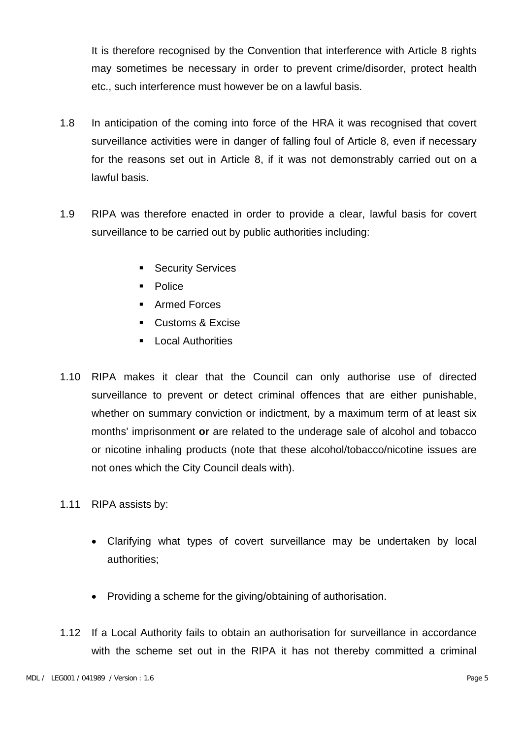It is therefore recognised by the Convention that interference with Article 8 rights may sometimes be necessary in order to prevent crime/disorder, protect health etc., such interference must however be on a lawful basis.

1.8 In anticipation of the coming into force of the HRA it was recognised that covert surveillance activities were in danger of falling foul of Article 8, even if necessary for the reasons set out in Article 8, if it was not demonstrably carried out on a lawful basis.

1.9 RIPA was therefore enacted in order to provide a clear, lawful basis for covert surveillance to be carried out by public authorities including:

- Security Services
- Police
- Armed Forces
- Customs & Excise
- Local Authorities

1.10 RIPA makes it clear that the Council can only authorise use of directed surveillance to prevent or detect criminal offences that are either punishable, whether on summary conviction or indictment, by a maximum term of at least six months' imprisonment **or** are related to the underage sale of alcohol and tobacco or nicotine inhaling products (note that these alcohol/tobacco/nicotine issues are not ones which the City Council deals with).

1.11 RIPA assists by:

- Clarifying what types of covert surveillance may be undertaken by local authorities;

- Providing a scheme for the giving/obtaining of authorisation.

1.12 If a Local Authority fails to obtain an authorisation for surveillance in accordance with the scheme set out in the RIPA it has not thereby committed a criminal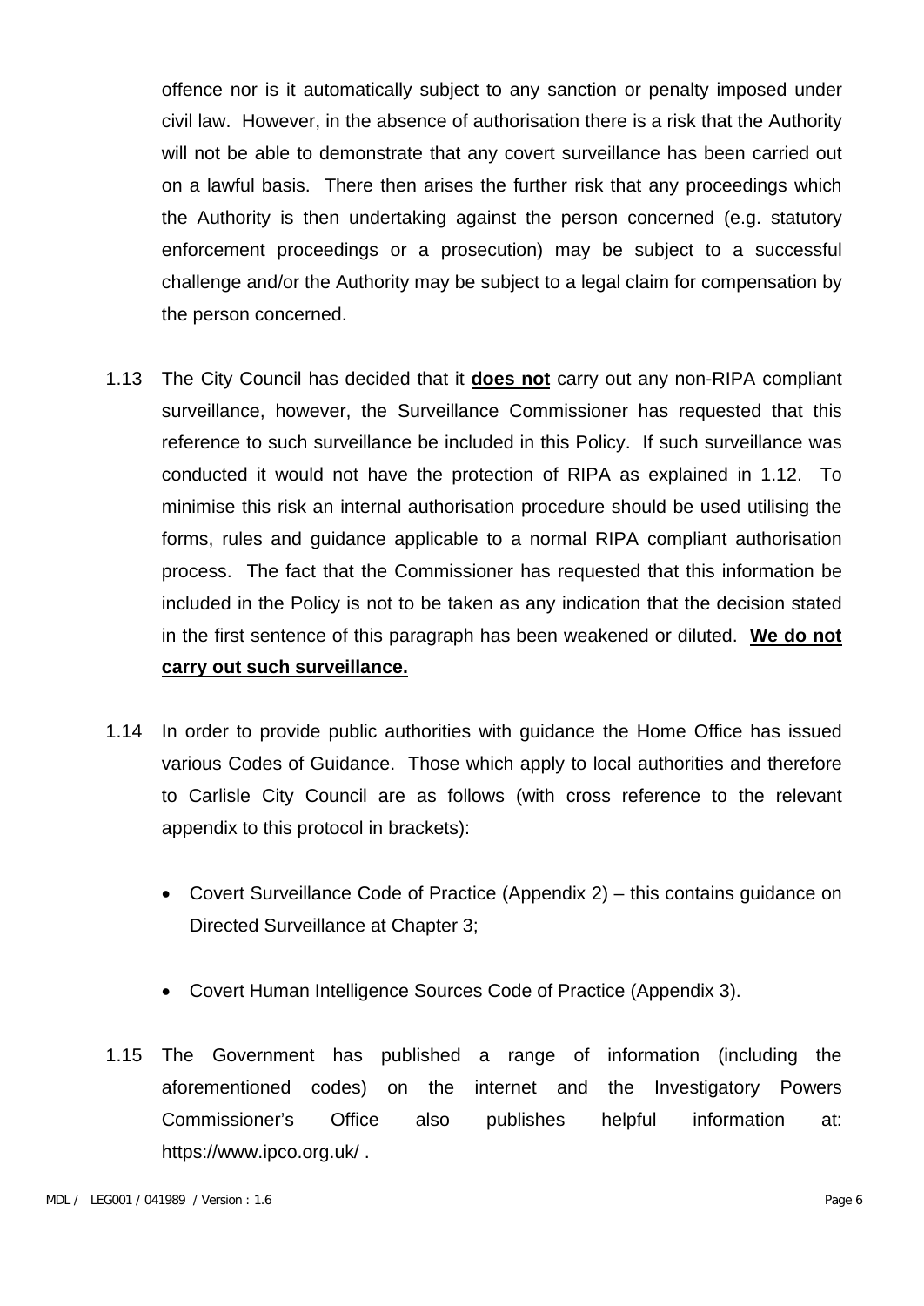offence nor is it automatically subject to any sanction or penalty imposed under civil law. However, in the absence of authorisation there is a risk that the Authority will not be able to demonstrate that any covert surveillance has been carried out on a lawful basis. There then arises the further risk that any proceedings which the Authority is then undertaking against the person concerned (e.g. statutory enforcement proceedings or a prosecution) may be subject to a successful challenge and/or the Authority may be subject to a legal claim for compensation by the person concerned.

1.13 The City Council has decided that it **<u>does not</u>** carry out any non-RIPA compliant surveillance, however, the Surveillance Commissioner has requested that this reference to such surveillance be included in this Policy. If such surveillance was conducted it would not have the protection of RIPA as explained in 1.12. To minimise this risk an internal authorisation procedure should be used utilising the forms, rules and guidance applicable to a normal RIPA compliant authorisation process. The fact that the Commissioner has requested that this information be included in the Policy is not to be taken as any indication that the decision stated in the first sentence of this paragraph has been weakened or diluted. **<u>We do not carry out such surveillance.</u>**

1.14 In order to provide public authorities with guidance the Home Office has issued various Codes of Guidance. Those which apply to local authorities and therefore to Carlisle City Council are as follows (with cross reference to the relevant appendix to this protocol in brackets):

- Covert Surveillance Code of Practice (Appendix 2) – this contains guidance on Directed Surveillance at Chapter 3;

- Covert Human Intelligence Sources Code of Practice (Appendix 3).

1.15 The Government has published a range of information (including the aforementioned codes) on the internet and the Investigatory Powers Commissioner's Office also publishes helpful information at: https://www.ipco.org.uk/ .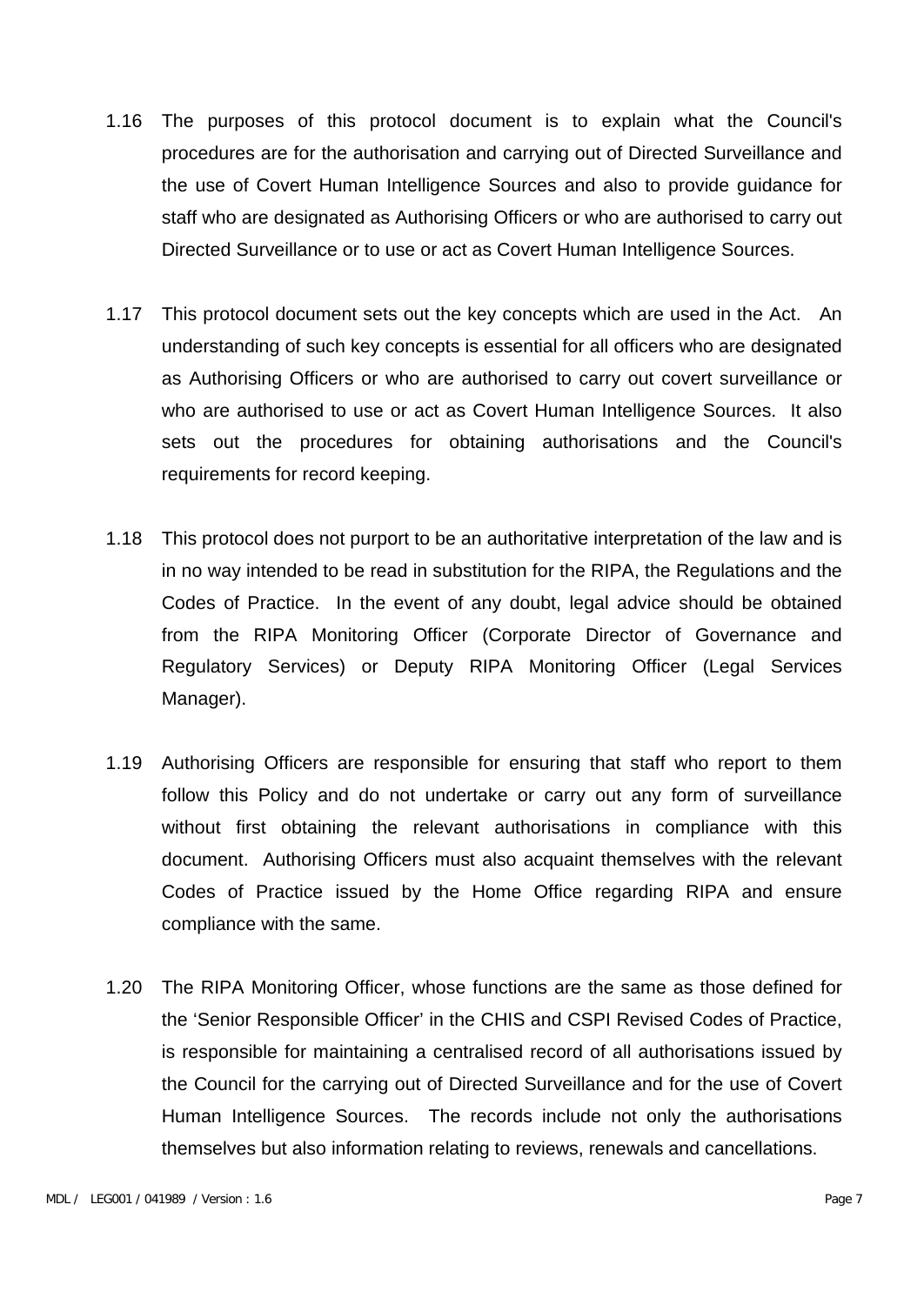1.16 The purposes of this protocol document is to explain what the Council's procedures are for the authorisation and carrying out of Directed Surveillance and the use of Covert Human Intelligence Sources and also to provide guidance for staff who are designated as Authorising Officers or who are authorised to carry out Directed Surveillance or to use or act as Covert Human Intelligence Sources.

1.17 This protocol document sets out the key concepts which are used in the Act. An understanding of such key concepts is essential for all officers who are designated as Authorising Officers or who are authorised to carry out covert surveillance or who are authorised to use or act as Covert Human Intelligence Sources. It also sets out the procedures for obtaining authorisations and the Council's requirements for record keeping.

1.18 This protocol does not purport to be an authoritative interpretation of the law and is in no way intended to be read in substitution for the RIPA, the Regulations and the Codes of Practice. In the event of any doubt, legal advice should be obtained from the RIPA Monitoring Officer (Corporate Director of Governance and Regulatory Services) or Deputy RIPA Monitoring Officer (Legal Services Manager).

1.19 Authorising Officers are responsible for ensuring that staff who report to them follow this Policy and do not undertake or carry out any form of surveillance without first obtaining the relevant authorisations in compliance with this document. Authorising Officers must also acquaint themselves with the relevant Codes of Practice issued by the Home Office regarding RIPA and ensure compliance with the same.

1.20 The RIPA Monitoring Officer, whose functions are the same as those defined for the 'Senior Responsible Officer' in the CHIS and CSPI Revised Codes of Practice, is responsible for maintaining a centralised record of all authorisations issued by the Council for the carrying out of Directed Surveillance and for the use of Covert Human Intelligence Sources. The records include not only the authorisations themselves but also information relating to reviews, renewals and cancellations.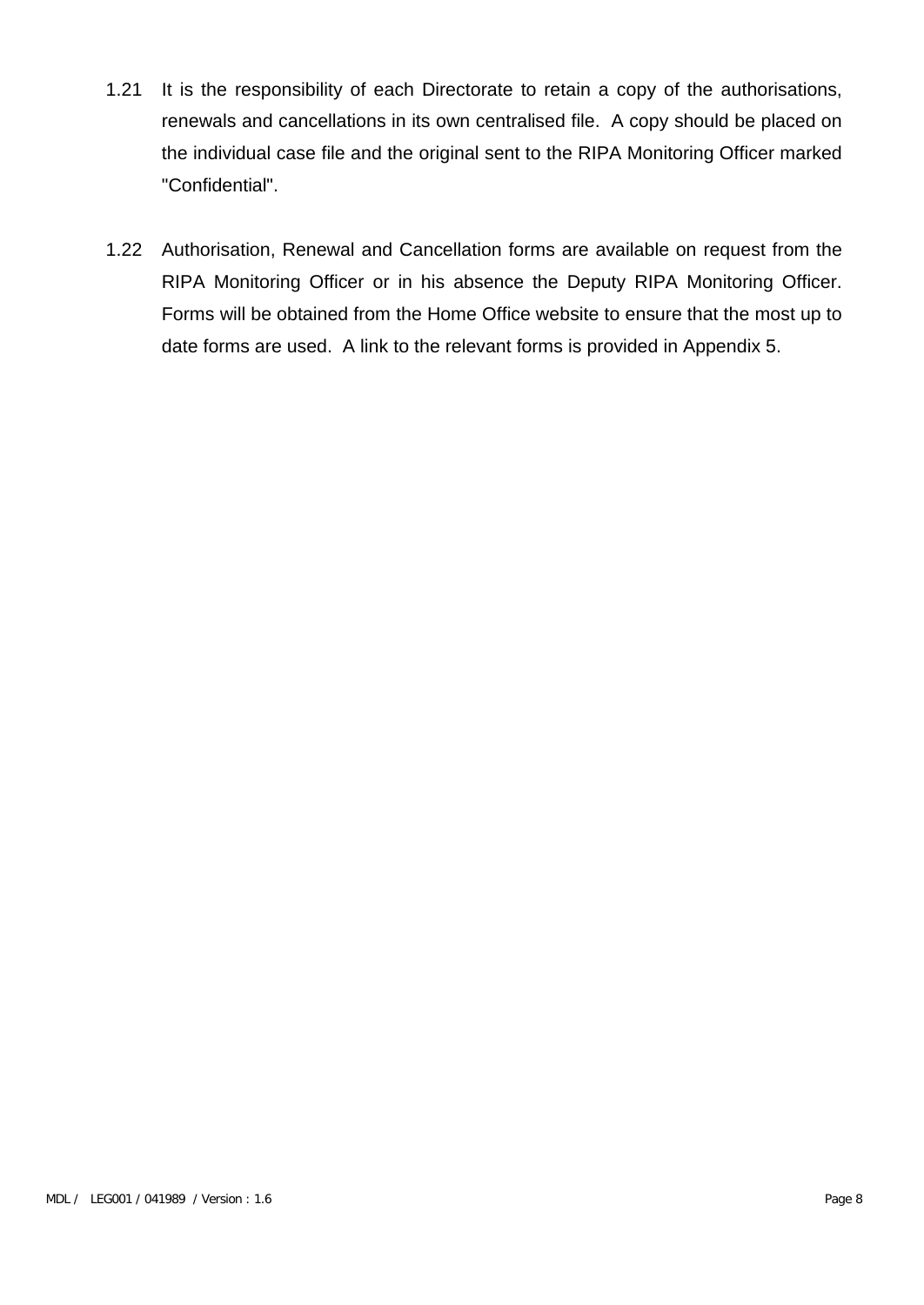1.21 It is the responsibility of each Directorate to retain a copy of the authorisations, renewals and cancellations in its own centralised file. A copy should be placed on the individual case file and the original sent to the RIPA Monitoring Officer marked "Confidential".

1.22 Authorisation, Renewal and Cancellation forms are available on request from the RIPA Monitoring Officer or in his absence the Deputy RIPA Monitoring Officer. Forms will be obtained from the Home Office website to ensure that the most up to date forms are used. A link to the relevant forms is provided in Appendix 5.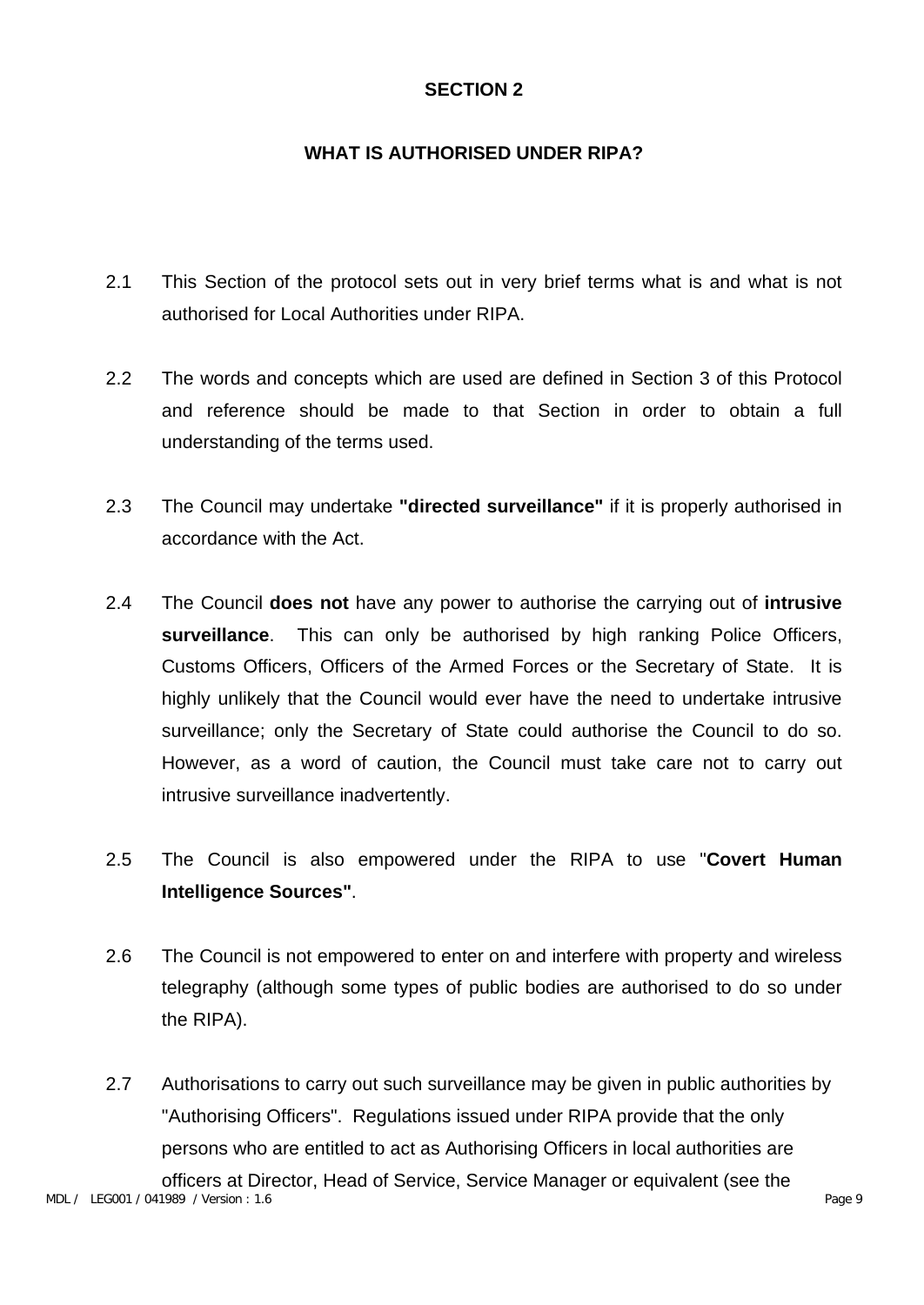## SECTION 2

## WHAT IS AUTHORISED UNDER RIPA?

2.1 This Section of the protocol sets out in very brief terms what is and what is not authorised for Local Authorities under RIPA.

2.2 The words and concepts which are used are defined in Section 3 of this Protocol and reference should be made to that Section in order to obtain a full understanding of the terms used.

2.3 The Council may undertake **"directed surveillance"** if it is properly authorised in accordance with the Act.

2.4 The Council **does not** have any power to authorise the carrying out of **intrusive surveillance**. This can only be authorised by high ranking Police Officers, Customs Officers, Officers of the Armed Forces or the Secretary of State. It is highly unlikely that the Council would ever have the need to undertake intrusive surveillance; only the Secretary of State could authorise the Council to do so. However, as a word of caution, the Council must take care not to carry out intrusive surveillance inadvertently.

2.5 The Council is also empowered under the RIPA to use "**Covert Human Intelligence Sources"**.

2.6 The Council is not empowered to enter on and interfere with property and wireless telegraphy (although some types of public bodies are authorised to do so under the RIPA).

2.7 Authorisations to carry out such surveillance may be given in public authorities by "Authorising Officers". Regulations issued under RIPA provide that the only persons who are entitled to act as Authorising Officers in local authorities are officers at Director, Head of Service, Service Manager or equivalent (see the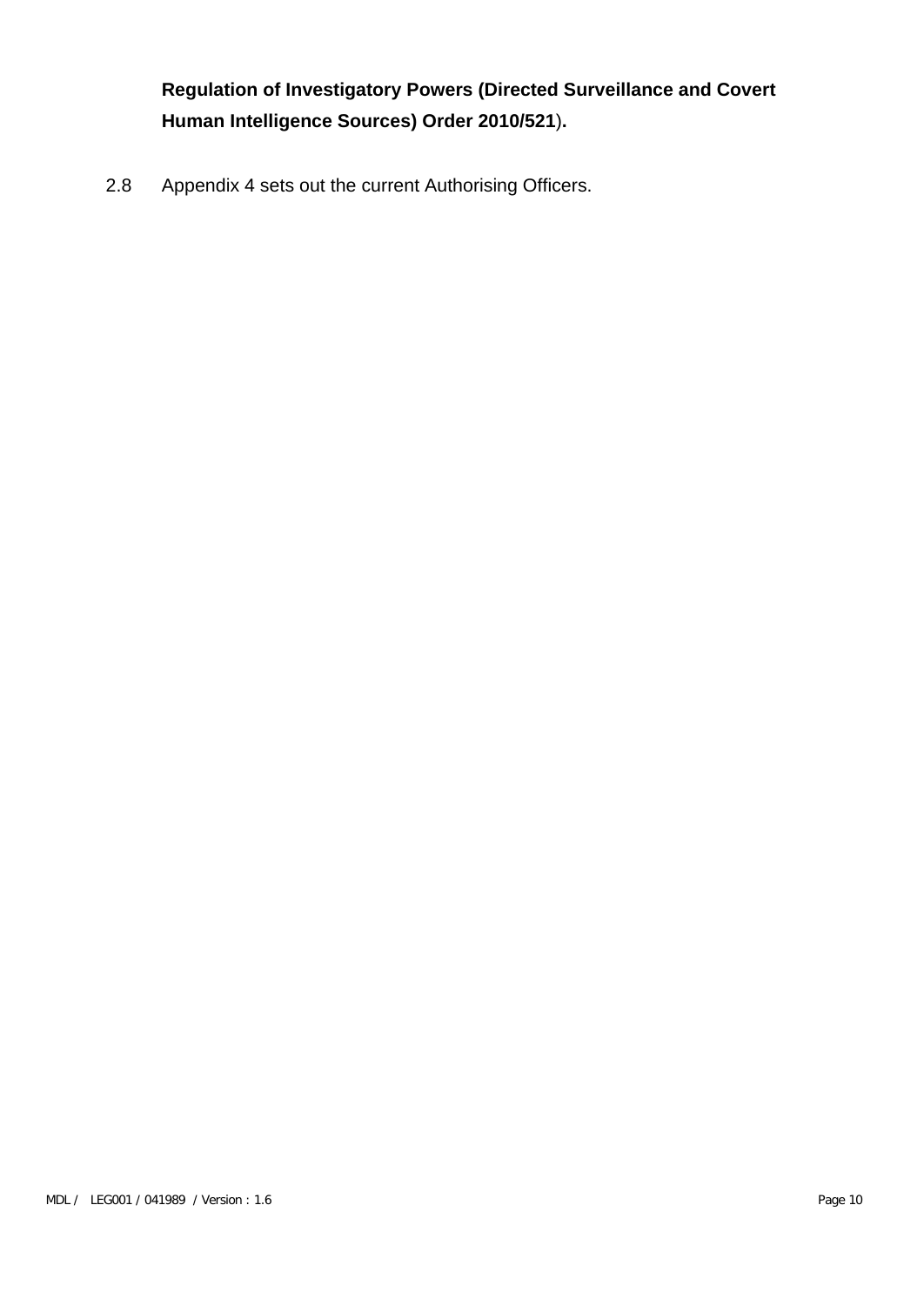**Regulation of Investigatory Powers (Directed Surveillance and Covert Human Intelligence Sources) Order 2010/521).**

2.8 Appendix 4 sets out the current Authorising Officers.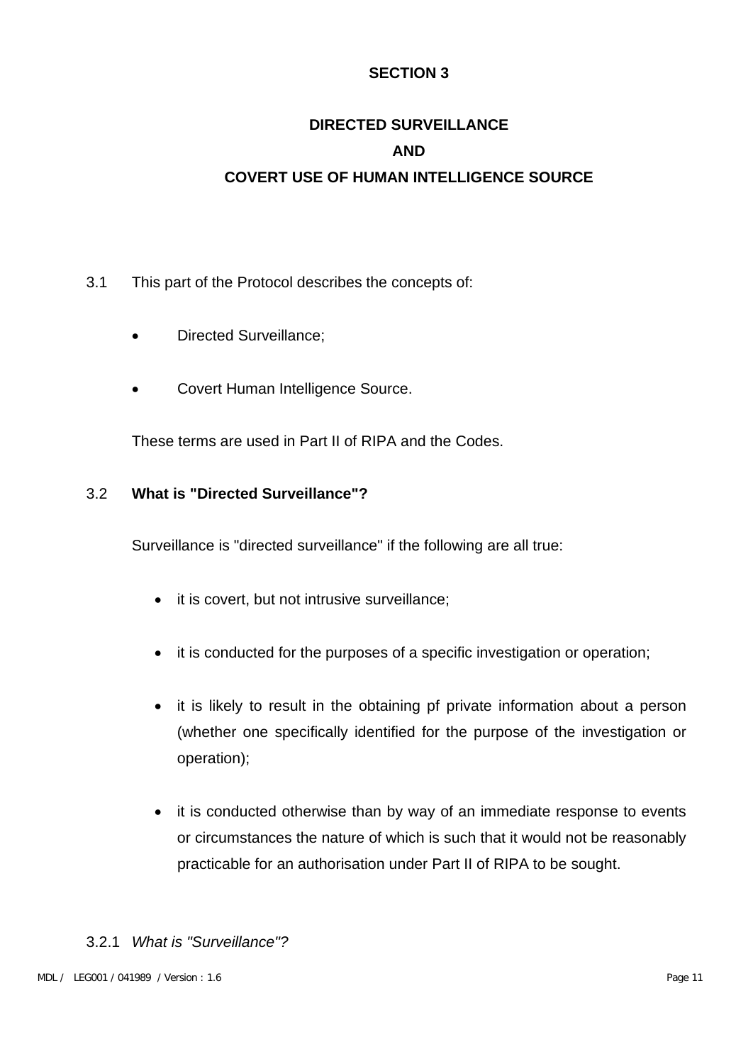# SECTION 3

## DIRECTED SURVEILLANCE AND COVERT USE OF HUMAN INTELLIGENCE SOURCE

3.1 This part of the Protocol describes the concepts of:

- Directed Surveillance;
- Covert Human Intelligence Source.

These terms are used in Part II of RIPA and the Codes.

3.2 **What is "Directed Surveillance"?**

Surveillance is "directed surveillance" if the following are all true:

- it is covert, but not intrusive surveillance;
- it is conducted for the purposes of a specific investigation or operation;
- it is likely to result in the obtaining pf private information about a person (whether one specifically identified for the purpose of the investigation or operation);
- it is conducted otherwise than by way of an immediate response to events or circumstances the nature of which is such that it would not be reasonably practicable for an authorisation under Part II of RIPA to be sought.

3.2.1 *What is "Surveillance"?*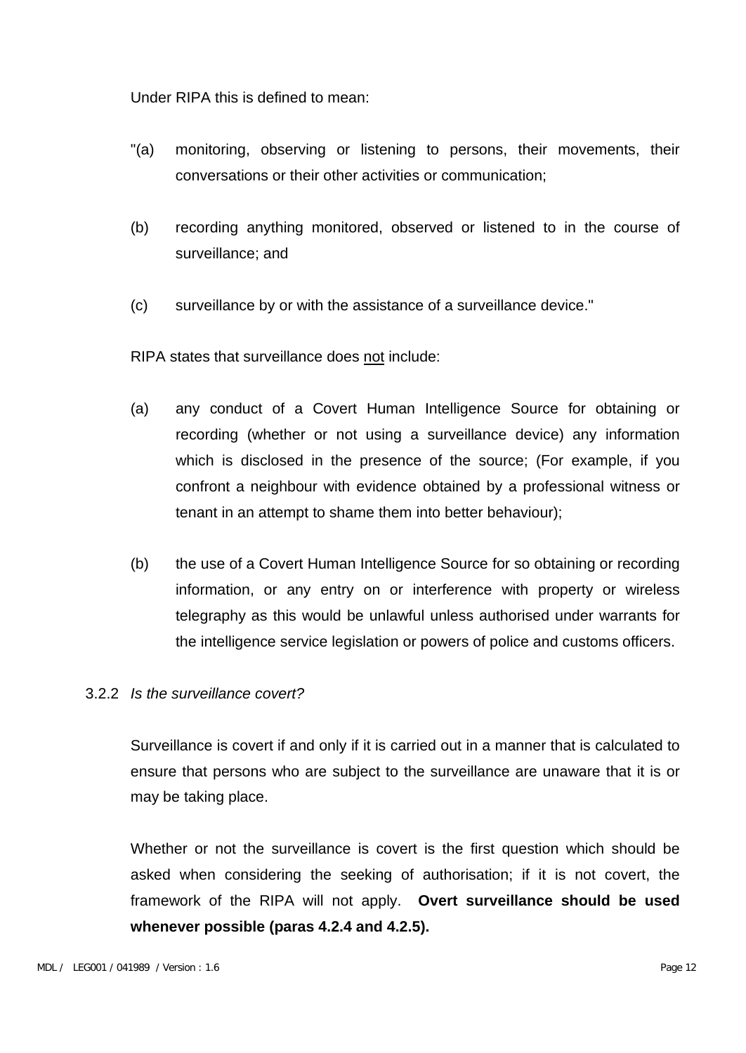Under RIPA this is defined to mean:

"(a) monitoring, observing or listening to persons, their movements, their conversations or their other activities or communication;

(b) recording anything monitored, observed or listened to in the course of surveillance; and

(c) surveillance by or with the assistance of a surveillance device."

RIPA states that surveillance does <u>not</u> include:

(a) any conduct of a Covert Human Intelligence Source for obtaining or recording (whether or not using a surveillance device) any information which is disclosed in the presence of the source; (For example, if you confront a neighbour with evidence obtained by a professional witness or tenant in an attempt to shame them into better behaviour);

(b) the use of a Covert Human Intelligence Source for so obtaining or recording information, or any entry on or interference with property or wireless telegraphy as this would be unlawful unless authorised under warrants for the intelligence service legislation or powers of police and customs officers.

3.2.2 *Is the surveillance covert?*

Surveillance is covert if and only if it is carried out in a manner that is calculated to ensure that persons who are subject to the surveillance are unaware that it is or may be taking place.

Whether or not the surveillance is covert is the first question which should be asked when considering the seeking of authorisation; if it is not covert, the framework of the RIPA will not apply. **Overt surveillance should be used whenever possible (paras 4.2.4 and 4.2.5).**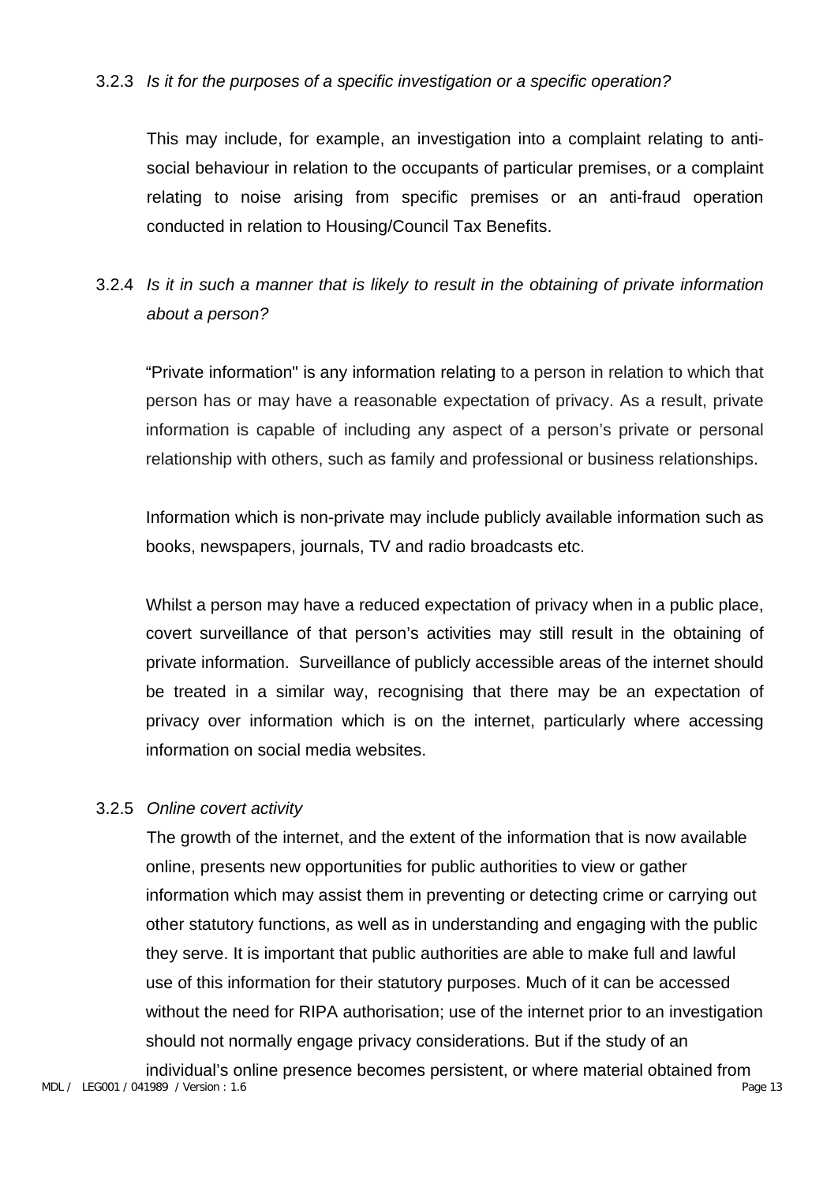3.2.3 *Is it for the purposes of a specific investigation or a specific operation?*

This may include, for example, an investigation into a complaint relating to anti-social behaviour in relation to the occupants of particular premises, or a complaint relating to noise arising from specific premises or an anti-fraud operation conducted in relation to Housing/Council Tax Benefits.

3.2.4 *Is it in such a manner that is likely to result in the obtaining of private information about a person?*

"Private information" is any information relating to a person in relation to which that person has or may have a reasonable expectation of privacy. As a result, private information is capable of including any aspect of a person's private or personal relationship with others, such as family and professional or business relationships.

Information which is non-private may include publicly available information such as books, newspapers, journals, TV and radio broadcasts etc.

Whilst a person may have a reduced expectation of privacy when in a public place, covert surveillance of that person's activities may still result in the obtaining of private information. Surveillance of publicly accessible areas of the internet should be treated in a similar way, recognising that there may be an expectation of privacy over information which is on the internet, particularly where accessing information on social media websites.

3.2.5 *Online covert activity*

The growth of the internet, and the extent of the information that is now available online, presents new opportunities for public authorities to view or gather information which may assist them in preventing or detecting crime or carrying out other statutory functions, as well as in understanding and engaging with the public they serve. It is important that public authorities are able to make full and lawful use of this information for their statutory purposes. Much of it can be accessed without the need for RIPA authorisation; use of the internet prior to an investigation should not normally engage privacy considerations. But if the study of an individual's online presence becomes persistent, or where material obtained from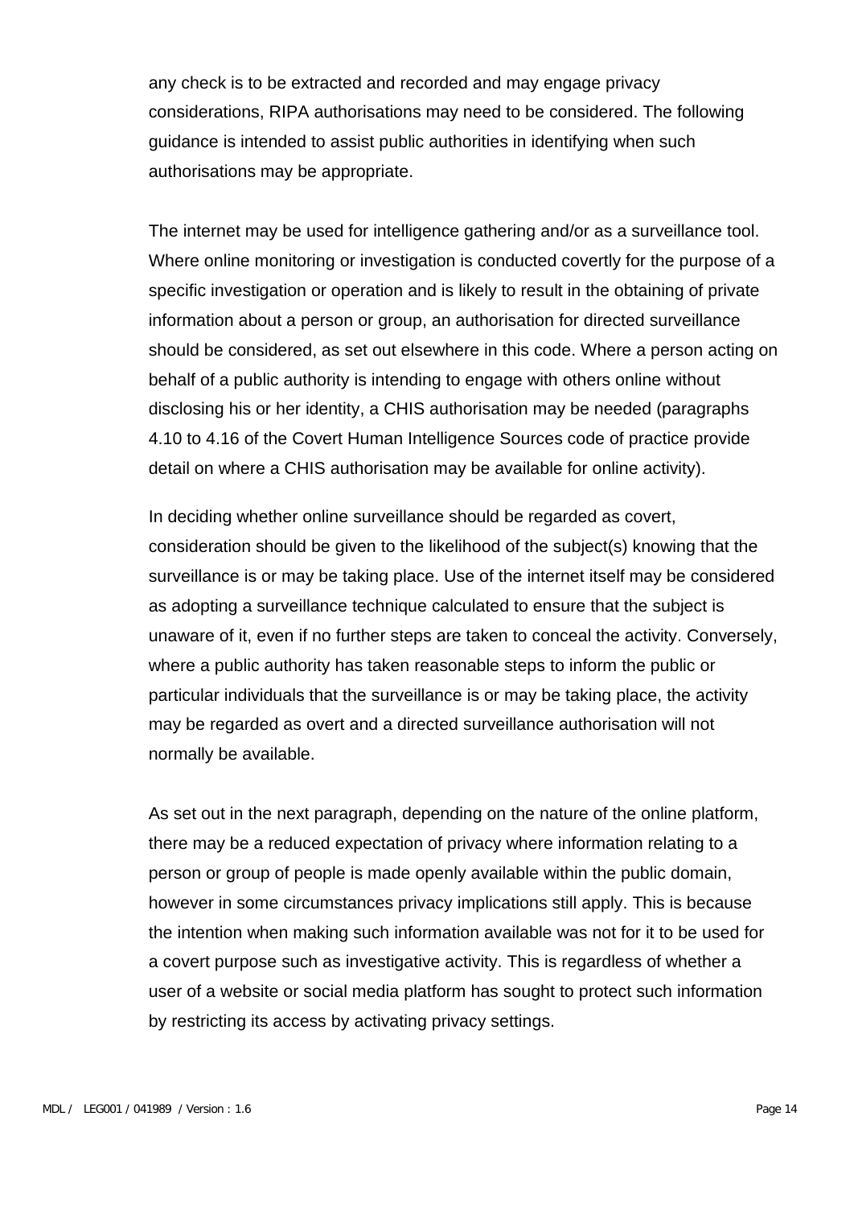any check is to be extracted and recorded and may engage privacy considerations, RIPA authorisations may need to be considered. The following guidance is intended to assist public authorities in identifying when such authorisations may be appropriate.

The internet may be used for intelligence gathering and/or as a surveillance tool. Where online monitoring or investigation is conducted covertly for the purpose of a specific investigation or operation and is likely to result in the obtaining of private information about a person or group, an authorisation for directed surveillance should be considered, as set out elsewhere in this code. Where a person acting on behalf of a public authority is intending to engage with others online without disclosing his or her identity, a CHIS authorisation may be needed (paragraphs 4.10 to 4.16 of the Covert Human Intelligence Sources code of practice provide detail on where a CHIS authorisation may be available for online activity).

In deciding whether online surveillance should be regarded as covert, consideration should be given to the likelihood of the subject(s) knowing that the surveillance is or may be taking place. Use of the internet itself may be considered as adopting a surveillance technique calculated to ensure that the subject is unaware of it, even if no further steps are taken to conceal the activity. Conversely, where a public authority has taken reasonable steps to inform the public or particular individuals that the surveillance is or may be taking place, the activity may be regarded as overt and a directed surveillance authorisation will not normally be available.

As set out in the next paragraph, depending on the nature of the online platform, there may be a reduced expectation of privacy where information relating to a person or group of people is made openly available within the public domain, however in some circumstances privacy implications still apply. This is because the intention when making such information available was not for it to be used for a covert purpose such as investigative activity. This is regardless of whether a user of a website or social media platform has sought to protect such information by restricting its access by activating privacy settings.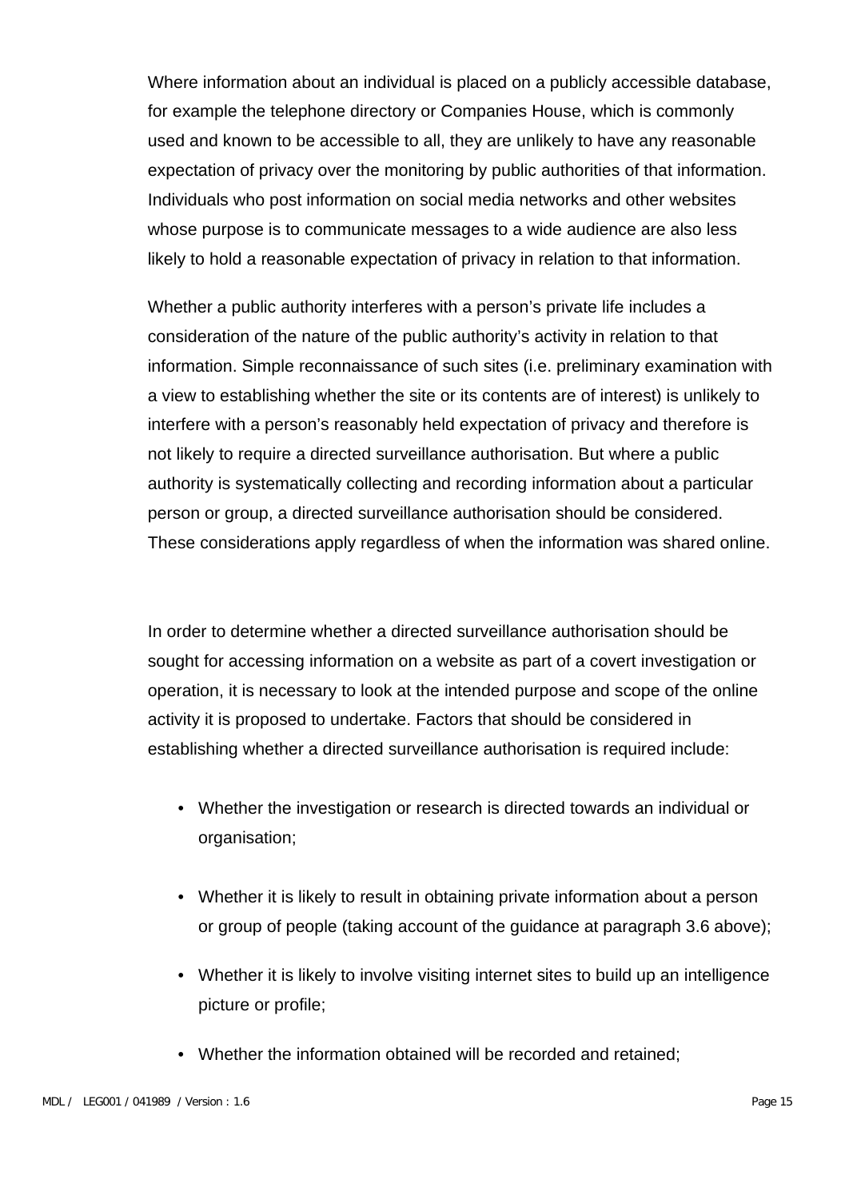Where information about an individual is placed on a publicly accessible database, for example the telephone directory or Companies House, which is commonly used and known to be accessible to all, they are unlikely to have any reasonable expectation of privacy over the monitoring by public authorities of that information. Individuals who post information on social media networks and other websites whose purpose is to communicate messages to a wide audience are also less likely to hold a reasonable expectation of privacy in relation to that information.

Whether a public authority interferes with a person's private life includes a consideration of the nature of the public authority's activity in relation to that information. Simple reconnaissance of such sites (i.e. preliminary examination with a view to establishing whether the site or its contents are of interest) is unlikely to interfere with a person's reasonably held expectation of privacy and therefore is not likely to require a directed surveillance authorisation. But where a public authority is systematically collecting and recording information about a particular person or group, a directed surveillance authorisation should be considered. These considerations apply regardless of when the information was shared online.

In order to determine whether a directed surveillance authorisation should be sought for accessing information on a website as part of a covert investigation or operation, it is necessary to look at the intended purpose and scope of the online activity it is proposed to undertake. Factors that should be considered in establishing whether a directed surveillance authorisation is required include:

- Whether the investigation or research is directed towards an individual or organisation;
- Whether it is likely to result in obtaining private information about a person or group of people (taking account of the guidance at paragraph 3.6 above);
- Whether it is likely to involve visiting internet sites to build up an intelligence picture or profile;
- Whether the information obtained will be recorded and retained;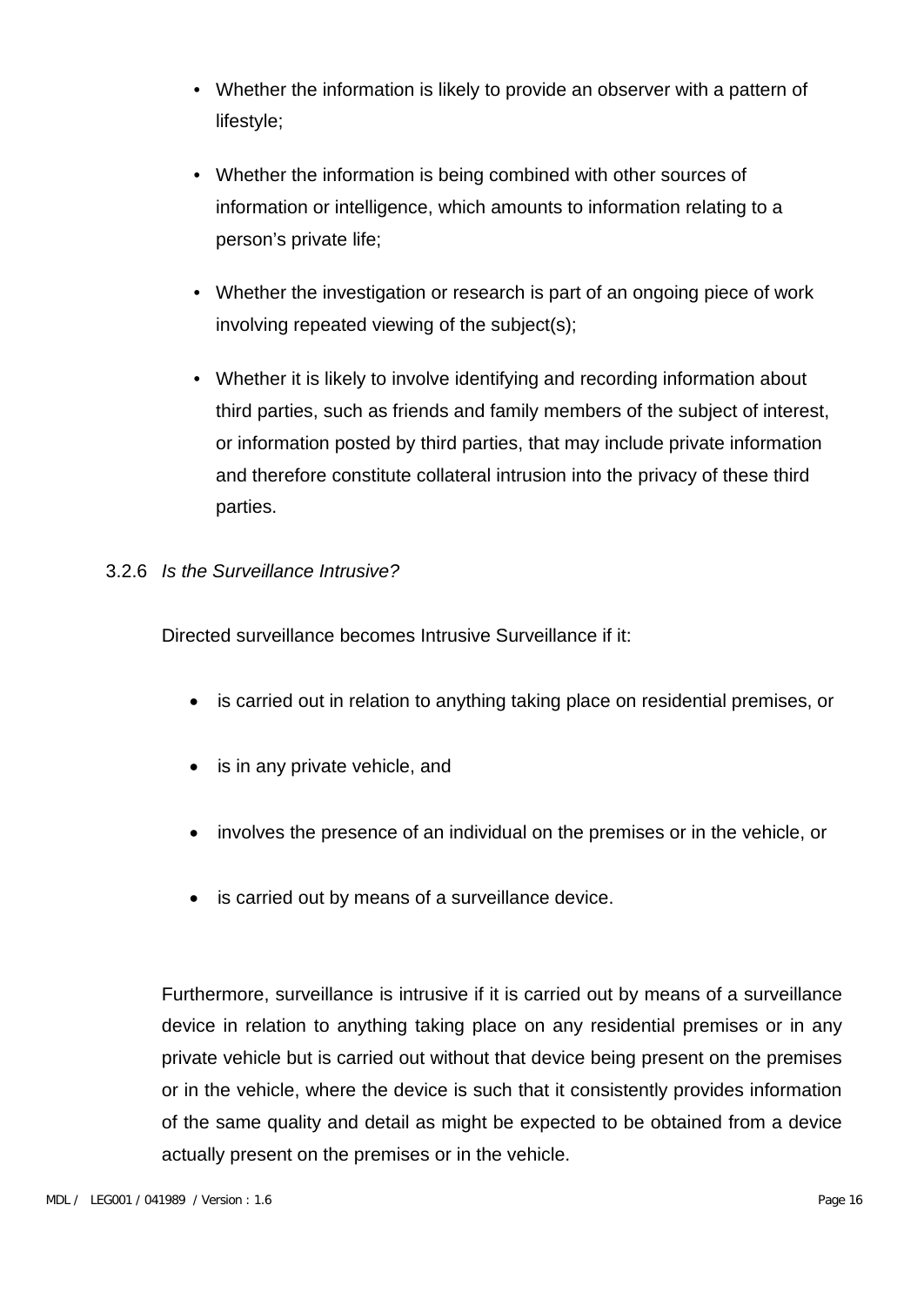- Whether the information is likely to provide an observer with a pattern of lifestyle;
- Whether the information is being combined with other sources of information or intelligence, which amounts to information relating to a person's private life;
- Whether the investigation or research is part of an ongoing piece of work involving repeated viewing of the subject(s);
- Whether it is likely to involve identifying and recording information about third parties, such as friends and family members of the subject of interest, or information posted by third parties, that may include private information and therefore constitute collateral intrusion into the privacy of these third parties.

3.2.6 *Is the Surveillance Intrusive?*

Directed surveillance becomes Intrusive Surveillance if it:

- is carried out in relation to anything taking place on residential premises, or
- is in any private vehicle, and
- involves the presence of an individual on the premises or in the vehicle, or
- is carried out by means of a surveillance device.

Furthermore, surveillance is intrusive if it is carried out by means of a surveillance device in relation to anything taking place on any residential premises or in any private vehicle but is carried out without that device being present on the premises or in the vehicle, where the device is such that it consistently provides information of the same quality and detail as might be expected to be obtained from a device actually present on the premises or in the vehicle.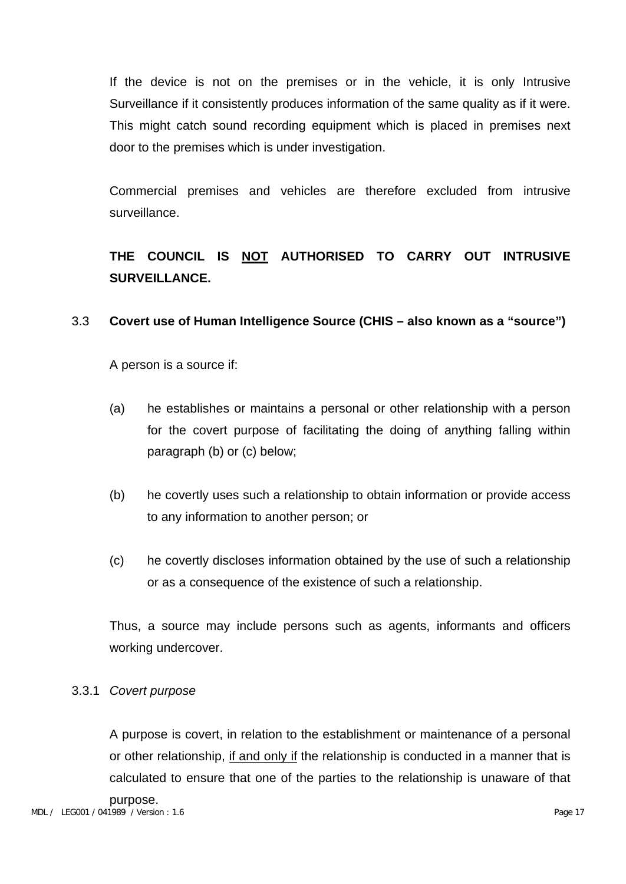If the device is not on the premises or in the vehicle, it is only Intrusive Surveillance if it consistently produces information of the same quality as if it were. This might catch sound recording equipment which is placed in premises next door to the premises which is under investigation.

Commercial premises and vehicles are therefore excluded from intrusive surveillance.

**THE COUNCIL IS <u>NOT</u> AUTHORISED TO CARRY OUT INTRUSIVE SURVEILLANCE.**

### 3.3 Covert use of Human Intelligence Source (CHIS – also known as a "source")

A person is a source if:

(a) he establishes or maintains a personal or other relationship with a person for the covert purpose of facilitating the doing of anything falling within paragraph (b) or (c) below;

(b) he covertly uses such a relationship to obtain information or provide access to any information to another person; or

(c) he covertly discloses information obtained by the use of such a relationship or as a consequence of the existence of such a relationship.

Thus, a source may include persons such as agents, informants and officers working undercover.

#### 3.3.1 *Covert purpose*

A purpose is covert, in relation to the establishment or maintenance of a personal or other relationship, <u>if and only if</u> the relationship is conducted in a manner that is calculated to ensure that one of the parties to the relationship is unaware of that purpose.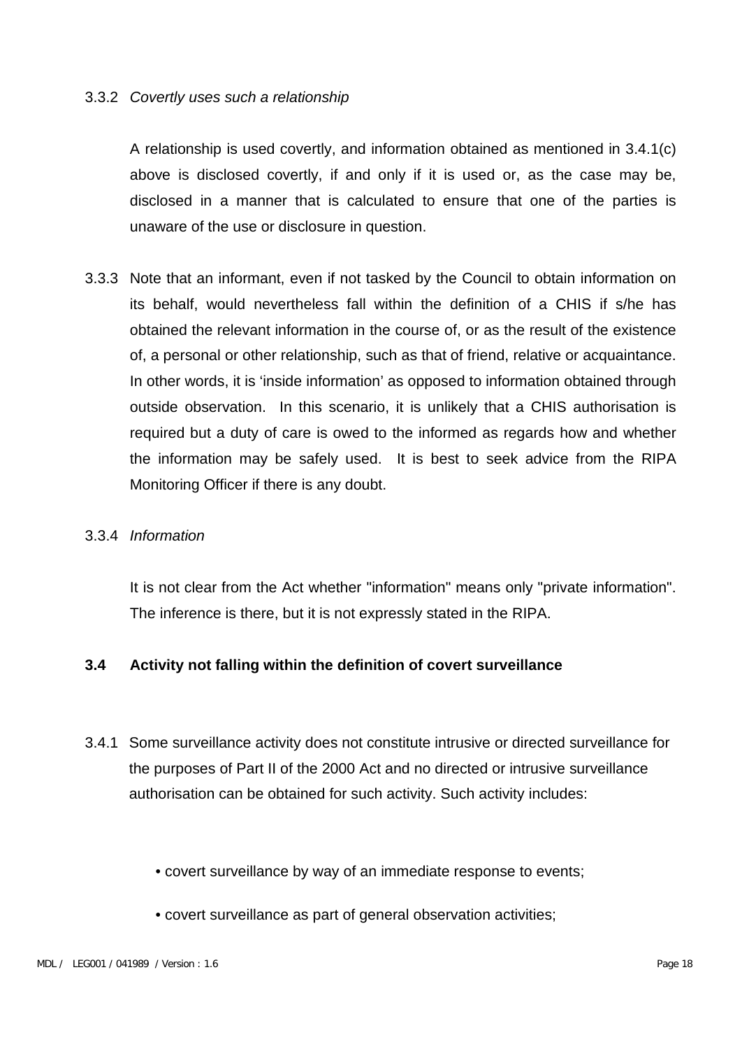3.3.2 *Covertly uses such a relationship*

A relationship is used covertly, and information obtained as mentioned in 3.4.1(c) above is disclosed covertly, if and only if it is used or, as the case may be, disclosed in a manner that is calculated to ensure that one of the parties is unaware of the use or disclosure in question.

3.3.3 Note that an informant, even if not tasked by the Council to obtain information on its behalf, would nevertheless fall within the definition of a CHIS if s/he has obtained the relevant information in the course of, or as the result of the existence of, a personal or other relationship, such as that of friend, relative or acquaintance. In other words, it is 'inside information' as opposed to information obtained through outside observation. In this scenario, it is unlikely that a CHIS authorisation is required but a duty of care is owed to the informed as regards how and whether the information may be safely used. It is best to seek advice from the RIPA Monitoring Officer if there is any doubt.

3.3.4 *Information*

It is not clear from the Act whether "information" means only "private information". The inference is there, but it is not expressly stated in the RIPA.

**3.4 Activity not falling within the definition of covert surveillance**

3.4.1 Some surveillance activity does not constitute intrusive or directed surveillance for the purposes of Part II of the 2000 Act and no directed or intrusive surveillance authorisation can be obtained for such activity. Such activity includes:

- covert surveillance by way of an immediate response to events;
- covert surveillance as part of general observation activities;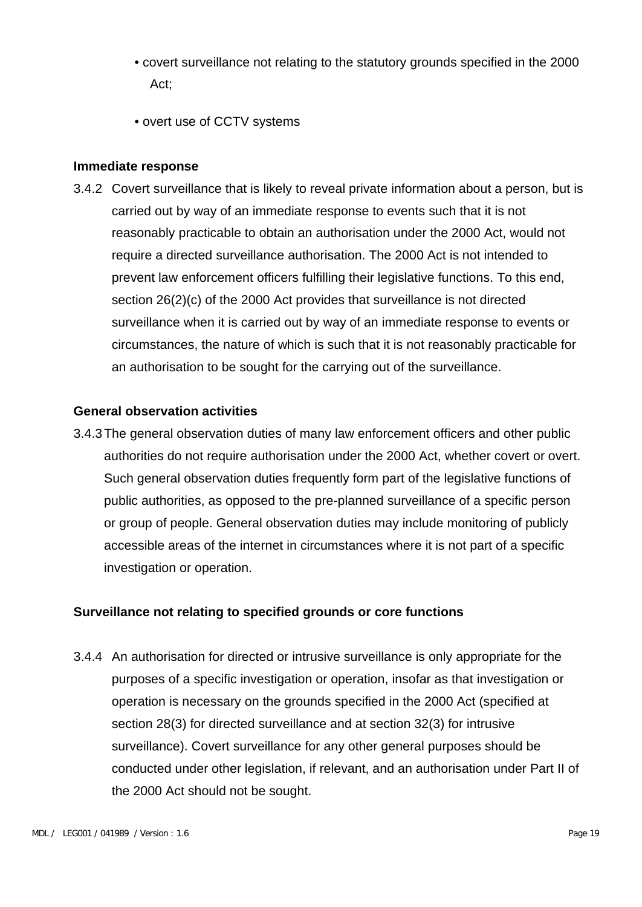- covert surveillance not relating to the statutory grounds specified in the 2000 Act;
- overt use of CCTV systems

**Immediate response**

3.4.2 Covert surveillance that is likely to reveal private information about a person, but is carried out by way of an immediate response to events such that it is not reasonably practicable to obtain an authorisation under the 2000 Act, would not require a directed surveillance authorisation. The 2000 Act is not intended to prevent law enforcement officers fulfilling their legislative functions. To this end, section 26(2)(c) of the 2000 Act provides that surveillance is not directed surveillance when it is carried out by way of an immediate response to events or circumstances, the nature of which is such that it is not reasonably practicable for an authorisation to be sought for the carrying out of the surveillance.

**General observation activities**

3.4.3 The general observation duties of many law enforcement officers and other public authorities do not require authorisation under the 2000 Act, whether covert or overt. Such general observation duties frequently form part of the legislative functions of public authorities, as opposed to the pre-planned surveillance of a specific person or group of people. General observation duties may include monitoring of publicly accessible areas of the internet in circumstances where it is not part of a specific investigation or operation.

**Surveillance not relating to specified grounds or core functions**

3.4.4 An authorisation for directed or intrusive surveillance is only appropriate for the purposes of a specific investigation or operation, insofar as that investigation or operation is necessary on the grounds specified in the 2000 Act (specified at section 28(3) for directed surveillance and at section 32(3) for intrusive surveillance). Covert surveillance for any other general purposes should be conducted under other legislation, if relevant, and an authorisation under Part II of the 2000 Act should not be sought.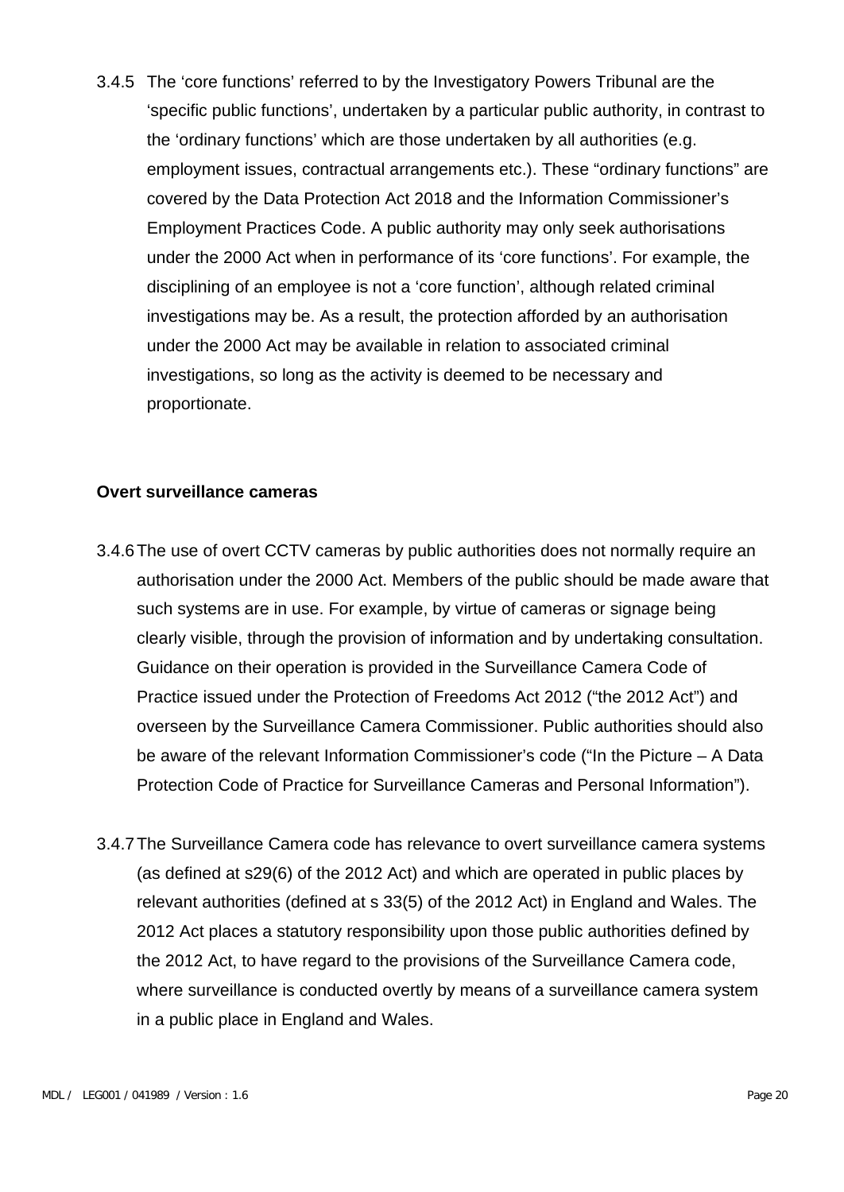3.4.5 The ‘core functions’ referred to by the Investigatory Powers Tribunal are the ‘specific public functions’, undertaken by a particular public authority, in contrast to the ‘ordinary functions’ which are those undertaken by all authorities (e.g. employment issues, contractual arrangements etc.). These “ordinary functions” are covered by the Data Protection Act 2018 and the Information Commissioner’s Employment Practices Code. A public authority may only seek authorisations under the 2000 Act when in performance of its ‘core functions’. For example, the disciplining of an employee is not a ‘core function’, although related criminal investigations may be. As a result, the protection afforded by an authorisation under the 2000 Act may be available in relation to associated criminal investigations, so long as the activity is deemed to be necessary and proportionate.

**Overt surveillance cameras**

3.4.6 The use of overt CCTV cameras by public authorities does not normally require an authorisation under the 2000 Act. Members of the public should be made aware that such systems are in use. For example, by virtue of cameras or signage being clearly visible, through the provision of information and by undertaking consultation. Guidance on their operation is provided in the Surveillance Camera Code of Practice issued under the Protection of Freedoms Act 2012 (“the 2012 Act”) and overseen by the Surveillance Camera Commissioner. Public authorities should also be aware of the relevant Information Commissioner’s code (“In the Picture – A Data Protection Code of Practice for Surveillance Cameras and Personal Information”).

3.4.7 The Surveillance Camera code has relevance to overt surveillance camera systems (as defined at s29(6) of the 2012 Act) and which are operated in public places by relevant authorities (defined at s 33(5) of the 2012 Act) in England and Wales. The 2012 Act places a statutory responsibility upon those public authorities defined by the 2012 Act, to have regard to the provisions of the Surveillance Camera code, where surveillance is conducted overtly by means of a surveillance camera system in a public place in England and Wales.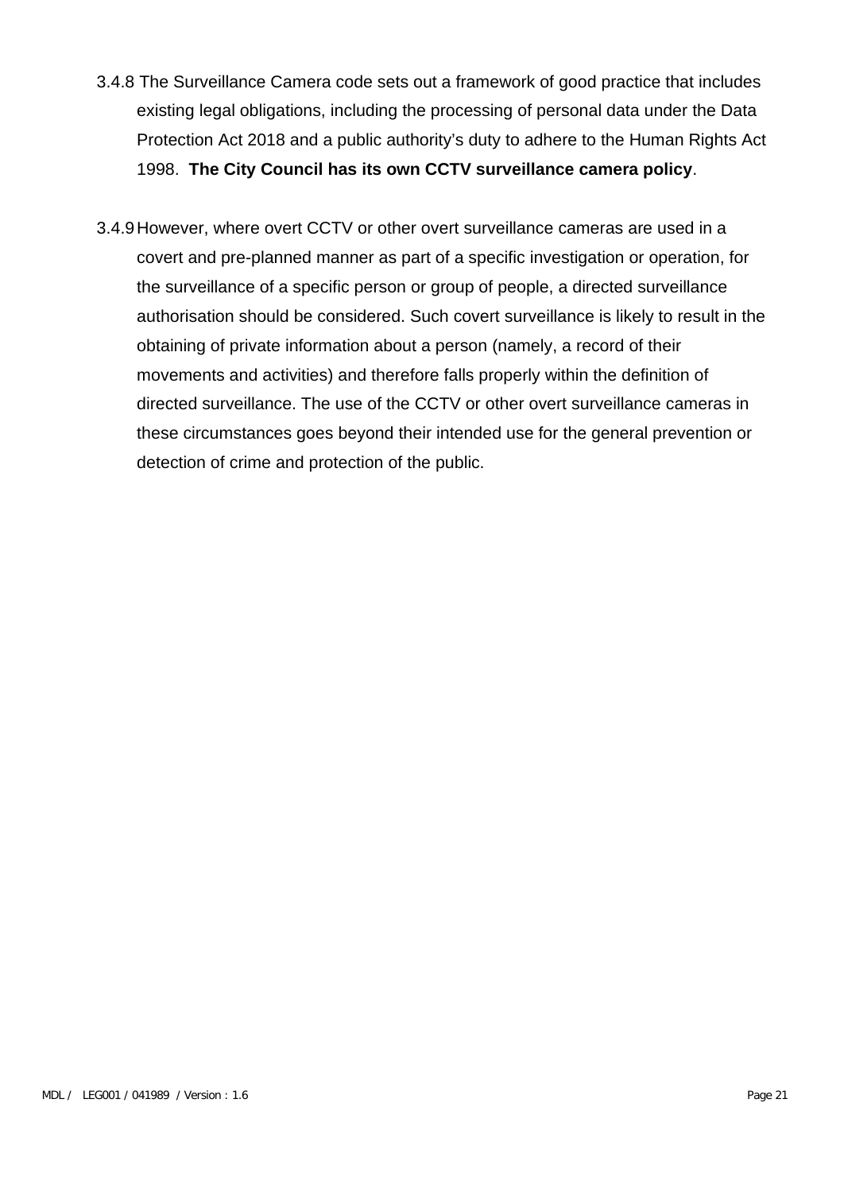3.4.8 The Surveillance Camera code sets out a framework of good practice that includes existing legal obligations, including the processing of personal data under the Data Protection Act 2018 and a public authority's duty to adhere to the Human Rights Act 1998. **The City Council has its own CCTV surveillance camera policy**.

3.4.9 However, where overt CCTV or other overt surveillance cameras are used in a covert and pre-planned manner as part of a specific investigation or operation, for the surveillance of a specific person or group of people, a directed surveillance authorisation should be considered. Such covert surveillance is likely to result in the obtaining of private information about a person (namely, a record of their movements and activities) and therefore falls properly within the definition of directed surveillance. The use of the CCTV or other overt surveillance cameras in these circumstances goes beyond their intended use for the general prevention or detection of crime and protection of the public.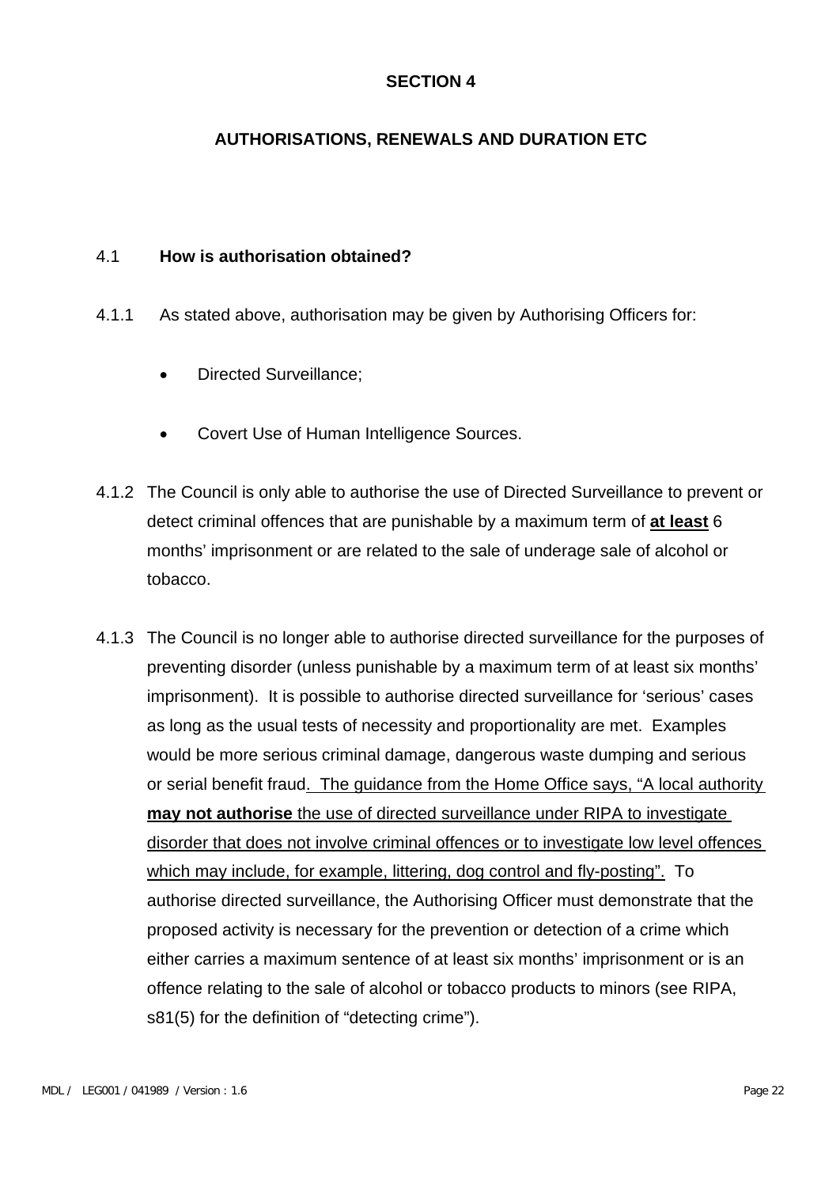# SECTION 4

## AUTHORISATIONS, RENEWALS AND DURATION ETC

### 4.1 How is authorisation obtained?

4.1.1 As stated above, authorisation may be given by Authorising Officers for:

- Directed Surveillance;
- Covert Use of Human Intelligence Sources.

4.1.2 The Council is only able to authorise the use of Directed Surveillance to prevent or detect criminal offences that are punishable by a maximum term of <u>**at least**</u> 6 months' imprisonment or are related to the sale of underage sale of alcohol or tobacco.

4.1.3 The Council is no longer able to authorise directed surveillance for the purposes of preventing disorder (unless punishable by a maximum term of at least six months' imprisonment). It is possible to authorise directed surveillance for 'serious' cases as long as the usual tests of necessity and proportionality are met. Examples would be more serious criminal damage, dangerous waste dumping and serious or serial benefit fraud<u>. The guidance from the Home Office says, "A local authority **may not authorise** the use of directed surveillance under RIPA to investigate disorder that does not involve criminal offences or to investigate low level offences which may include, for example, littering, dog control and fly-posting".</u> To authorise directed surveillance, the Authorising Officer must demonstrate that the proposed activity is necessary for the prevention or detection of a crime which either carries a maximum sentence of at least six months' imprisonment or is an offence relating to the sale of alcohol or tobacco products to minors (see RIPA, s81(5) for the definition of "detecting crime").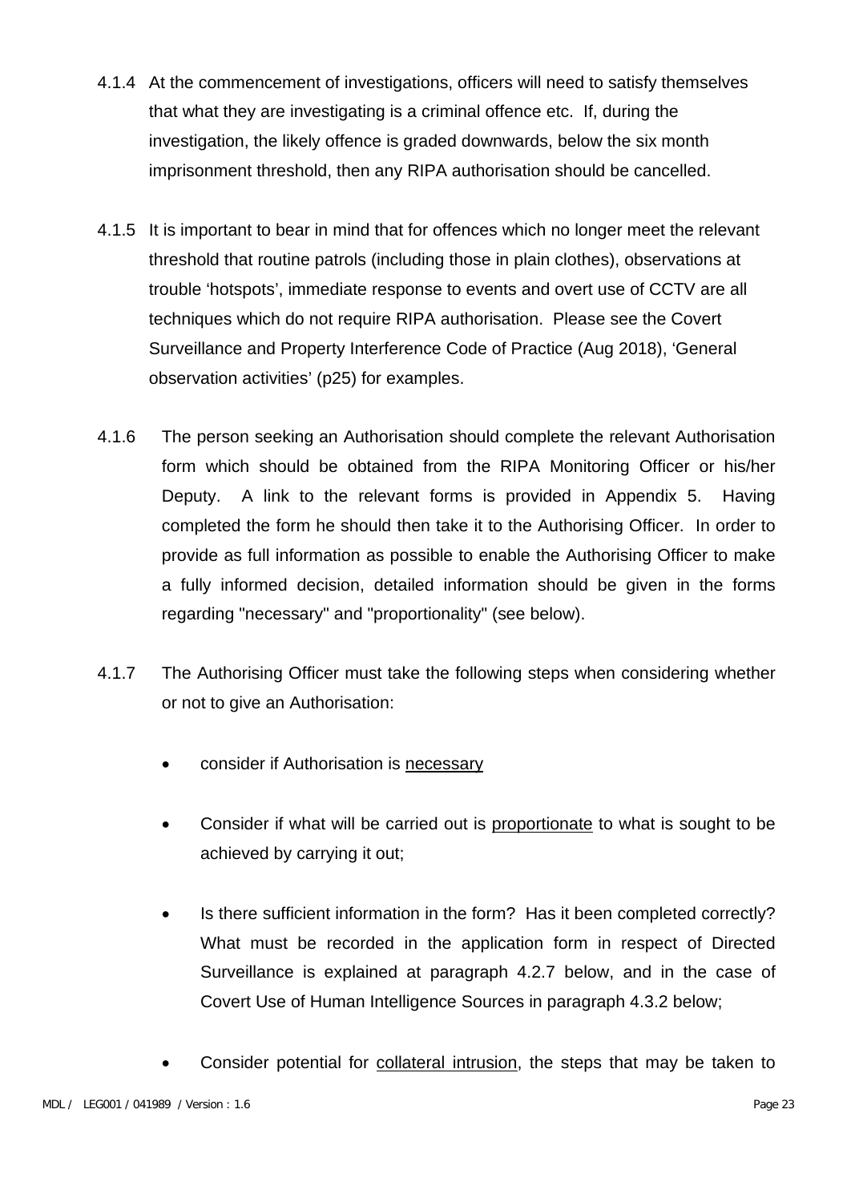4.1.4 At the commencement of investigations, officers will need to satisfy themselves that what they are investigating is a criminal offence etc. If, during the investigation, the likely offence is graded downwards, below the six month imprisonment threshold, then any RIPA authorisation should be cancelled.

4.1.5 It is important to bear in mind that for offences which no longer meet the relevant threshold that routine patrols (including those in plain clothes), observations at trouble 'hotspots', immediate response to events and overt use of CCTV are all techniques which do not require RIPA authorisation. Please see the Covert Surveillance and Property Interference Code of Practice (Aug 2018), 'General observation activities' (p25) for examples.

4.1.6 The person seeking an Authorisation should complete the relevant Authorisation form which should be obtained from the RIPA Monitoring Officer or his/her Deputy. A link to the relevant forms is provided in Appendix 5. Having completed the form he should then take it to the Authorising Officer. In order to provide as full information as possible to enable the Authorising Officer to make a fully informed decision, detailed information should be given in the forms regarding "necessary" and "proportionality" (see below).

4.1.7 The Authorising Officer must take the following steps when considering whether or not to give an Authorisation:

- consider if Authorisation is <u>necessary</u>
- Consider if what will be carried out is <u>proportionate</u> to what is sought to be achieved by carrying it out;
- Is there sufficient information in the form? Has it been completed correctly? What must be recorded in the application form in respect of Directed Surveillance is explained at paragraph 4.2.7 below, and in the case of Covert Use of Human Intelligence Sources in paragraph 4.3.2 below;
- Consider potential for <u>collateral intrusion</u>, the steps that may be taken to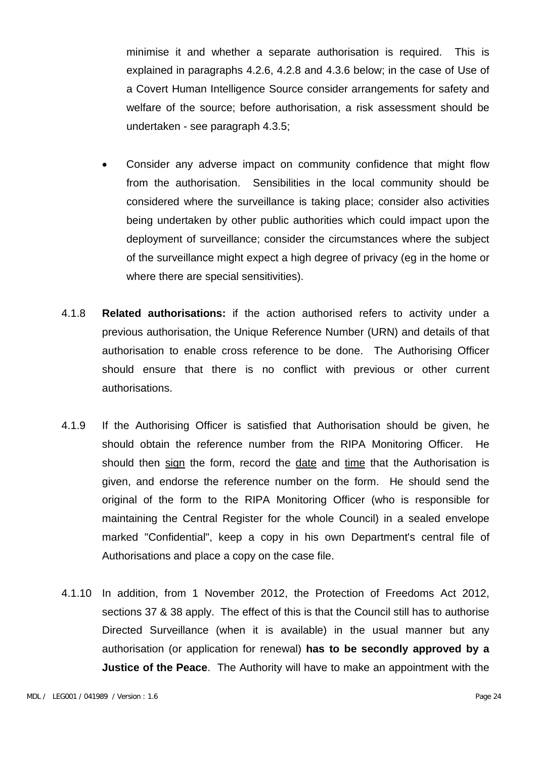minimise it and whether a separate authorisation is required. This is explained in paragraphs 4.2.6, 4.2.8 and 4.3.6 below; in the case of Use of a Covert Human Intelligence Source consider arrangements for safety and welfare of the source; before authorisation, a risk assessment should be undertaken - see paragraph 4.3.5;

- Consider any adverse impact on community confidence that might flow from the authorisation. Sensibilities in the local community should be considered where the surveillance is taking place; consider also activities being undertaken by other public authorities which could impact upon the deployment of surveillance; consider the circumstances where the subject of the surveillance might expect a high degree of privacy (eg in the home or where there are special sensitivities).

4.1.8 **Related authorisations:** if the action authorised refers to activity under a previous authorisation, the Unique Reference Number (URN) and details of that authorisation to enable cross reference to be done. The Authorising Officer should ensure that there is no conflict with previous or other current authorisations.

4.1.9 If the Authorising Officer is satisfied that Authorisation should be given, he should obtain the reference number from the RIPA Monitoring Officer. He should then sign the form, record the date and time that the Authorisation is given, and endorse the reference number on the form. He should send the original of the form to the RIPA Monitoring Officer (who is responsible for maintaining the Central Register for the whole Council) in a sealed envelope marked "Confidential", keep a copy in his own Department's central file of Authorisations and place a copy on the case file.

4.1.10 In addition, from 1 November 2012, the Protection of Freedoms Act 2012, sections 37 & 38 apply. The effect of this is that the Council still has to authorise Directed Surveillance (when it is available) in the usual manner but any authorisation (or application for renewal) **has to be secondly approved by a Justice of the Peace**. The Authority will have to make an appointment with the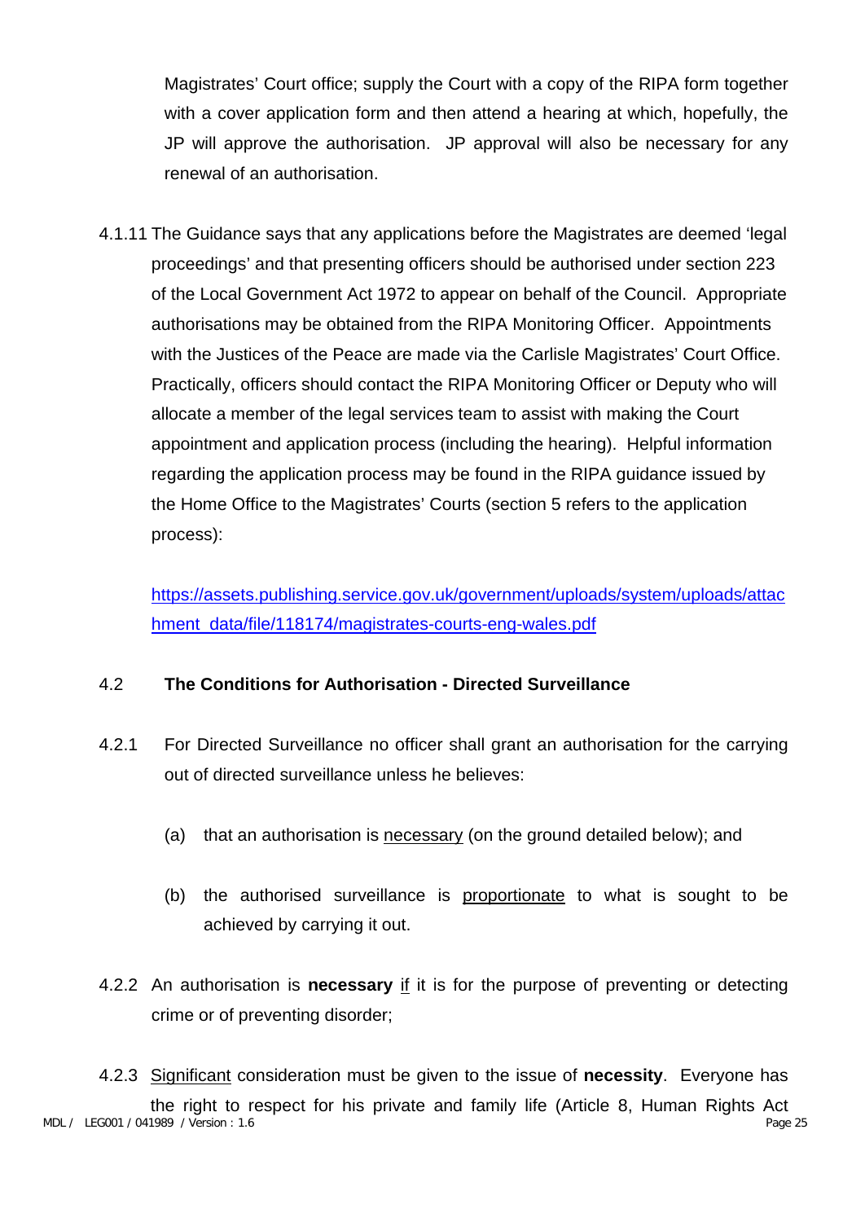Magistrates' Court office; supply the Court with a copy of the RIPA form together with a cover application form and then attend a hearing at which, hopefully, the JP will approve the authorisation. JP approval will also be necessary for any renewal of an authorisation.

4.1.11 The Guidance says that any applications before the Magistrates are deemed 'legal proceedings' and that presenting officers should be authorised under section 223 of the Local Government Act 1972 to appear on behalf of the Council. Appropriate authorisations may be obtained from the RIPA Monitoring Officer. Appointments with the Justices of the Peace are made via the Carlisle Magistrates' Court Office. Practically, officers should contact the RIPA Monitoring Officer or Deputy who will allocate a member of the legal services team to assist with making the Court appointment and application process (including the hearing). Helpful information regarding the application process may be found in the RIPA guidance issued by the Home Office to the Magistrates' Courts (section 5 refers to the application process):

[https://assets.publishing.service.gov.uk/government/uploads/system/uploads/attachment_data/file/118174/magistrates-courts-eng-wales.pdf](https://assets.publishing.service.gov.uk/government/uploads/system/uploads/attachment_data/file/118174/magistrates-courts-eng-wales.pdf)

## 4.2 The Conditions for Authorisation - Directed Surveillance

4.2.1 For Directed Surveillance no officer shall grant an authorisation for the carrying out of directed surveillance unless he believes:

(a) that an authorisation is <u>necessary</u> (on the ground detailed below); and

(b) the authorised surveillance is <u>proportionate</u> to what is sought to be achieved by carrying it out.

4.2.2 An authorisation is **necessary** <u>if</u> it is for the purpose of preventing or detecting crime or of preventing disorder;

4.2.3 <u>Significant</u> consideration must be given to the issue of **necessity**. Everyone has the right to respect for his private and family life (Article 8, Human Rights Act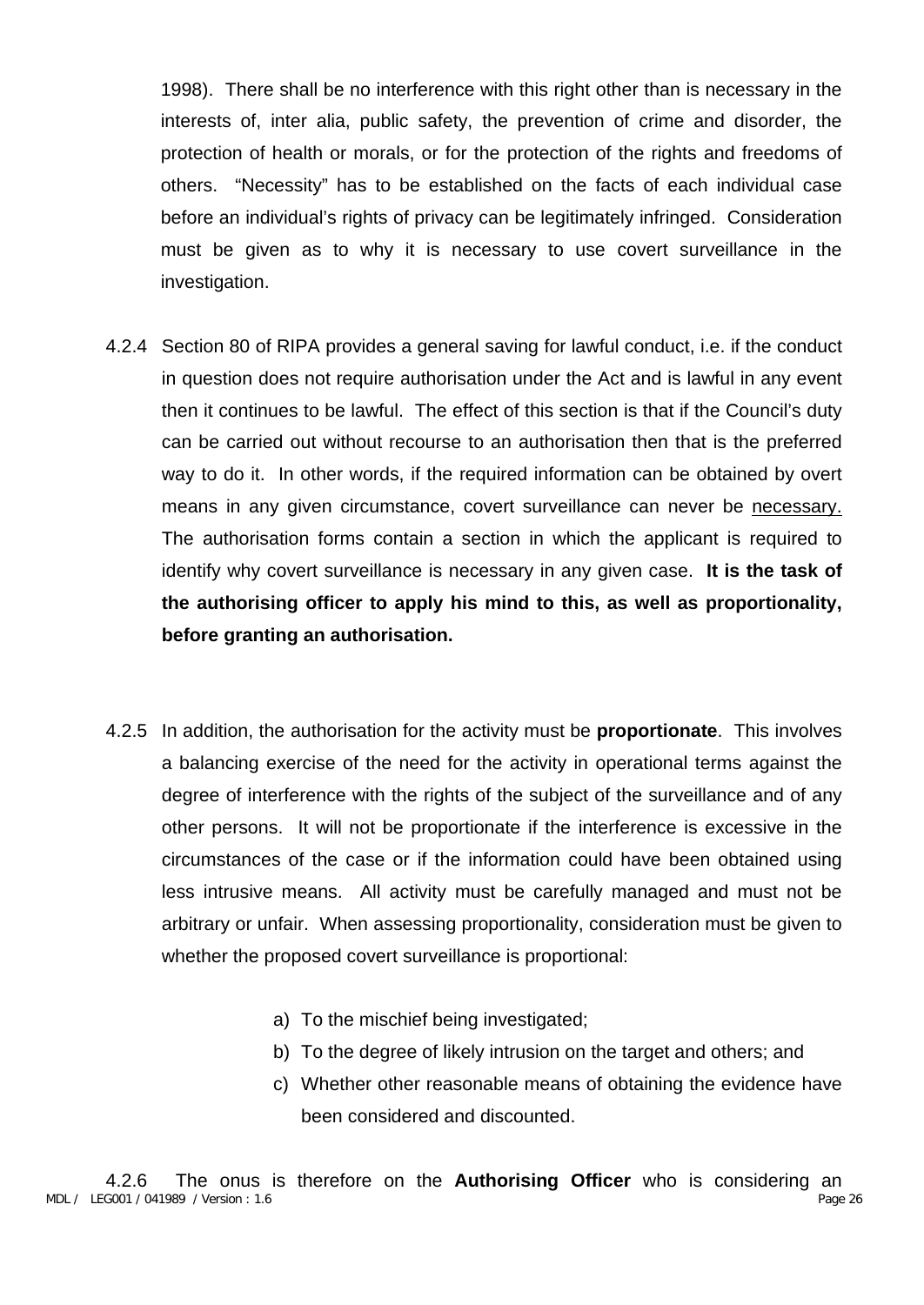1998). There shall be no interference with this right other than is necessary in the interests of, inter alia, public safety, the prevention of crime and disorder, the protection of health or morals, or for the protection of the rights and freedoms of others. "Necessity" has to be established on the facts of each individual case before an individual's rights of privacy can be legitimately infringed. Consideration must be given as to why it is necessary to use covert surveillance in the investigation.

4.2.4 Section 80 of RIPA provides a general saving for lawful conduct, i.e. if the conduct in question does not require authorisation under the Act and is lawful in any event then it continues to be lawful. The effect of this section is that if the Council's duty can be carried out without recourse to an authorisation then that is the preferred way to do it. In other words, if the required information can be obtained by overt means in any given circumstance, covert surveillance can never be <u>necessary.</u> The authorisation forms contain a section in which the applicant is required to identify why covert surveillance is necessary in any given case. **It is the task of the authorising officer to apply his mind to this, as well as proportionality, before granting an authorisation.**

4.2.5 In addition, the authorisation for the activity must be **proportionate**. This involves a balancing exercise of the need for the activity in operational terms against the degree of interference with the rights of the subject of the surveillance and of any other persons. It will not be proportionate if the interference is excessive in the circumstances of the case or if the information could have been obtained using less intrusive means. All activity must be carefully managed and must not be arbitrary or unfair. When assessing proportionality, consideration must be given to whether the proposed covert surveillance is proportional:

a) To the mischief being investigated;
b) To the degree of likely intrusion on the target and others; and
c) Whether other reasonable means of obtaining the evidence have been considered and discounted.

4.2.6 The onus is therefore on the **Authorising Officer** who is considering an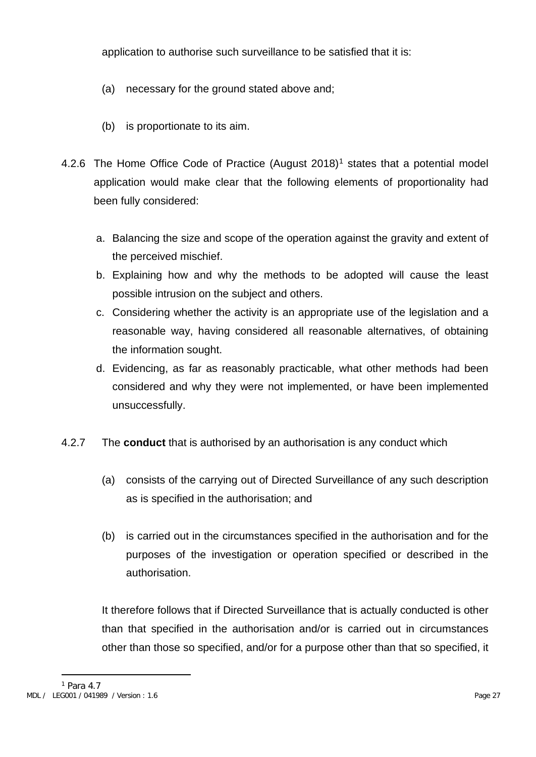application to authorise such surveillance to be satisfied that it is:

(a) necessary for the ground stated above and;

(b) is proportionate to its aim.

4.2.6 The Home Office Code of Practice (August 2018)[1] states that a potential model application would make clear that the following elements of proportionality had been fully considered:

a. Balancing the size and scope of the operation against the gravity and extent of the perceived mischief.
b. Explaining how and why the methods to be adopted will cause the least possible intrusion on the subject and others.
c. Considering whether the activity is an appropriate use of the legislation and a reasonable way, having considered all reasonable alternatives, of obtaining the information sought.
d. Evidencing, as far as reasonably practicable, what other methods had been considered and why they were not implemented, or have been implemented unsuccessfully.

4.2.7 The **conduct** that is authorised by an authorisation is any conduct which

(a) consists of the carrying out of Directed Surveillance of any such description as is specified in the authorisation; and

(b) is carried out in the circumstances specified in the authorisation and for the purposes of the investigation or operation specified or described in the authorisation.

It therefore follows that if Directed Surveillance that is actually conducted is other than that specified in the authorisation and/or is carried out in circumstances other than those so specified, and/or for a purpose other than that so specified, it

[1] Para 4.7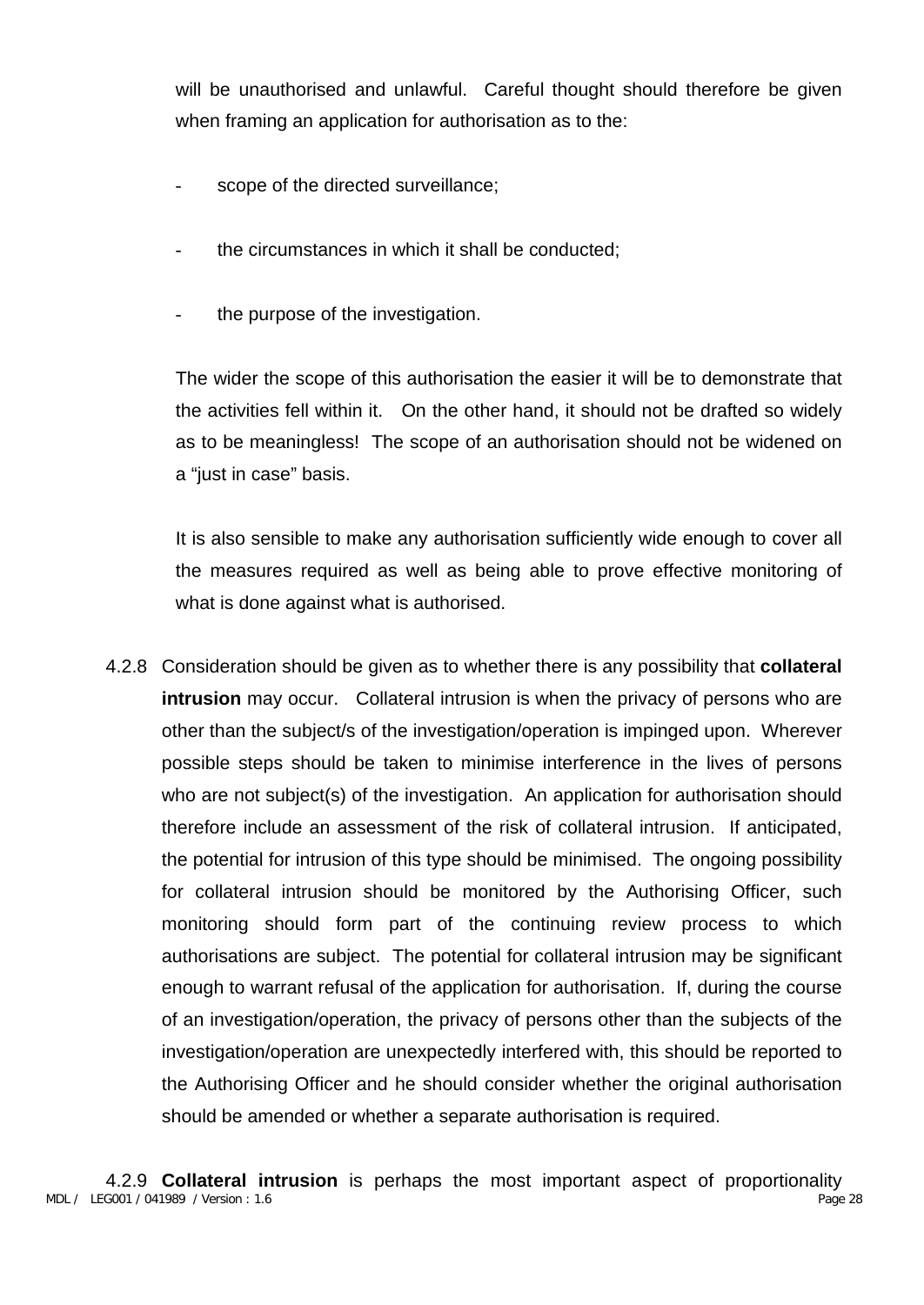will be unauthorised and unlawful. Careful thought should therefore be given when framing an application for authorisation as to the:

- scope of the directed surveillance;

- the circumstances in which it shall be conducted;

- the purpose of the investigation.

The wider the scope of this authorisation the easier it will be to demonstrate that the activities fell within it. On the other hand, it should not be drafted so widely as to be meaningless! The scope of an authorisation should not be widened on a "just in case" basis.

It is also sensible to make any authorisation sufficiently wide enough to cover all the measures required as well as being able to prove effective monitoring of what is done against what is authorised.

4.2.8 Consideration should be given as to whether there is any possibility that **collateral intrusion** may occur. Collateral intrusion is when the privacy of persons who are other than the subject/s of the investigation/operation is impinged upon. Wherever possible steps should be taken to minimise interference in the lives of persons who are not subject(s) of the investigation. An application for authorisation should therefore include an assessment of the risk of collateral intrusion. If anticipated, the potential for intrusion of this type should be minimised. The ongoing possibility for collateral intrusion should be monitored by the Authorising Officer, such monitoring should form part of the continuing review process to which authorisations are subject. The potential for collateral intrusion may be significant enough to warrant refusal of the application for authorisation. If, during the course of an investigation/operation, the privacy of persons other than the subjects of the investigation/operation are unexpectedly interfered with, this should be reported to the Authorising Officer and he should consider whether the original authorisation should be amended or whether a separate authorisation is required.

4.2.9 **Collateral intrusion** is perhaps the most important aspect of proportionality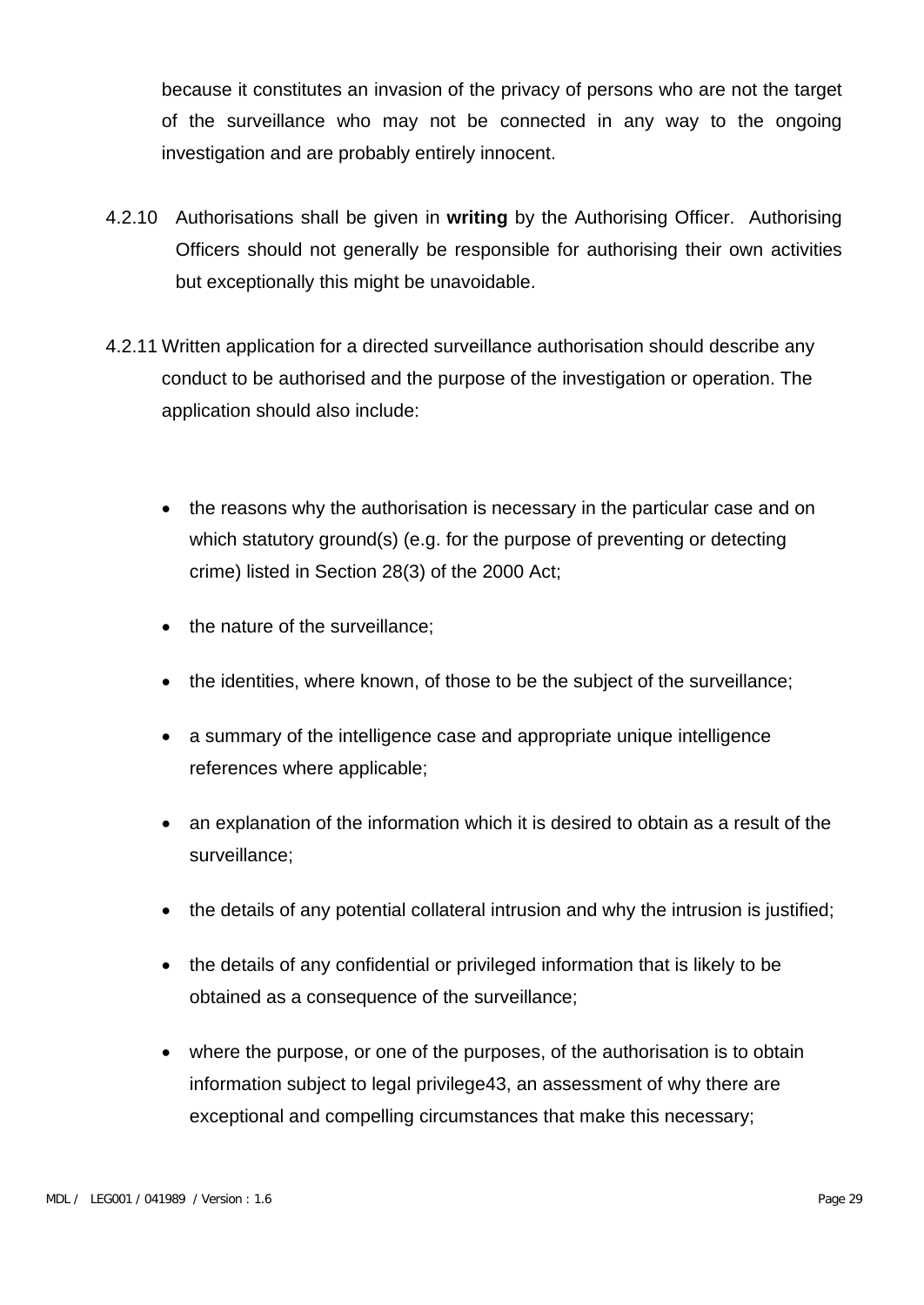because it constitutes an invasion of the privacy of persons who are not the target of the surveillance who may not be connected in any way to the ongoing investigation and are probably entirely innocent.

4.2.10 Authorisations shall be given in **writing** by the Authorising Officer. Authorising Officers should not generally be responsible for authorising their own activities but exceptionally this might be unavoidable.

4.2.11 Written application for a directed surveillance authorisation should describe any conduct to be authorised and the purpose of the investigation or operation. The application should also include:

- the reasons why the authorisation is necessary in the particular case and on which statutory ground(s) (e.g. for the purpose of preventing or detecting crime) listed in Section 28(3) of the 2000 Act;
- the nature of the surveillance;
- the identities, where known, of those to be the subject of the surveillance;
- a summary of the intelligence case and appropriate unique intelligence references where applicable;
- an explanation of the information which it is desired to obtain as a result of the surveillance;
- the details of any potential collateral intrusion and why the intrusion is justified;
- the details of any confidential or privileged information that is likely to be obtained as a consequence of the surveillance;
- where the purpose, or one of the purposes, of the authorisation is to obtain information subject to legal privilege43, an assessment of why there are exceptional and compelling circumstances that make this necessary;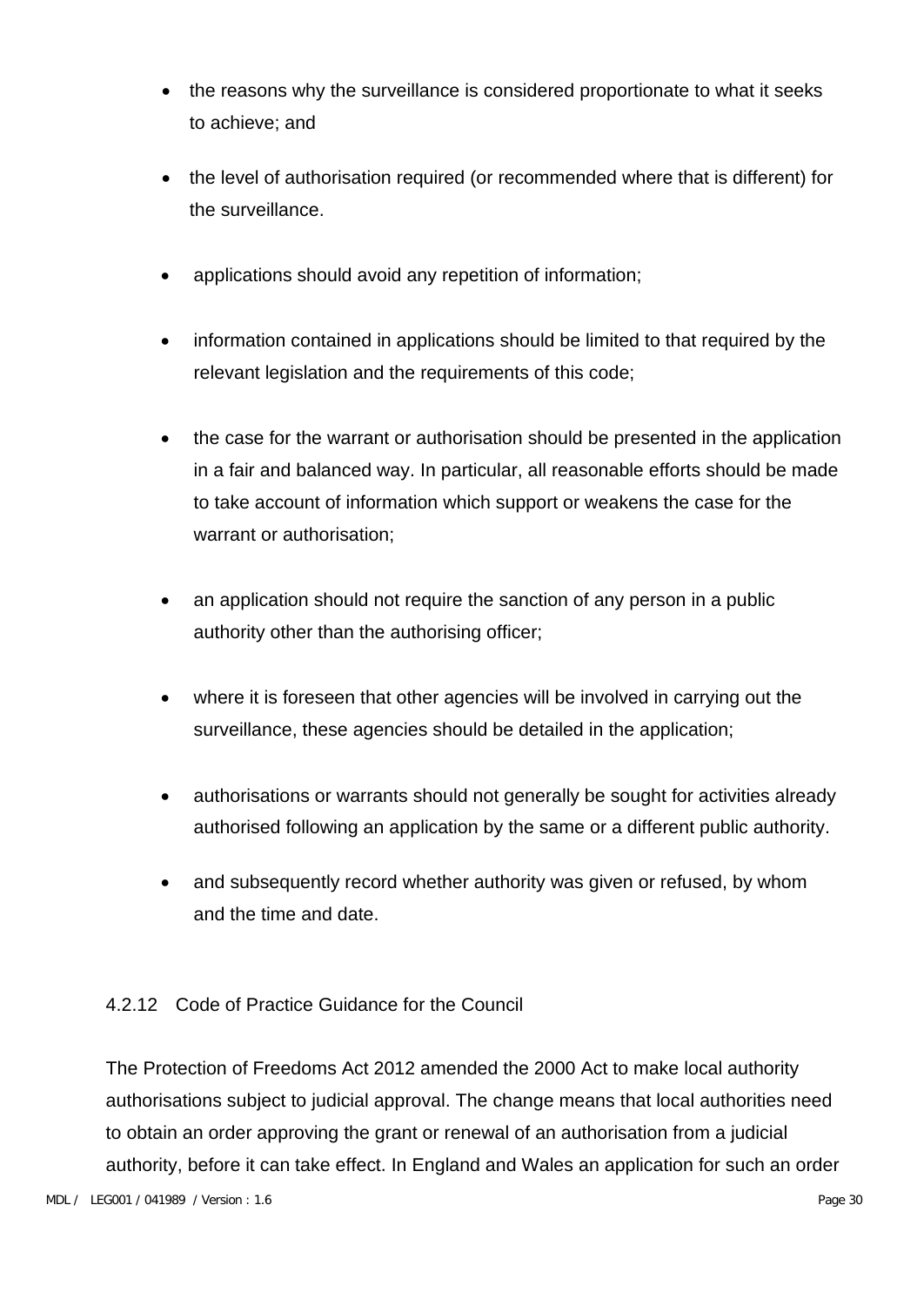- the reasons why the surveillance is considered proportionate to what it seeks to achieve; and

- the level of authorisation required (or recommended where that is different) for the surveillance.

- applications should avoid any repetition of information;

- information contained in applications should be limited to that required by the relevant legislation and the requirements of this code;

- the case for the warrant or authorisation should be presented in the application in a fair and balanced way. In particular, all reasonable efforts should be made to take account of information which support or weakens the case for the warrant or authorisation;

- an application should not require the sanction of any person in a public authority other than the authorising officer;

- where it is foreseen that other agencies will be involved in carrying out the surveillance, these agencies should be detailed in the application;

- authorisations or warrants should not generally be sought for activities already authorised following an application by the same or a different public authority.

- and subsequently record whether authority was given or refused, by whom and the time and date.

4.2.12 Code of Practice Guidance for the Council

The Protection of Freedoms Act 2012 amended the 2000 Act to make local authority authorisations subject to judicial approval. The change means that local authorities need to obtain an order approving the grant or renewal of an authorisation from a judicial authority, before it can take effect. In England and Wales an application for such an order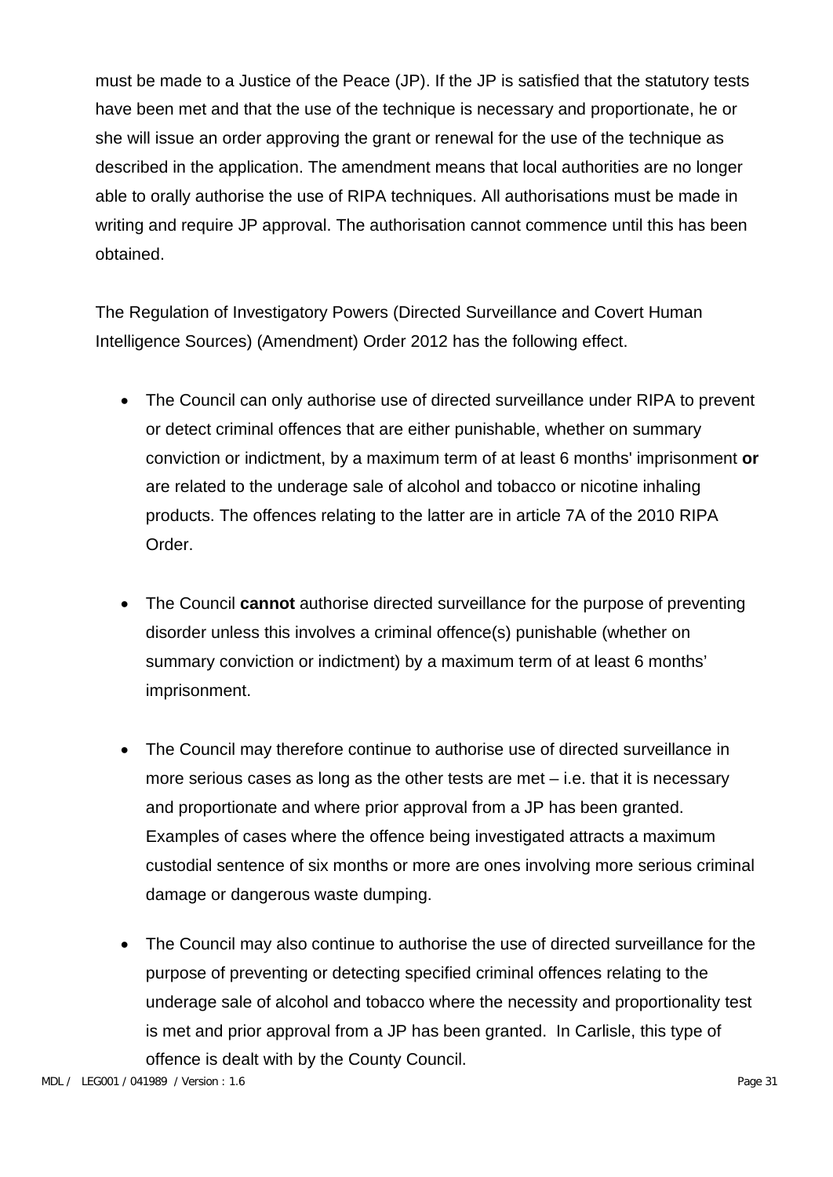must be made to a Justice of the Peace (JP). If the JP is satisfied that the statutory tests have been met and that the use of the technique is necessary and proportionate, he or she will issue an order approving the grant or renewal for the use of the technique as described in the application. The amendment means that local authorities are no longer able to orally authorise the use of RIPA techniques. All authorisations must be made in writing and require JP approval. The authorisation cannot commence until this has been obtained.

The Regulation of Investigatory Powers (Directed Surveillance and Covert Human Intelligence Sources) (Amendment) Order 2012 has the following effect.

- The Council can only authorise use of directed surveillance under RIPA to prevent or detect criminal offences that are either punishable, whether on summary conviction or indictment, by a maximum term of at least 6 months' imprisonment **or** are related to the underage sale of alcohol and tobacco or nicotine inhaling products. The offences relating to the latter are in article 7A of the 2010 RIPA Order.

- The Council **cannot** authorise directed surveillance for the purpose of preventing disorder unless this involves a criminal offence(s) punishable (whether on summary conviction or indictment) by a maximum term of at least 6 months' imprisonment.

- The Council may therefore continue to authorise use of directed surveillance in more serious cases as long as the other tests are met – i.e. that it is necessary and proportionate and where prior approval from a JP has been granted. Examples of cases where the offence being investigated attracts a maximum custodial sentence of six months or more are ones involving more serious criminal damage or dangerous waste dumping.

- The Council may also continue to authorise the use of directed surveillance for the purpose of preventing or detecting specified criminal offences relating to the underage sale of alcohol and tobacco where the necessity and proportionality test is met and prior approval from a JP has been granted. In Carlisle, this type of offence is dealt with by the County Council.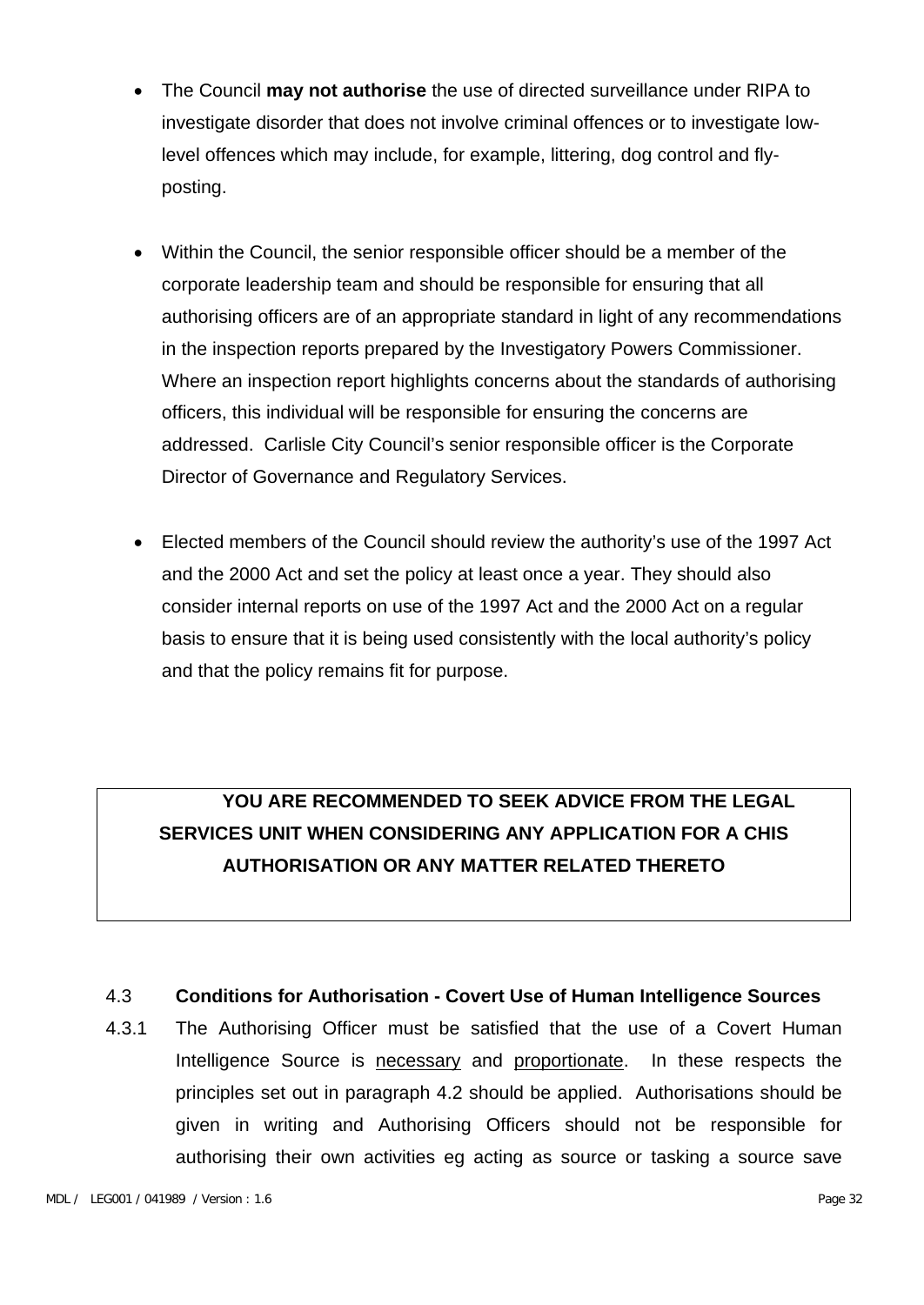- The Council **may not authorise** the use of directed surveillance under RIPA to investigate disorder that does not involve criminal offences or to investigate low-level offences which may include, for example, littering, dog control and fly-posting.

- Within the Council, the senior responsible officer should be a member of the corporate leadership team and should be responsible for ensuring that all authorising officers are of an appropriate standard in light of any recommendations in the inspection reports prepared by the Investigatory Powers Commissioner. Where an inspection report highlights concerns about the standards of authorising officers, this individual will be responsible for ensuring the concerns are addressed. Carlisle City Council's senior responsible officer is the Corporate Director of Governance and Regulatory Services.

- Elected members of the Council should review the authority's use of the 1997 Act and the 2000 Act and set the policy at least once a year. They should also consider internal reports on use of the 1997 Act and the 2000 Act on a regular basis to ensure that it is being used consistently with the local authority's policy and that the policy remains fit for purpose.

| **YOU ARE RECOMMENDED TO SEEK ADVICE FROM THE LEGAL SERVICES UNIT WHEN CONSIDERING ANY APPLICATION FOR A CHIS AUTHORISATION OR ANY MATTER RELATED THERETO** |
|---|

### 4.3 Conditions for Authorisation - Covert Use of Human Intelligence Sources

4.3.1 The Authorising Officer must be satisfied that the use of a Covert Human Intelligence Source is necessary and proportionate. In these respects the principles set out in paragraph 4.2 should be applied. Authorisations should be given in writing and Authorising Officers should not be responsible for authorising their own activities eg acting as source or tasking a source save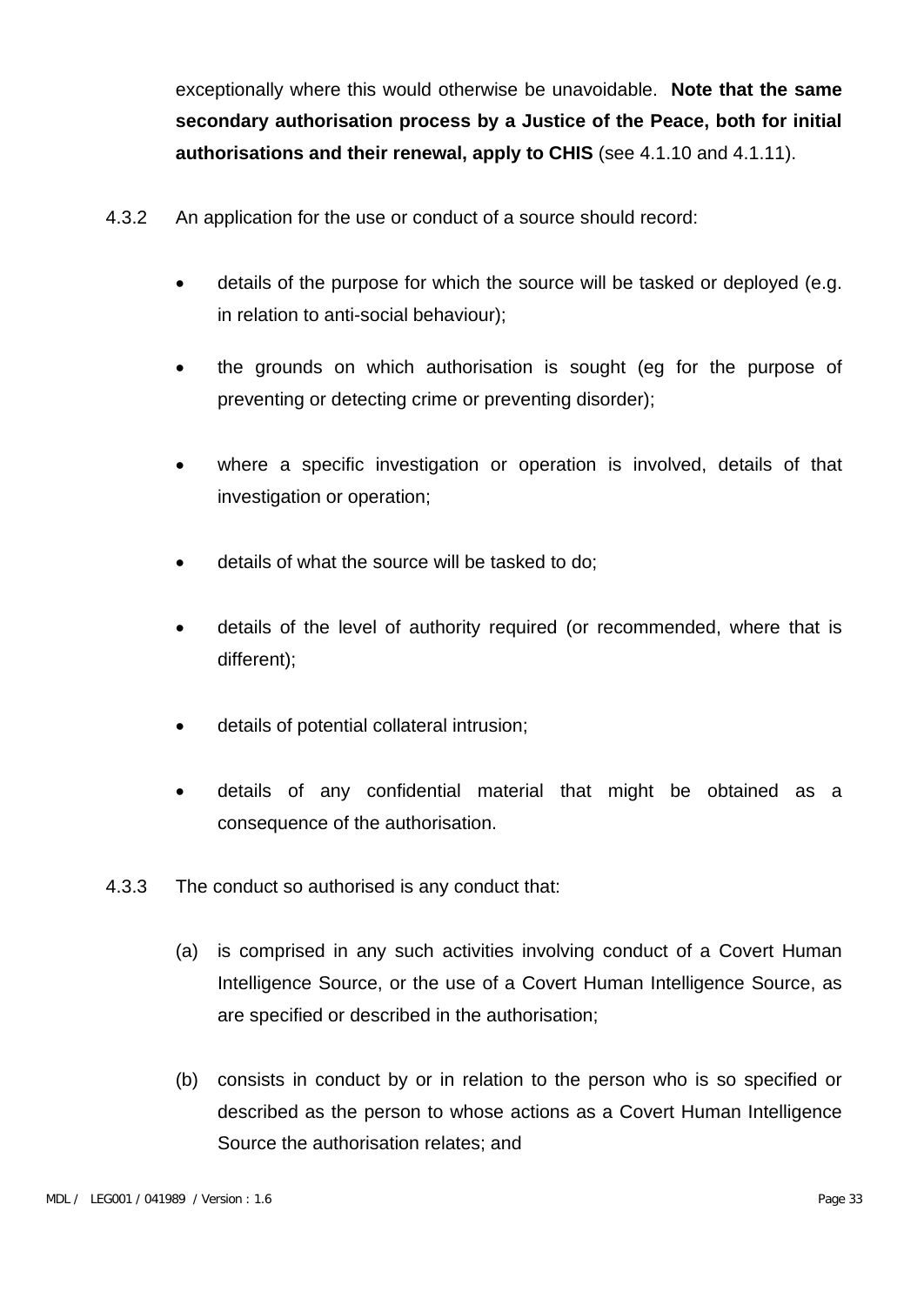exceptionally where this would otherwise be unavoidable. **Note that the same secondary authorisation process by a Justice of the Peace, both for initial authorisations and their renewal, apply to CHIS** (see 4.1.10 and 4.1.11).

4.3.2 An application for the use or conduct of a source should record:

- details of the purpose for which the source will be tasked or deployed (e.g. in relation to anti-social behaviour);
- the grounds on which authorisation is sought (eg for the purpose of preventing or detecting crime or preventing disorder);
- where a specific investigation or operation is involved, details of that investigation or operation;
- details of what the source will be tasked to do;
- details of the level of authority required (or recommended, where that is different);
- details of potential collateral intrusion;
- details of any confidential material that might be obtained as a consequence of the authorisation.

4.3.3 The conduct so authorised is any conduct that:

(a) is comprised in any such activities involving conduct of a Covert Human Intelligence Source, or the use of a Covert Human Intelligence Source, as are specified or described in the authorisation;

(b) consists in conduct by or in relation to the person who is so specified or described as the person to whose actions as a Covert Human Intelligence Source the authorisation relates; and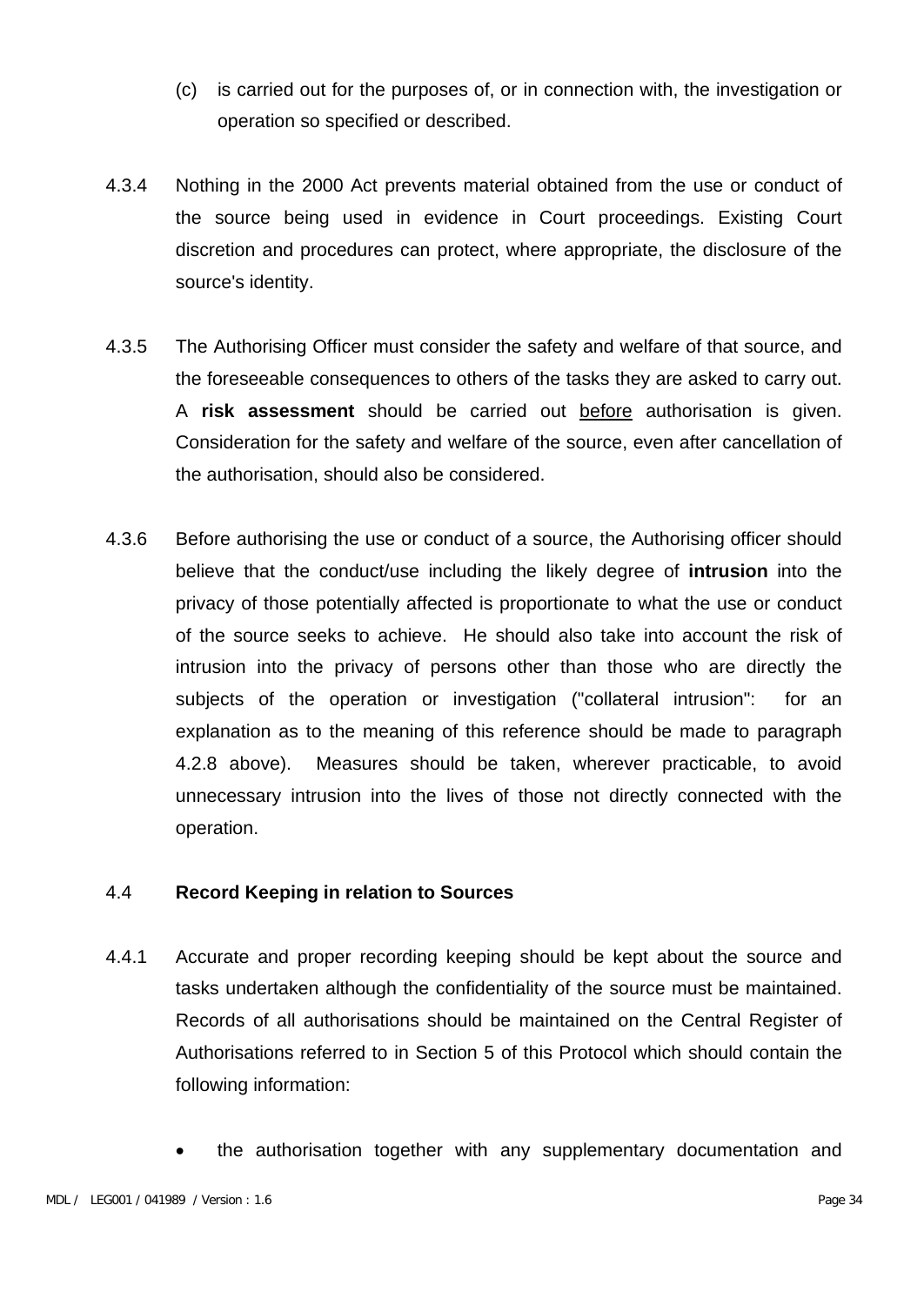(c) is carried out for the purposes of, or in connection with, the investigation or operation so specified or described.

4.3.4 Nothing in the 2000 Act prevents material obtained from the use or conduct of the source being used in evidence in Court proceedings. Existing Court discretion and procedures can protect, where appropriate, the disclosure of the source's identity.

4.3.5 The Authorising Officer must consider the safety and welfare of that source, and the foreseeable consequences to others of the tasks they are asked to carry out. A **risk assessment** should be carried out before authorisation is given. Consideration for the safety and welfare of the source, even after cancellation of the authorisation, should also be considered.

4.3.6 Before authorising the use or conduct of a source, the Authorising officer should believe that the conduct/use including the likely degree of **intrusion** into the privacy of those potentially affected is proportionate to what the use or conduct of the source seeks to achieve. He should also take into account the risk of intrusion into the privacy of persons other than those who are directly the subjects of the operation or investigation ("collateral intrusion": for an explanation as to the meaning of this reference should be made to paragraph 4.2.8 above). Measures should be taken, wherever practicable, to avoid unnecessary intrusion into the lives of those not directly connected with the operation.

## 4.4 Record Keeping in relation to Sources

4.4.1 Accurate and proper recording keeping should be kept about the source and tasks undertaken although the confidentiality of the source must be maintained. Records of all authorisations should be maintained on the Central Register of Authorisations referred to in Section 5 of this Protocol which should contain the following information:

- the authorisation together with any supplementary documentation and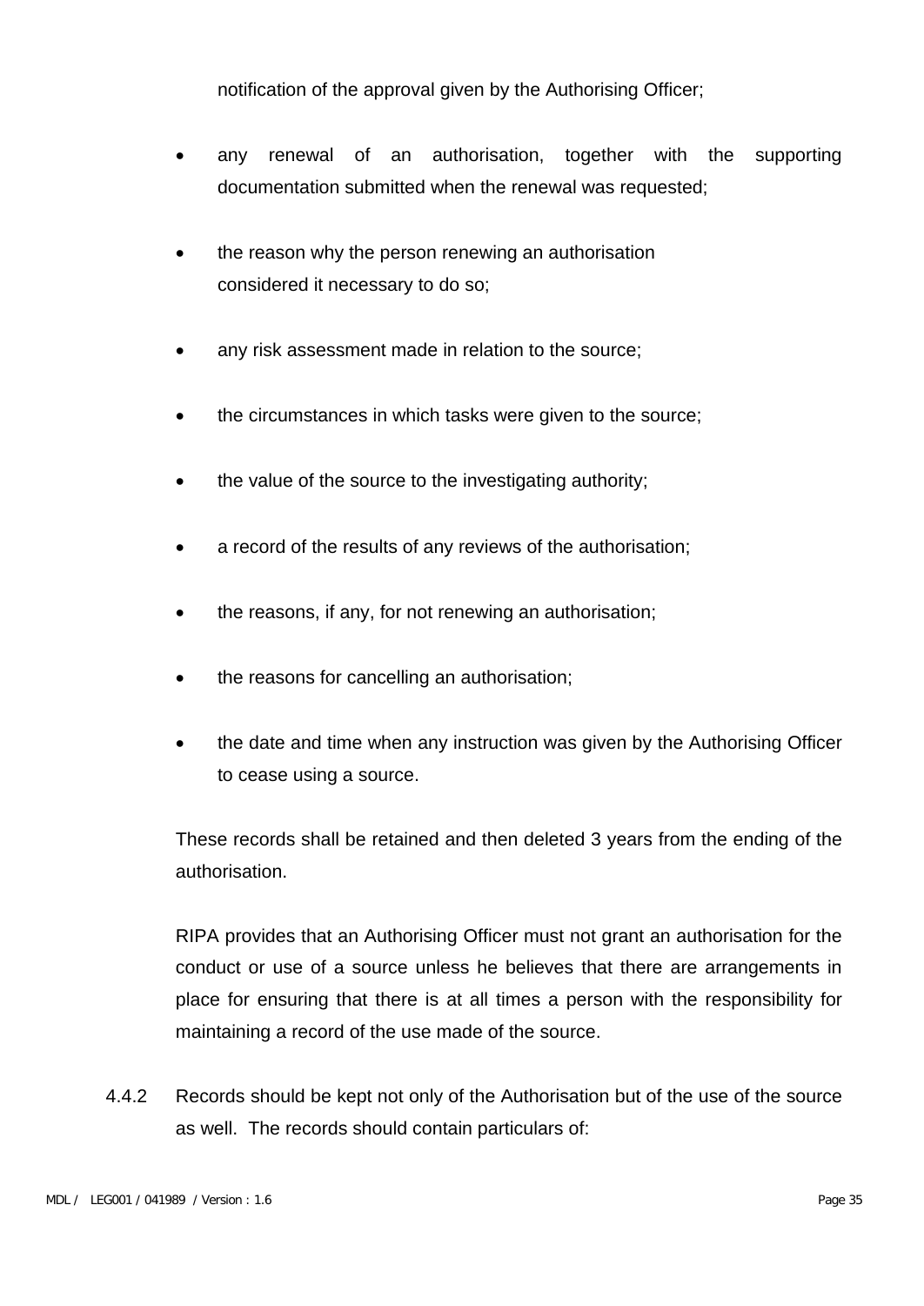notification of the approval given by the Authorising Officer;

- any renewal of an authorisation, together with the supporting documentation submitted when the renewal was requested;
- the reason why the person renewing an authorisation considered it necessary to do so;
- any risk assessment made in relation to the source;
- the circumstances in which tasks were given to the source;
- the value of the source to the investigating authority;
- a record of the results of any reviews of the authorisation;
- the reasons, if any, for not renewing an authorisation;
- the reasons for cancelling an authorisation;
- the date and time when any instruction was given by the Authorising Officer to cease using a source.

These records shall be retained and then deleted 3 years from the ending of the authorisation.

RIPA provides that an Authorising Officer must not grant an authorisation for the conduct or use of a source unless he believes that there are arrangements in place for ensuring that there is at all times a person with the responsibility for maintaining a record of the use made of the source.

4.4.2 Records should be kept not only of the Authorisation but of the use of the source as well. The records should contain particulars of: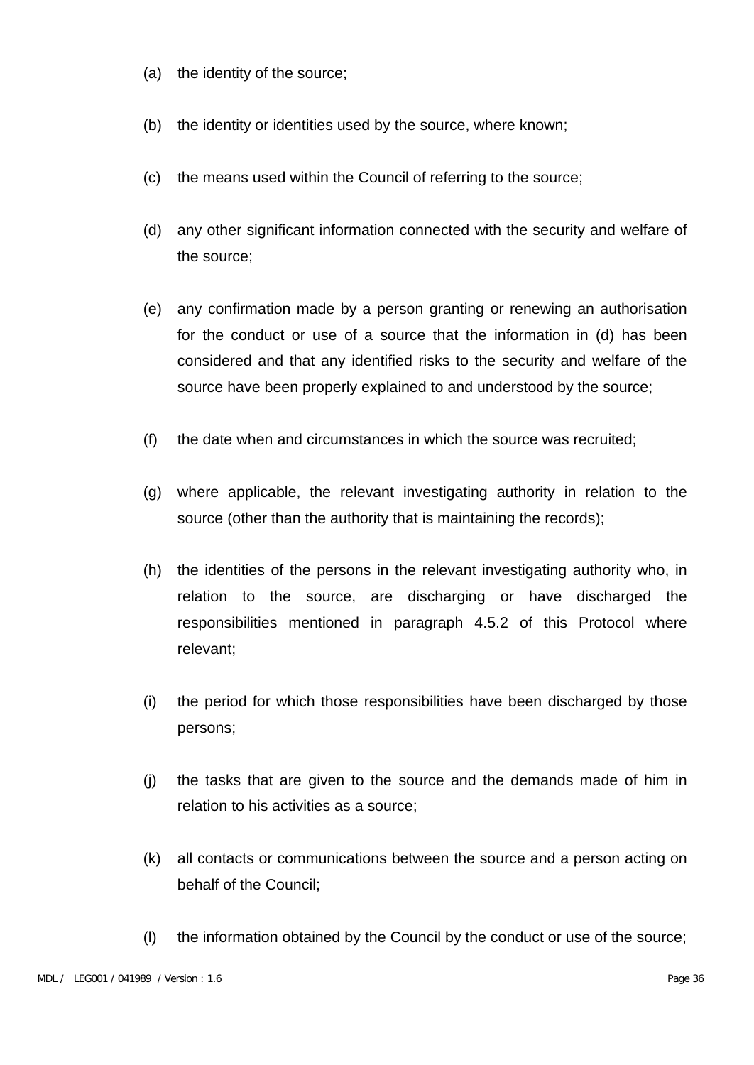(a) the identity of the source;

(b) the identity or identities used by the source, where known;

(c) the means used within the Council of referring to the source;

(d) any other significant information connected with the security and welfare of the source;

(e) any confirmation made by a person granting or renewing an authorisation for the conduct or use of a source that the information in (d) has been considered and that any identified risks to the security and welfare of the source have been properly explained to and understood by the source;

(f) the date when and circumstances in which the source was recruited;

(g) where applicable, the relevant investigating authority in relation to the source (other than the authority that is maintaining the records);

(h) the identities of the persons in the relevant investigating authority who, in relation to the source, are discharging or have discharged the responsibilities mentioned in paragraph 4.5.2 of this Protocol where relevant;

(i) the period for which those responsibilities have been discharged by those persons;

(j) the tasks that are given to the source and the demands made of him in relation to his activities as a source;

(k) all contacts or communications between the source and a person acting on behalf of the Council;

(l) the information obtained by the Council by the conduct or use of the source;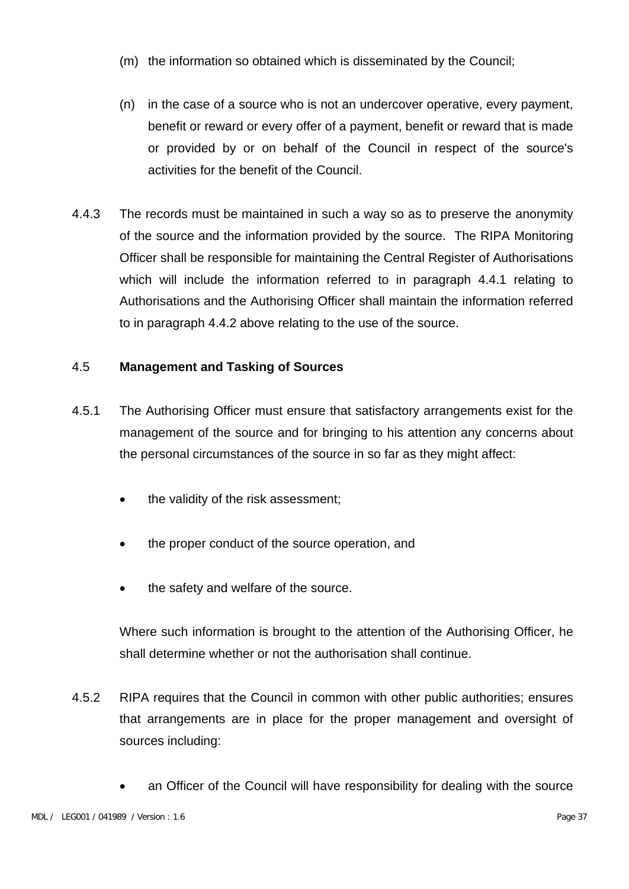(m) the information so obtained which is disseminated by the Council;

(n) in the case of a source who is not an undercover operative, every payment, benefit or reward or every offer of a payment, benefit or reward that is made or provided by or on behalf of the Council in respect of the source's activities for the benefit of the Council.

4.4.3 The records must be maintained in such a way so as to preserve the anonymity of the source and the information provided by the source. The RIPA Monitoring Officer shall be responsible for maintaining the Central Register of Authorisations which will include the information referred to in paragraph 4.4.1 relating to Authorisations and the Authorising Officer shall maintain the information referred to in paragraph 4.4.2 above relating to the use of the source.

4.5 **Management and Tasking of Sources**

4.5.1 The Authorising Officer must ensure that satisfactory arrangements exist for the management of the source and for bringing to his attention any concerns about the personal circumstances of the source in so far as they might affect:

- the validity of the risk assessment;
- the proper conduct of the source operation, and
- the safety and welfare of the source.

Where such information is brought to the attention of the Authorising Officer, he shall determine whether or not the authorisation shall continue.

4.5.2 RIPA requires that the Council in common with other public authorities; ensures that arrangements are in place for the proper management and oversight of sources including:

- an Officer of the Council will have responsibility for dealing with the source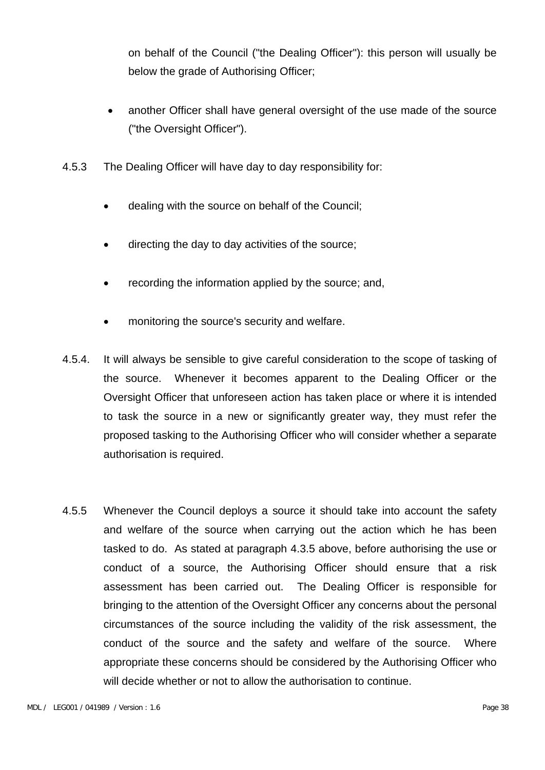on behalf of the Council ("the Dealing Officer"): this person will usually be below the grade of Authorising Officer;

- another Officer shall have general oversight of the use made of the source ("the Oversight Officer").

4.5.3 The Dealing Officer will have day to day responsibility for:

- dealing with the source on behalf of the Council;
- directing the day to day activities of the source;
- recording the information applied by the source; and,
- monitoring the source's security and welfare.

4.5.4. It will always be sensible to give careful consideration to the scope of tasking of the source. Whenever it becomes apparent to the Dealing Officer or the Oversight Officer that unforeseen action has taken place or where it is intended to task the source in a new or significantly greater way, they must refer the proposed tasking to the Authorising Officer who will consider whether a separate authorisation is required.

4.5.5 Whenever the Council deploys a source it should take into account the safety and welfare of the source when carrying out the action which he has been tasked to do. As stated at paragraph 4.3.5 above, before authorising the use or conduct of a source, the Authorising Officer should ensure that a risk assessment has been carried out. The Dealing Officer is responsible for bringing to the attention of the Oversight Officer any concerns about the personal circumstances of the source including the validity of the risk assessment, the conduct of the source and the safety and welfare of the source. Where appropriate these concerns should be considered by the Authorising Officer who will decide whether or not to allow the authorisation to continue.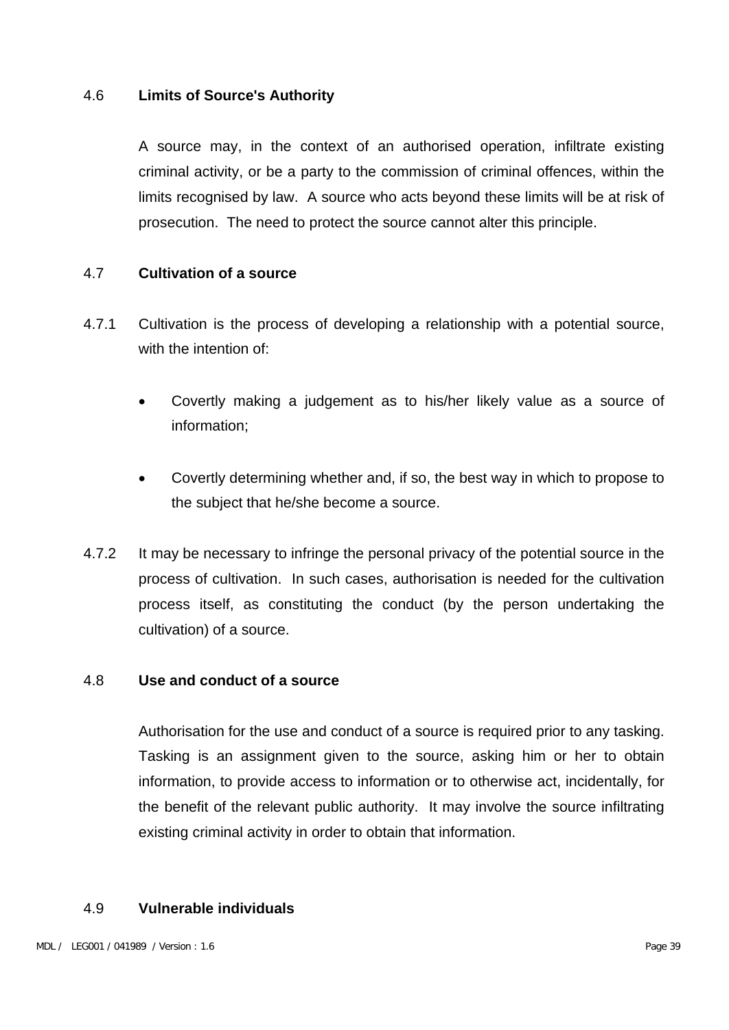### 4.6 Limits of Source's Authority

A source may, in the context of an authorised operation, infiltrate existing criminal activity, or be a party to the commission of criminal offences, within the limits recognised by law. A source who acts beyond these limits will be at risk of prosecution. The need to protect the source cannot alter this principle.

### 4.7 Cultivation of a source

4.7.1 Cultivation is the process of developing a relationship with a potential source, with the intention of:

- Covertly making a judgement as to his/her likely value as a source of information;
- Covertly determining whether and, if so, the best way in which to propose to the subject that he/she become a source.

4.7.2 It may be necessary to infringe the personal privacy of the potential source in the process of cultivation. In such cases, authorisation is needed for the cultivation process itself, as constituting the conduct (by the person undertaking the cultivation) of a source.

### 4.8 Use and conduct of a source

Authorisation for the use and conduct of a source is required prior to any tasking. Tasking is an assignment given to the source, asking him or her to obtain information, to provide access to information or to otherwise act, incidentally, for the benefit of the relevant public authority. It may involve the source infiltrating existing criminal activity in order to obtain that information.

### 4.9 Vulnerable individuals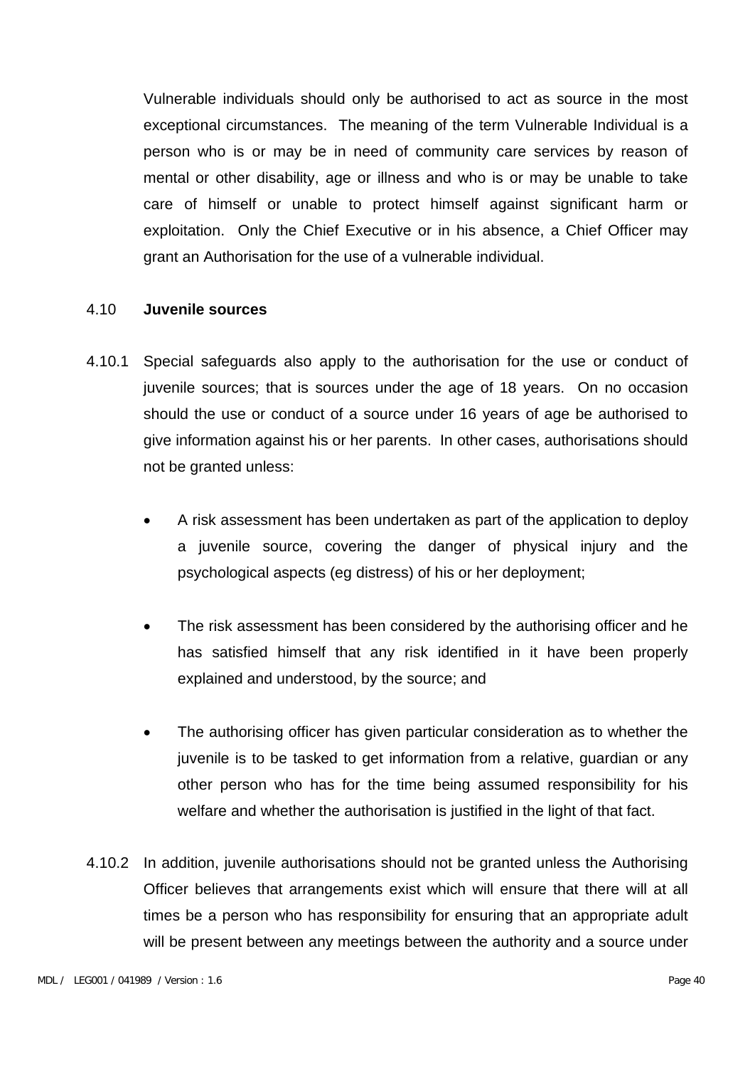Vulnerable individuals should only be authorised to act as source in the most exceptional circumstances. The meaning of the term Vulnerable Individual is a person who is or may be in need of community care services by reason of mental or other disability, age or illness and who is or may be unable to take care of himself or unable to protect himself against significant harm or exploitation. Only the Chief Executive or in his absence, a Chief Officer may grant an Authorisation for the use of a vulnerable individual.

## 4.10 Juvenile sources

4.10.1 Special safeguards also apply to the authorisation for the use or conduct of juvenile sources; that is sources under the age of 18 years. On no occasion should the use or conduct of a source under 16 years of age be authorised to give information against his or her parents. In other cases, authorisations should not be granted unless:

- A risk assessment has been undertaken as part of the application to deploy a juvenile source, covering the danger of physical injury and the psychological aspects (eg distress) of his or her deployment;
- The risk assessment has been considered by the authorising officer and he has satisfied himself that any risk identified in it have been properly explained and understood, by the source; and
- The authorising officer has given particular consideration as to whether the juvenile is to be tasked to get information from a relative, guardian or any other person who has for the time being assumed responsibility for his welfare and whether the authorisation is justified in the light of that fact.

4.10.2 In addition, juvenile authorisations should not be granted unless the Authorising Officer believes that arrangements exist which will ensure that there will at all times be a person who has responsibility for ensuring that an appropriate adult will be present between any meetings between the authority and a source under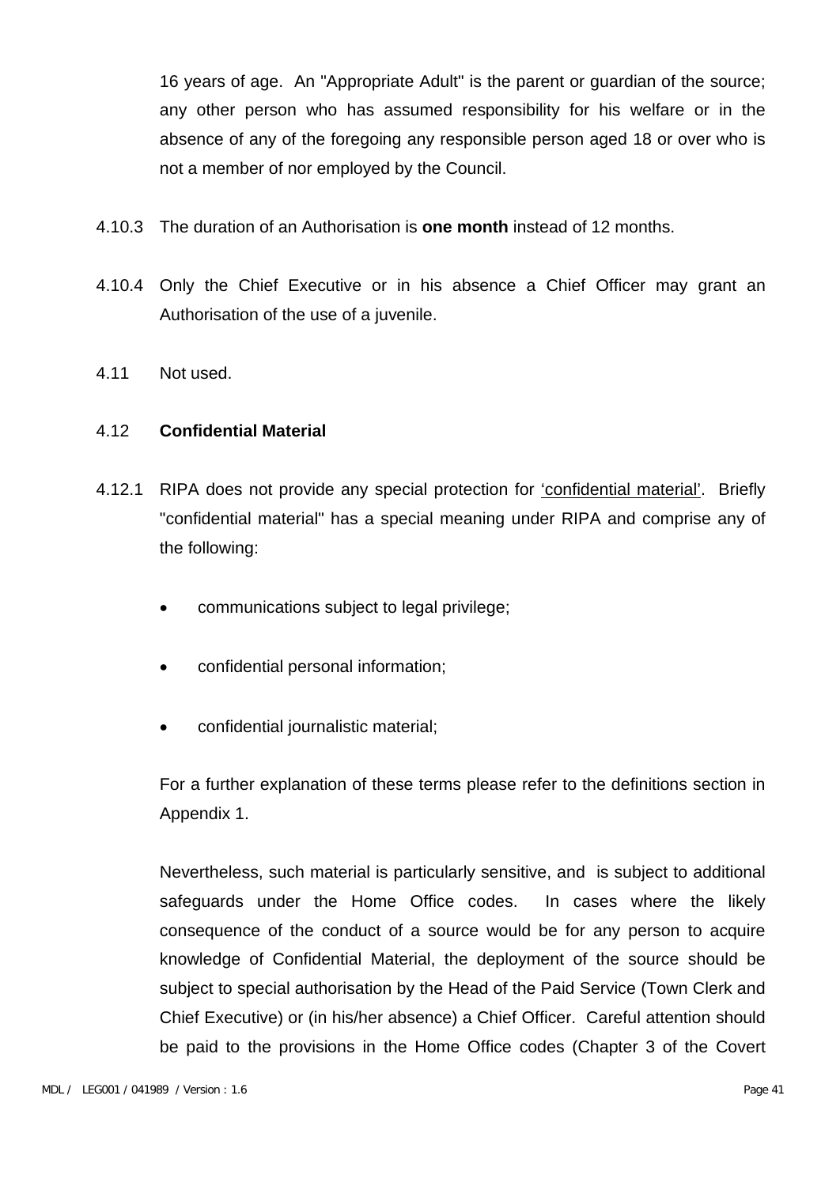16 years of age. An "Appropriate Adult" is the parent or guardian of the source; any other person who has assumed responsibility for his welfare or in the absence of any of the foregoing any responsible person aged 18 or over who is not a member of nor employed by the Council.

4.10.3 The duration of an Authorisation is **one month** instead of 12 months.

4.10.4 Only the Chief Executive or in his absence a Chief Officer may grant an Authorisation of the use of a juvenile.

4.11 Not used.

4.12 **Confidential Material**

4.12.1 RIPA does not provide any special protection for ‘confidential material’. Briefly "confidential material" has a special meaning under RIPA and comprise any of the following:

- communications subject to legal privilege;
- confidential personal information;
- confidential journalistic material;

For a further explanation of these terms please refer to the definitions section in Appendix 1.

Nevertheless, such material is particularly sensitive, and is subject to additional safeguards under the Home Office codes. In cases where the likely consequence of the conduct of a source would be for any person to acquire knowledge of Confidential Material, the deployment of the source should be subject to special authorisation by the Head of the Paid Service (Town Clerk and Chief Executive) or (in his/her absence) a Chief Officer. Careful attention should be paid to the provisions in the Home Office codes (Chapter 3 of the Covert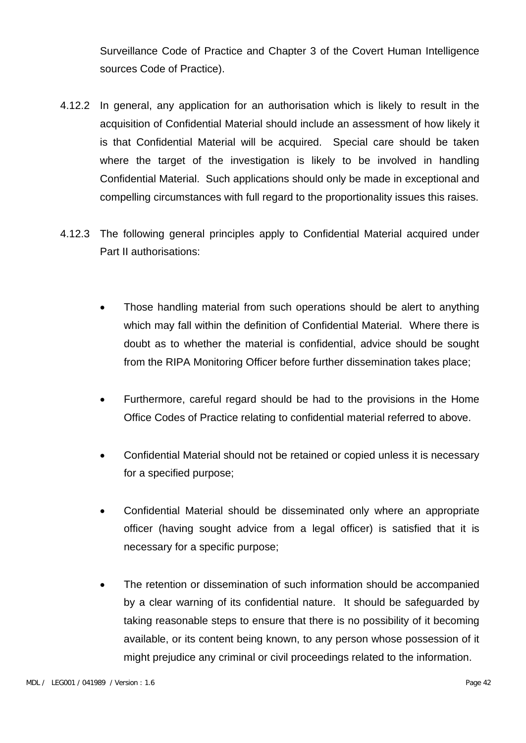Surveillance Code of Practice and Chapter 3 of the Covert Human Intelligence sources Code of Practice).

4.12.2 In general, any application for an authorisation which is likely to result in the acquisition of Confidential Material should include an assessment of how likely it is that Confidential Material will be acquired. Special care should be taken where the target of the investigation is likely to be involved in handling Confidential Material. Such applications should only be made in exceptional and compelling circumstances with full regard to the proportionality issues this raises.

4.12.3 The following general principles apply to Confidential Material acquired under Part II authorisations:

- Those handling material from such operations should be alert to anything which may fall within the definition of Confidential Material. Where there is doubt as to whether the material is confidential, advice should be sought from the RIPA Monitoring Officer before further dissemination takes place;

- Furthermore, careful regard should be had to the provisions in the Home Office Codes of Practice relating to confidential material referred to above.

- Confidential Material should not be retained or copied unless it is necessary for a specified purpose;

- Confidential Material should be disseminated only where an appropriate officer (having sought advice from a legal officer) is satisfied that it is necessary for a specific purpose;

- The retention or dissemination of such information should be accompanied by a clear warning of its confidential nature. It should be safeguarded by taking reasonable steps to ensure that there is no possibility of it becoming available, or its content being known, to any person whose possession of it might prejudice any criminal or civil proceedings related to the information.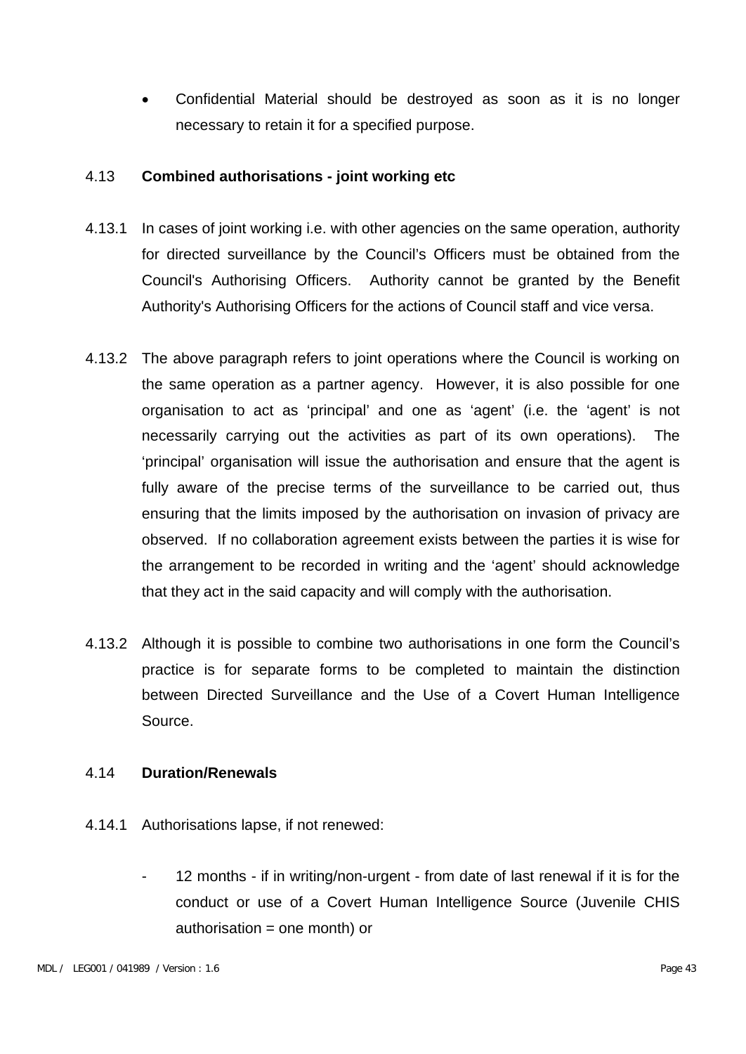- Confidential Material should be destroyed as soon as it is no longer necessary to retain it for a specified purpose.

4.13 **Combined authorisations - joint working etc**

4.13.1 In cases of joint working i.e. with other agencies on the same operation, authority for directed surveillance by the Council's Officers must be obtained from the Council's Authorising Officers. Authority cannot be granted by the Benefit Authority's Authorising Officers for the actions of Council staff and vice versa.

4.13.2 The above paragraph refers to joint operations where the Council is working on the same operation as a partner agency. However, it is also possible for one organisation to act as 'principal' and one as 'agent' (i.e. the 'agent' is not necessarily carrying out the activities as part of its own operations). The 'principal' organisation will issue the authorisation and ensure that the agent is fully aware of the precise terms of the surveillance to be carried out, thus ensuring that the limits imposed by the authorisation on invasion of privacy are observed. If no collaboration agreement exists between the parties it is wise for the arrangement to be recorded in writing and the 'agent' should acknowledge that they act in the said capacity and will comply with the authorisation.

4.13.2 Although it is possible to combine two authorisations in one form the Council's practice is for separate forms to be completed to maintain the distinction between Directed Surveillance and the Use of a Covert Human Intelligence Source.

4.14 **Duration/Renewals**

4.14.1 Authorisations lapse, if not renewed:

- 12 months - if in writing/non-urgent - from date of last renewal if it is for the conduct or use of a Covert Human Intelligence Source (Juvenile CHIS authorisation = one month) or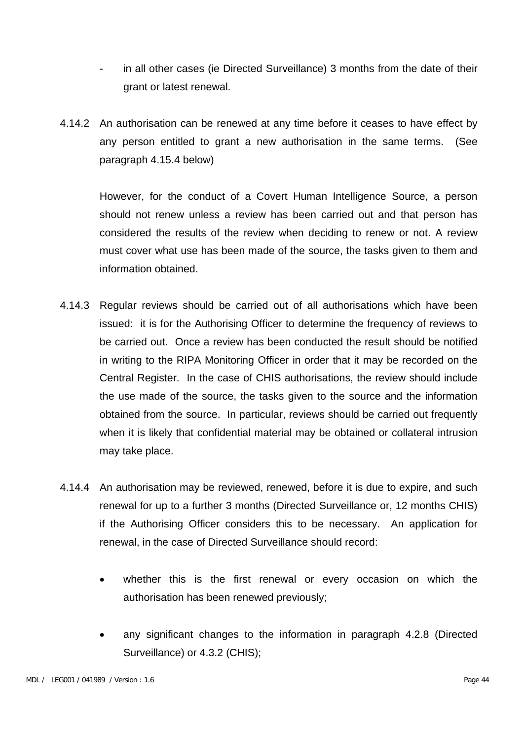- in all other cases (ie Directed Surveillance) 3 months from the date of their grant or latest renewal.

4.14.2 An authorisation can be renewed at any time before it ceases to have effect by any person entitled to grant a new authorisation in the same terms. (See paragraph 4.15.4 below)

However, for the conduct of a Covert Human Intelligence Source, a person should not renew unless a review has been carried out and that person has considered the results of the review when deciding to renew or not. A review must cover what use has been made of the source, the tasks given to them and information obtained.

4.14.3 Regular reviews should be carried out of all authorisations which have been issued: it is for the Authorising Officer to determine the frequency of reviews to be carried out. Once a review has been conducted the result should be notified in writing to the RIPA Monitoring Officer in order that it may be recorded on the Central Register. In the case of CHIS authorisations, the review should include the use made of the source, the tasks given to the source and the information obtained from the source. In particular, reviews should be carried out frequently when it is likely that confidential material may be obtained or collateral intrusion may take place.

4.14.4 An authorisation may be reviewed, renewed, before it is due to expire, and such renewal for up to a further 3 months (Directed Surveillance or, 12 months CHIS) if the Authorising Officer considers this to be necessary. An application for renewal, in the case of Directed Surveillance should record:

- whether this is the first renewal or every occasion on which the authorisation has been renewed previously;

- any significant changes to the information in paragraph 4.2.8 (Directed Surveillance) or 4.3.2 (CHIS);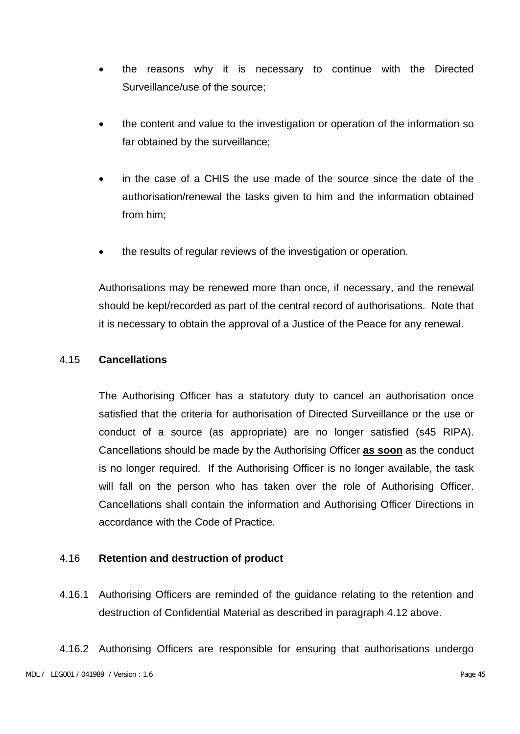- the reasons why it is necessary to continue with the Directed Surveillance/use of the source;

- the content and value to the investigation or operation of the information so far obtained by the surveillance;

- in the case of a CHIS the use made of the source since the date of the authorisation/renewal the tasks given to him and the information obtained from him;

- the results of regular reviews of the investigation or operation.

Authorisations may be renewed more than once, if necessary, and the renewal should be kept/recorded as part of the central record of authorisations. Note that it is necessary to obtain the approval of a Justice of the Peace for any renewal.

4.15 **Cancellations**

The Authorising Officer has a statutory duty to cancel an authorisation once satisfied that the criteria for authorisation of Directed Surveillance or the use or conduct of a source (as appropriate) are no longer satisfied (s45 RIPA). Cancellations should be made by the Authorising Officer **as soon** as the conduct is no longer required. If the Authorising Officer is no longer available, the task will fall on the person who has taken over the role of Authorising Officer. Cancellations shall contain the information and Authorising Officer Directions in accordance with the Code of Practice.

4.16 **Retention and destruction of product**

4.16.1 Authorising Officers are reminded of the guidance relating to the retention and destruction of Confidential Material as described in paragraph 4.12 above.

4.16.2 Authorising Officers are responsible for ensuring that authorisations undergo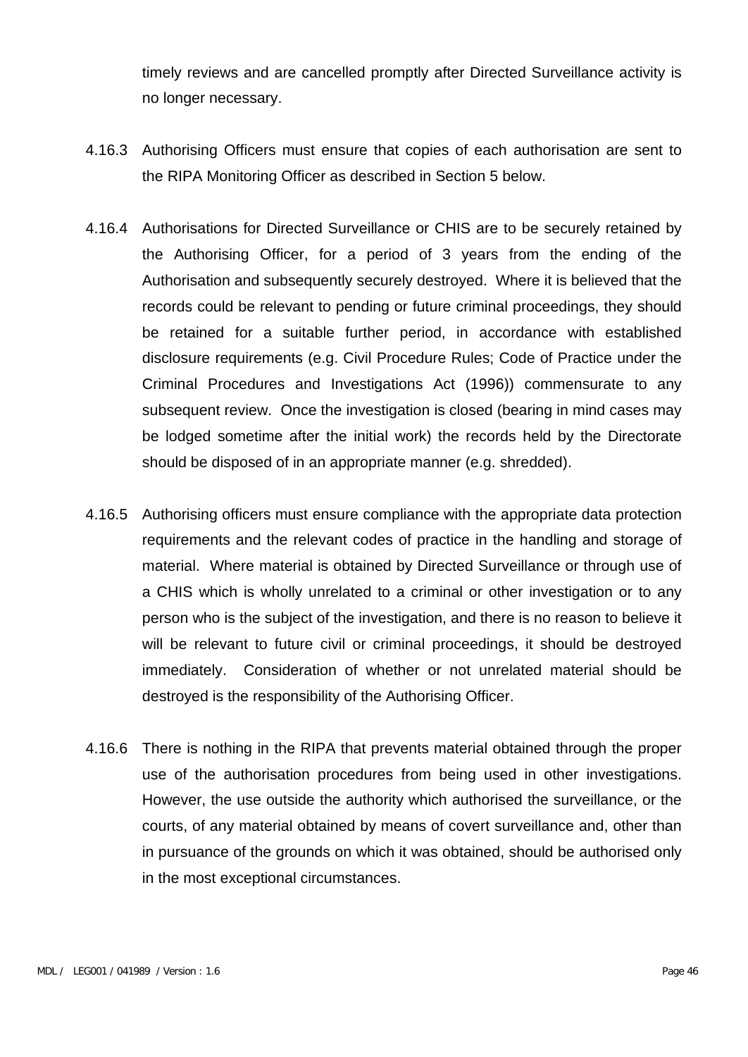timely reviews and are cancelled promptly after Directed Surveillance activity is no longer necessary.

4.16.3 Authorising Officers must ensure that copies of each authorisation are sent to the RIPA Monitoring Officer as described in Section 5 below.

4.16.4 Authorisations for Directed Surveillance or CHIS are to be securely retained by the Authorising Officer, for a period of 3 years from the ending of the Authorisation and subsequently securely destroyed. Where it is believed that the records could be relevant to pending or future criminal proceedings, they should be retained for a suitable further period, in accordance with established disclosure requirements (e.g. Civil Procedure Rules; Code of Practice under the Criminal Procedures and Investigations Act (1996)) commensurate to any subsequent review. Once the investigation is closed (bearing in mind cases may be lodged sometime after the initial work) the records held by the Directorate should be disposed of in an appropriate manner (e.g. shredded).

4.16.5 Authorising officers must ensure compliance with the appropriate data protection requirements and the relevant codes of practice in the handling and storage of material. Where material is obtained by Directed Surveillance or through use of a CHIS which is wholly unrelated to a criminal or other investigation or to any person who is the subject of the investigation, and there is no reason to believe it will be relevant to future civil or criminal proceedings, it should be destroyed immediately. Consideration of whether or not unrelated material should be destroyed is the responsibility of the Authorising Officer.

4.16.6 There is nothing in the RIPA that prevents material obtained through the proper use of the authorisation procedures from being used in other investigations. However, the use outside the authority which authorised the surveillance, or the courts, of any material obtained by means of covert surveillance and, other than in pursuance of the grounds on which it was obtained, should be authorised only in the most exceptional circumstances.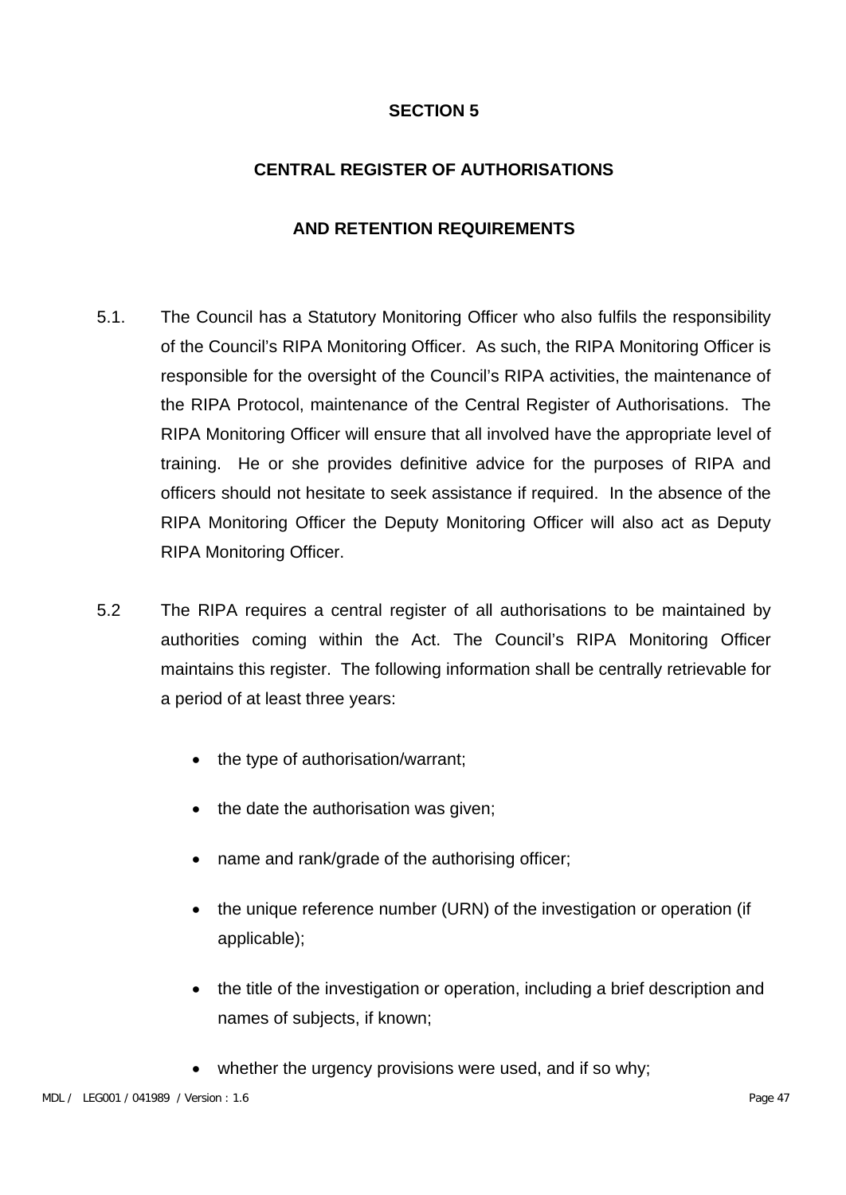## SECTION 5

## CENTRAL REGISTER OF AUTHORISATIONS

## AND RETENTION REQUIREMENTS

5.1. The Council has a Statutory Monitoring Officer who also fulfils the responsibility of the Council's RIPA Monitoring Officer. As such, the RIPA Monitoring Officer is responsible for the oversight of the Council's RIPA activities, the maintenance of the RIPA Protocol, maintenance of the Central Register of Authorisations. The RIPA Monitoring Officer will ensure that all involved have the appropriate level of training. He or she provides definitive advice for the purposes of RIPA and officers should not hesitate to seek assistance if required. In the absence of the RIPA Monitoring Officer the Deputy Monitoring Officer will also act as Deputy RIPA Monitoring Officer.

5.2 The RIPA requires a central register of all authorisations to be maintained by authorities coming within the Act. The Council's RIPA Monitoring Officer maintains this register. The following information shall be centrally retrievable for a period of at least three years:

- the type of authorisation/warrant;
- the date the authorisation was given;
- name and rank/grade of the authorising officer;
- the unique reference number (URN) of the investigation or operation (if applicable);
- the title of the investigation or operation, including a brief description and names of subjects, if known;
- whether the urgency provisions were used, and if so why;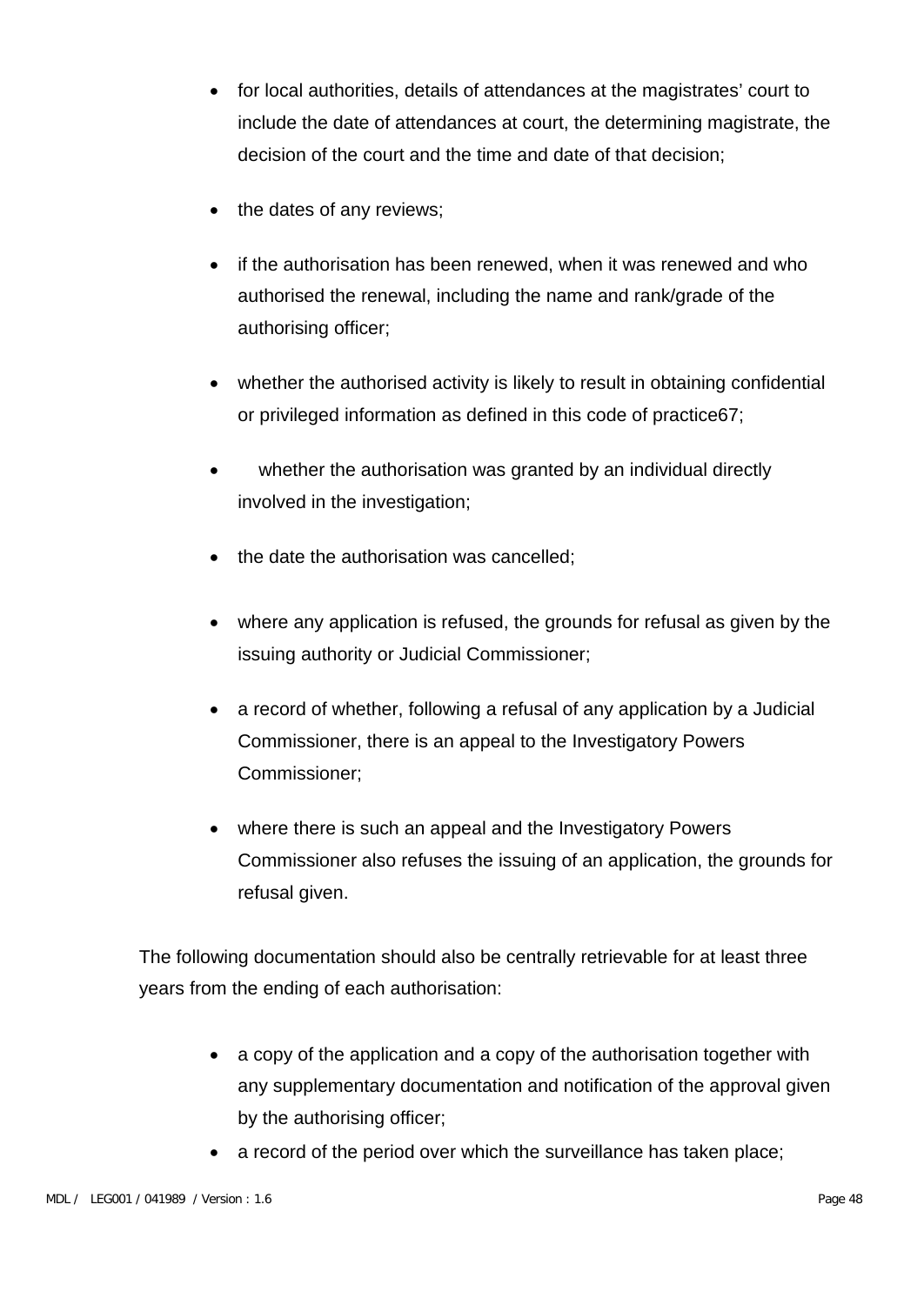- for local authorities, details of attendances at the magistrates' court to include the date of attendances at court, the determining magistrate, the decision of the court and the time and date of that decision;
- the dates of any reviews;
- if the authorisation has been renewed, when it was renewed and who authorised the renewal, including the name and rank/grade of the authorising officer;
- whether the authorised activity is likely to result in obtaining confidential or privileged information as defined in this code of practice[67];
- whether the authorisation was granted by an individual directly involved in the investigation;
- the date the authorisation was cancelled;
- where any application is refused, the grounds for refusal as given by the issuing authority or Judicial Commissioner;
- a record of whether, following a refusal of any application by a Judicial Commissioner, there is an appeal to the Investigatory Powers Commissioner;
- where there is such an appeal and the Investigatory Powers Commissioner also refuses the issuing of an application, the grounds for refusal given.

The following documentation should also be centrally retrievable for at least three years from the ending of each authorisation:

- a copy of the application and a copy of the authorisation together with any supplementary documentation and notification of the approval given by the authorising officer;
- a record of the period over which the surveillance has taken place;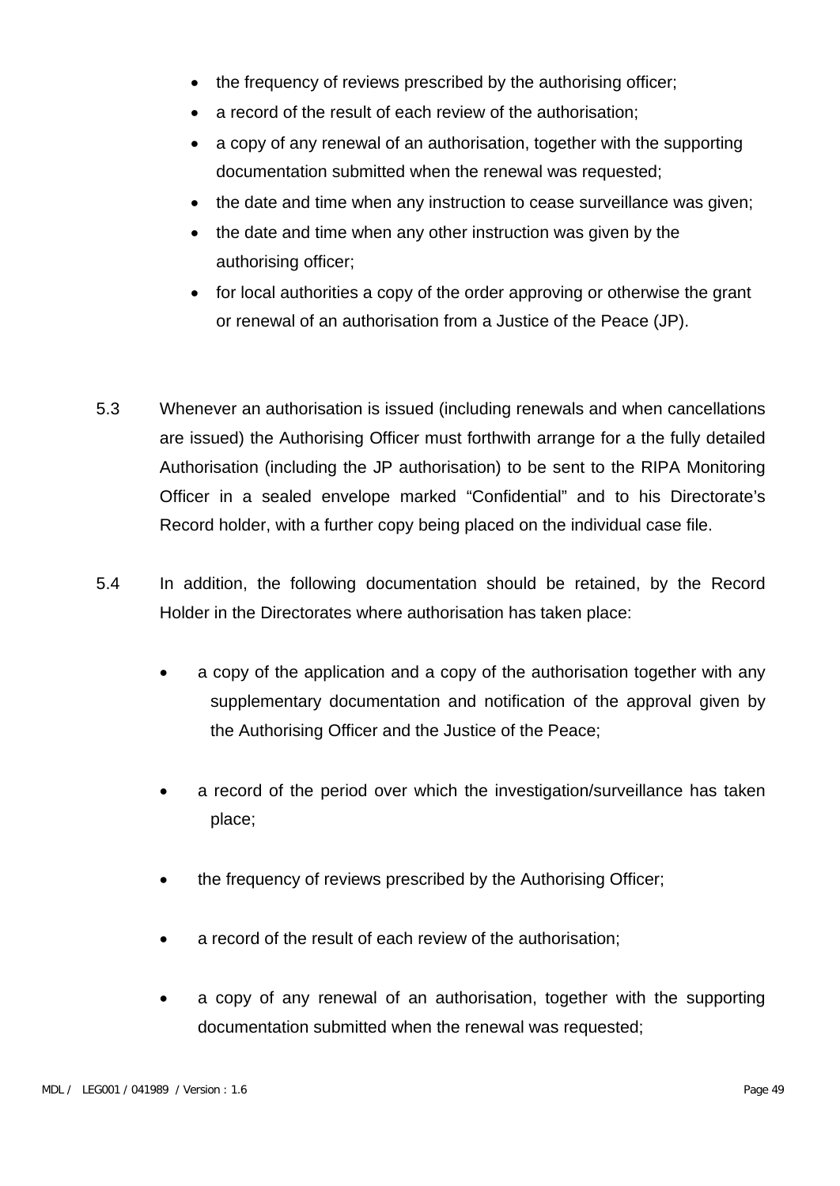- the frequency of reviews prescribed by the authorising officer;
- a record of the result of each review of the authorisation;
- a copy of any renewal of an authorisation, together with the supporting documentation submitted when the renewal was requested;
- the date and time when any instruction to cease surveillance was given;
- the date and time when any other instruction was given by the authorising officer;
- for local authorities a copy of the order approving or otherwise the grant or renewal of an authorisation from a Justice of the Peace (JP).

5.3 Whenever an authorisation is issued (including renewals and when cancellations are issued) the Authorising Officer must forthwith arrange for a the fully detailed Authorisation (including the JP authorisation) to be sent to the RIPA Monitoring Officer in a sealed envelope marked "Confidential" and to his Directorate's Record holder, with a further copy being placed on the individual case file.

5.4 In addition, the following documentation should be retained, by the Record Holder in the Directorates where authorisation has taken place:

- a copy of the application and a copy of the authorisation together with any supplementary documentation and notification of the approval given by the Authorising Officer and the Justice of the Peace;

- a record of the period over which the investigation/surveillance has taken place;

- the frequency of reviews prescribed by the Authorising Officer;

- a record of the result of each review of the authorisation;

- a copy of any renewal of an authorisation, together with the supporting documentation submitted when the renewal was requested;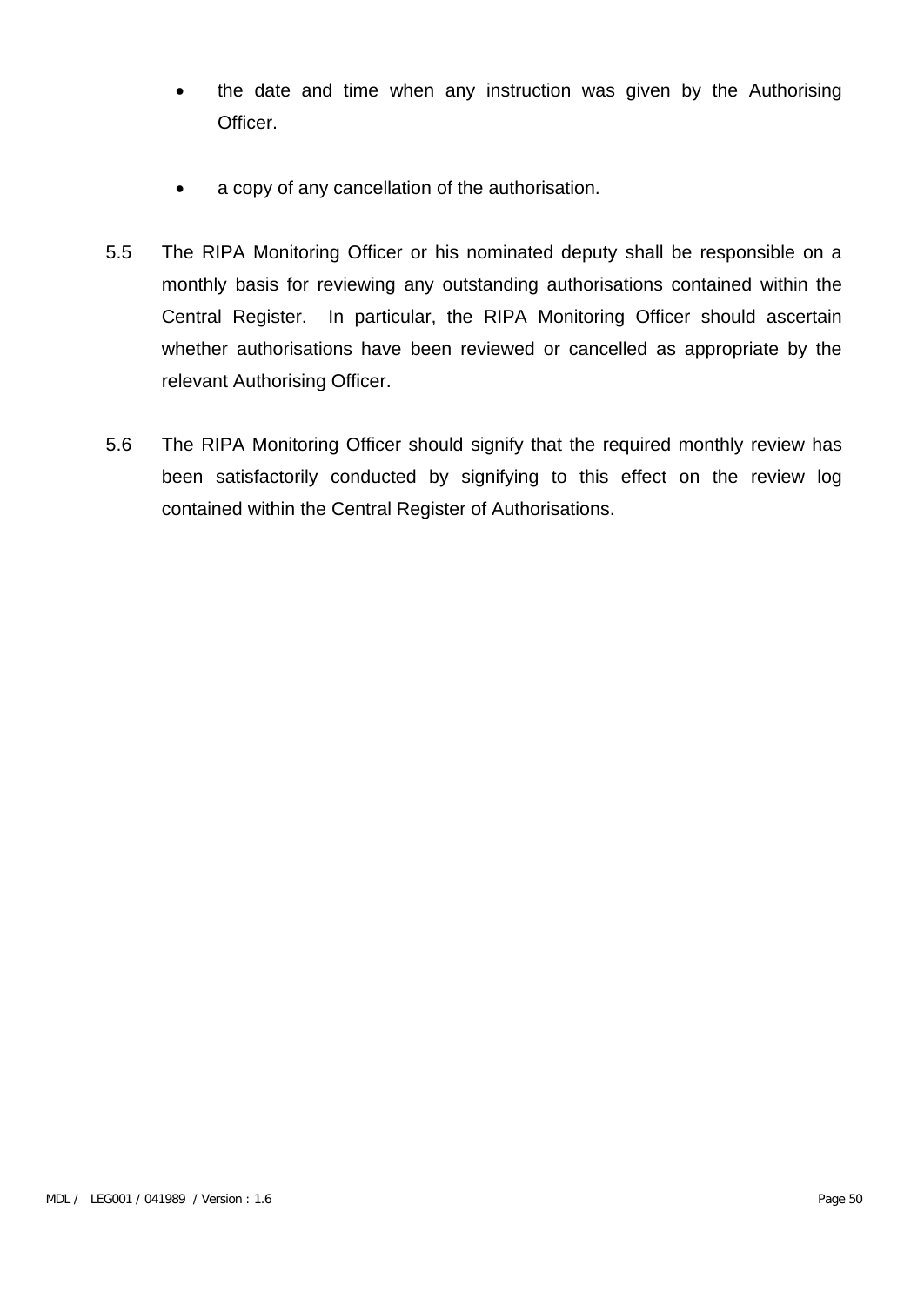- the date and time when any instruction was given by the Authorising Officer.

- a copy of any cancellation of the authorisation.

5.5 The RIPA Monitoring Officer or his nominated deputy shall be responsible on a monthly basis for reviewing any outstanding authorisations contained within the Central Register. In particular, the RIPA Monitoring Officer should ascertain whether authorisations have been reviewed or cancelled as appropriate by the relevant Authorising Officer.

5.6 The RIPA Monitoring Officer should signify that the required monthly review has been satisfactorily conducted by signifying to this effect on the review log contained within the Central Register of Authorisations.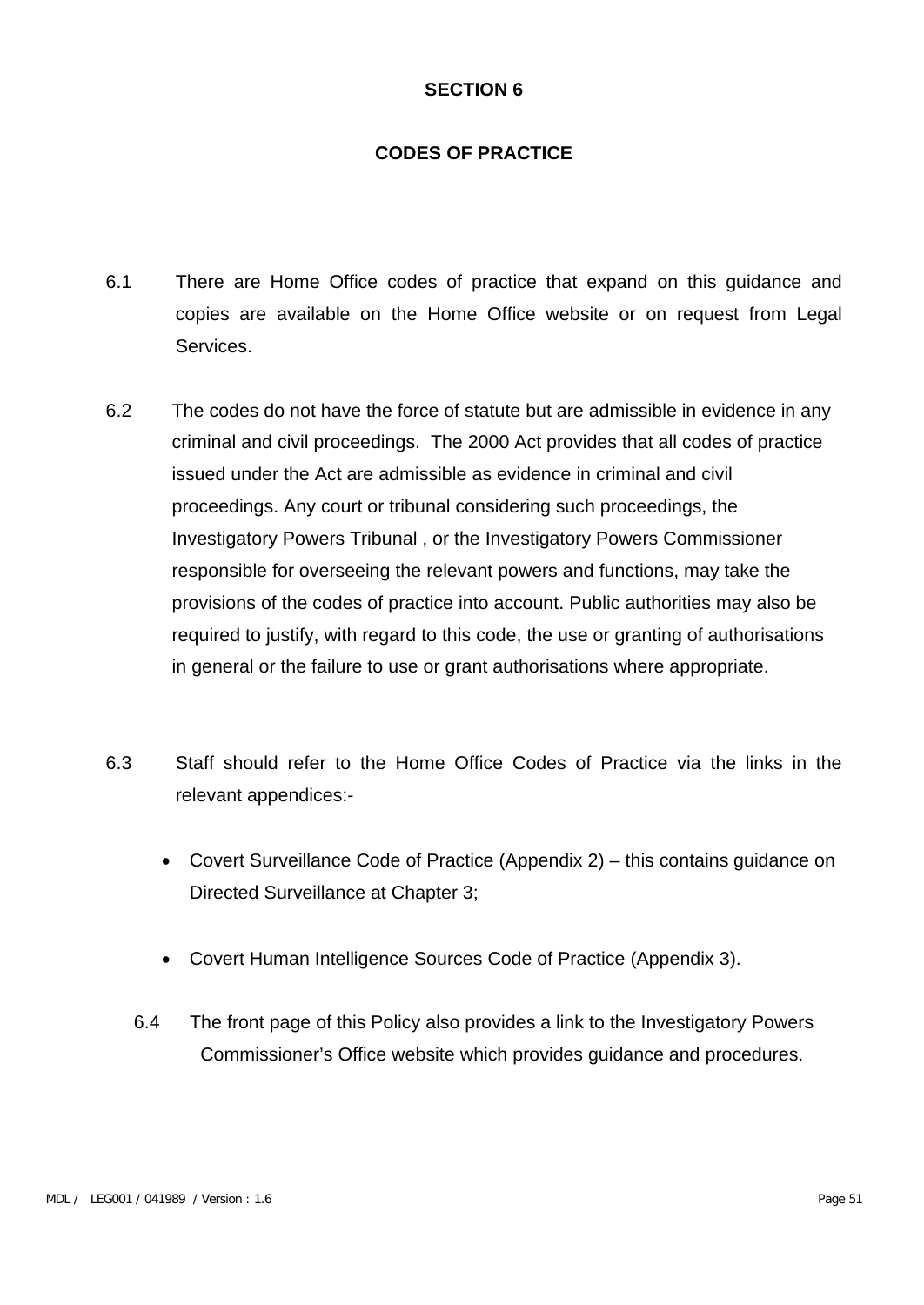# SECTION 6

## CODES OF PRACTICE

6.1 There are Home Office codes of practice that expand on this guidance and copies are available on the Home Office website or on request from Legal Services.

6.2 The codes do not have the force of statute but are admissible in evidence in any criminal and civil proceedings. The 2000 Act provides that all codes of practice issued under the Act are admissible as evidence in criminal and civil proceedings. Any court or tribunal considering such proceedings, the Investigatory Powers Tribunal , or the Investigatory Powers Commissioner responsible for overseeing the relevant powers and functions, may take the provisions of the codes of practice into account. Public authorities may also be required to justify, with regard to this code, the use or granting of authorisations in general or the failure to use or grant authorisations where appropriate.

6.3 Staff should refer to the Home Office Codes of Practice via the links in the relevant appendices:-

- Covert Surveillance Code of Practice (Appendix 2) – this contains guidance on Directed Surveillance at Chapter 3;
- Covert Human Intelligence Sources Code of Practice (Appendix 3).

6.4 The front page of this Policy also provides a link to the Investigatory Powers Commissioner's Office website which provides guidance and procedures.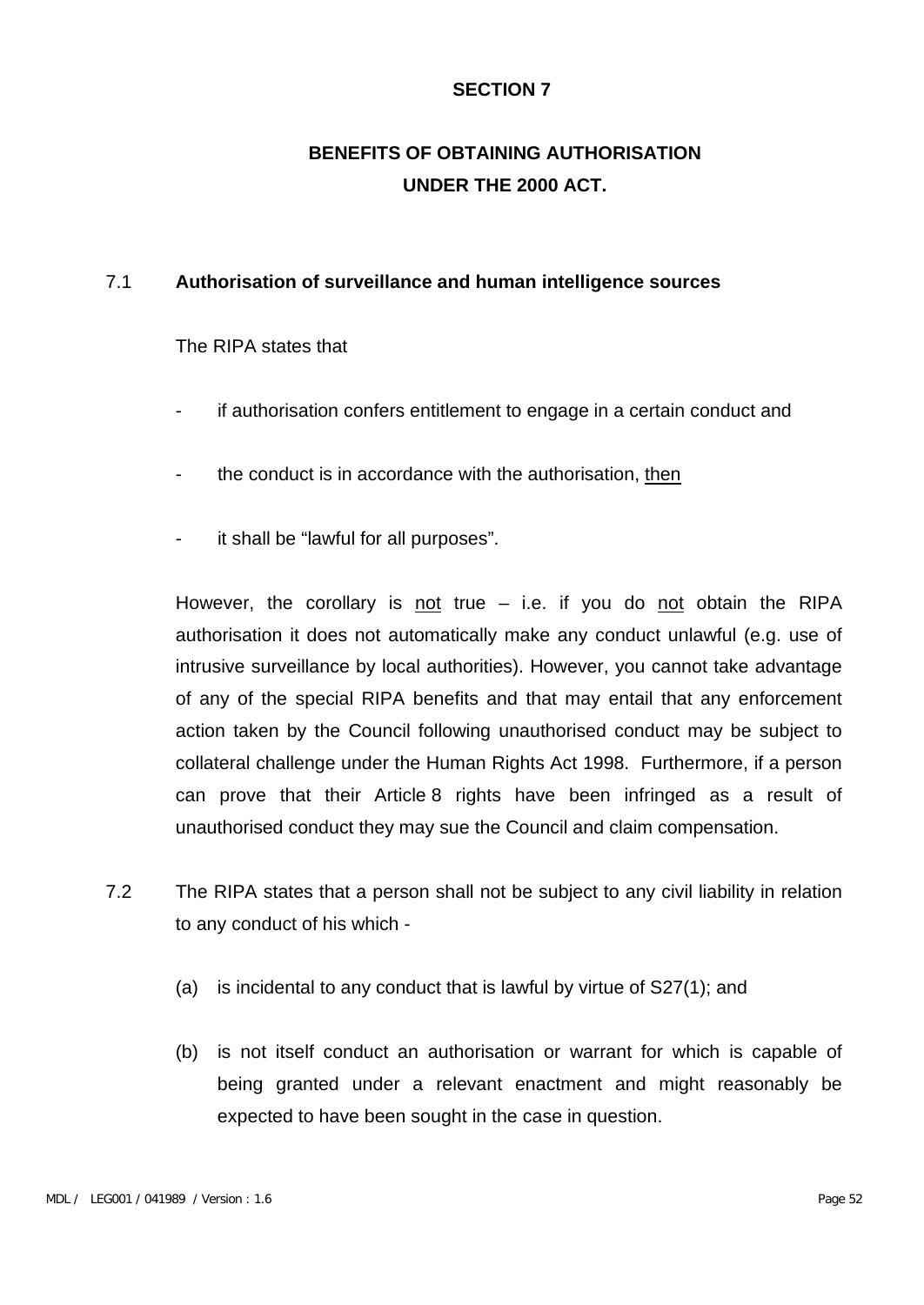# SECTION 7

## BENEFITS OF OBTAINING AUTHORISATION UNDER THE 2000 ACT.

7.1 **Authorisation of surveillance and human intelligence sources**

The RIPA states that

- if authorisation confers entitlement to engage in a certain conduct and
- the conduct is in accordance with the authorisation, then
- it shall be "lawful for all purposes".

However, the corollary is not true – i.e. if you do not obtain the RIPA authorisation it does not automatically make any conduct unlawful (e.g. use of intrusive surveillance by local authorities). However, you cannot take advantage of any of the special RIPA benefits and that may entail that any enforcement action taken by the Council following unauthorised conduct may be subject to collateral challenge under the Human Rights Act 1998. Furthermore, if a person can prove that their Article 8 rights have been infringed as a result of unauthorised conduct they may sue the Council and claim compensation.

7.2 The RIPA states that a person shall not be subject to any civil liability in relation to any conduct of his which -

(a) is incidental to any conduct that is lawful by virtue of S27(1); and

(b) is not itself conduct an authorisation or warrant for which is capable of being granted under a relevant enactment and might reasonably be expected to have been sought in the case in question.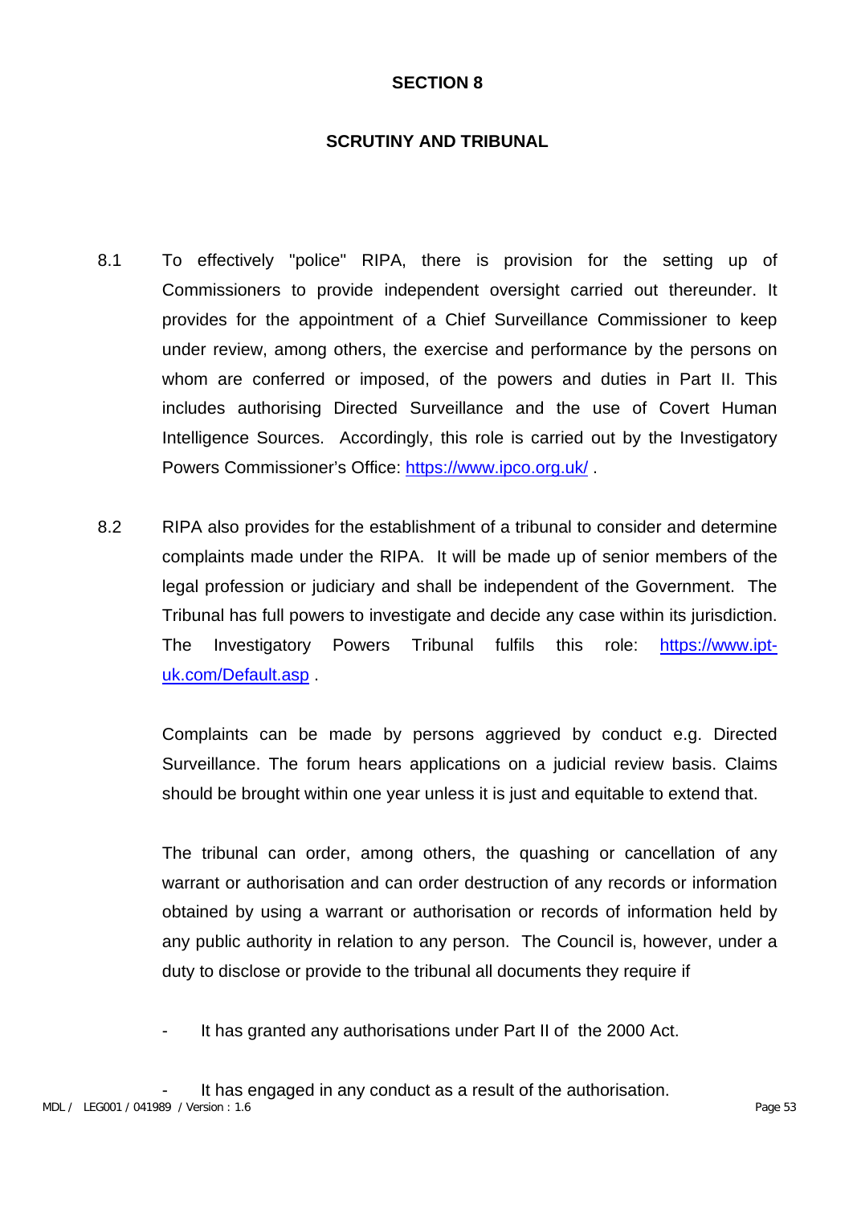# SECTION 8

## SCRUTINY AND TRIBUNAL

8.1 To effectively "police" RIPA, there is provision for the setting up of Commissioners to provide independent oversight carried out thereunder. It provides for the appointment of a Chief Surveillance Commissioner to keep under review, among others, the exercise and performance by the persons on whom are conferred or imposed, of the powers and duties in Part II. This includes authorising Directed Surveillance and the use of Covert Human Intelligence Sources. Accordingly, this role is carried out by the Investigatory Powers Commissioner's Office: https://www.ipco.org.uk/ .

8.2 RIPA also provides for the establishment of a tribunal to consider and determine complaints made under the RIPA. It will be made up of senior members of the legal profession or judiciary and shall be independent of the Government. The Tribunal has full powers to investigate and decide any case within its jurisdiction. The Investigatory Powers Tribunal fulfils this role: https://www.ipt-uk.com/Default.asp .

Complaints can be made by persons aggrieved by conduct e.g. Directed Surveillance. The forum hears applications on a judicial review basis. Claims should be brought within one year unless it is just and equitable to extend that.

The tribunal can order, among others, the quashing or cancellation of any warrant or authorisation and can order destruction of any records or information obtained by using a warrant or authorisation or records of information held by any public authority in relation to any person. The Council is, however, under a duty to disclose or provide to the tribunal all documents they require if

- It has granted any authorisations under Part II of the 2000 Act.

- It has engaged in any conduct as a result of the authorisation.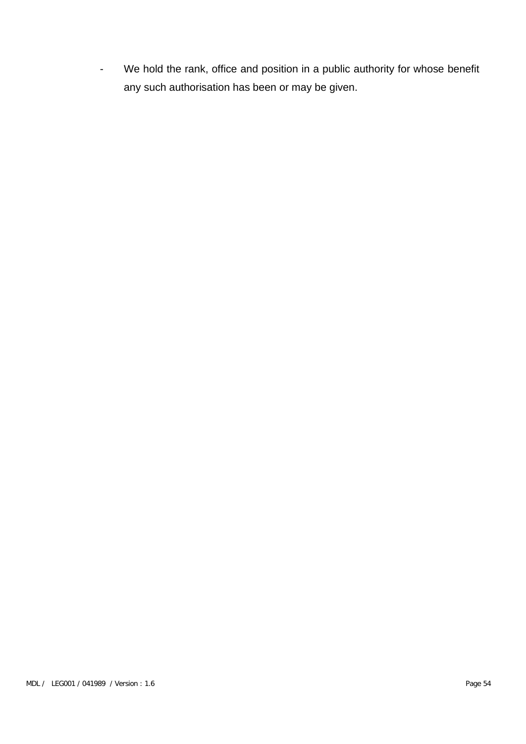- We hold the rank, office and position in a public authority for whose benefit any such authorisation has been or may be given.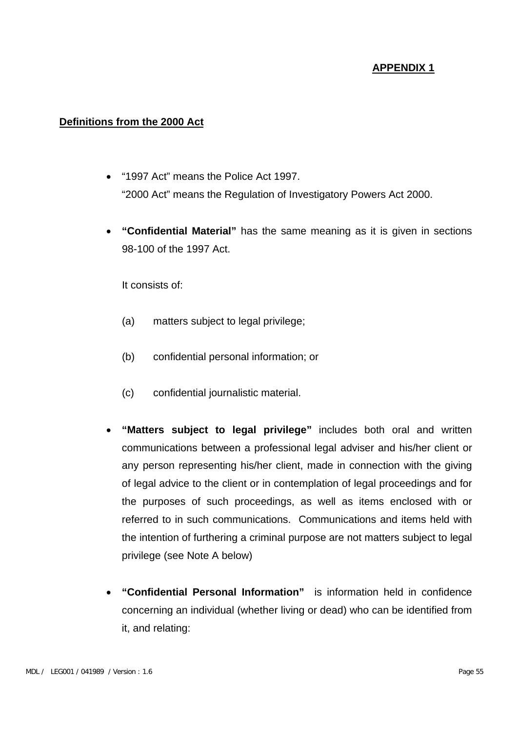**APPENDIX 1**

**Definitions from the 2000 Act**

- "1997 Act" means the Police Act 1997.
  "2000 Act" means the Regulation of Investigatory Powers Act 2000.

- **"Confidential Material"** has the same meaning as it is given in sections 98-100 of the 1997 Act.

  It consists of:

  (a) matters subject to legal privilege;

  (b) confidential personal information; or

  (c) confidential journalistic material.

- **"Matters subject to legal privilege"** includes both oral and written communications between a professional legal adviser and his/her client or any person representing his/her client, made in connection with the giving of legal advice to the client or in contemplation of legal proceedings and for the purposes of such proceedings, as well as items enclosed with or referred to in such communications. Communications and items held with the intention of furthering a criminal purpose are not matters subject to legal privilege (see Note A below)

- **"Confidential Personal Information"** is information held in confidence concerning an individual (whether living or dead) who can be identified from it, and relating: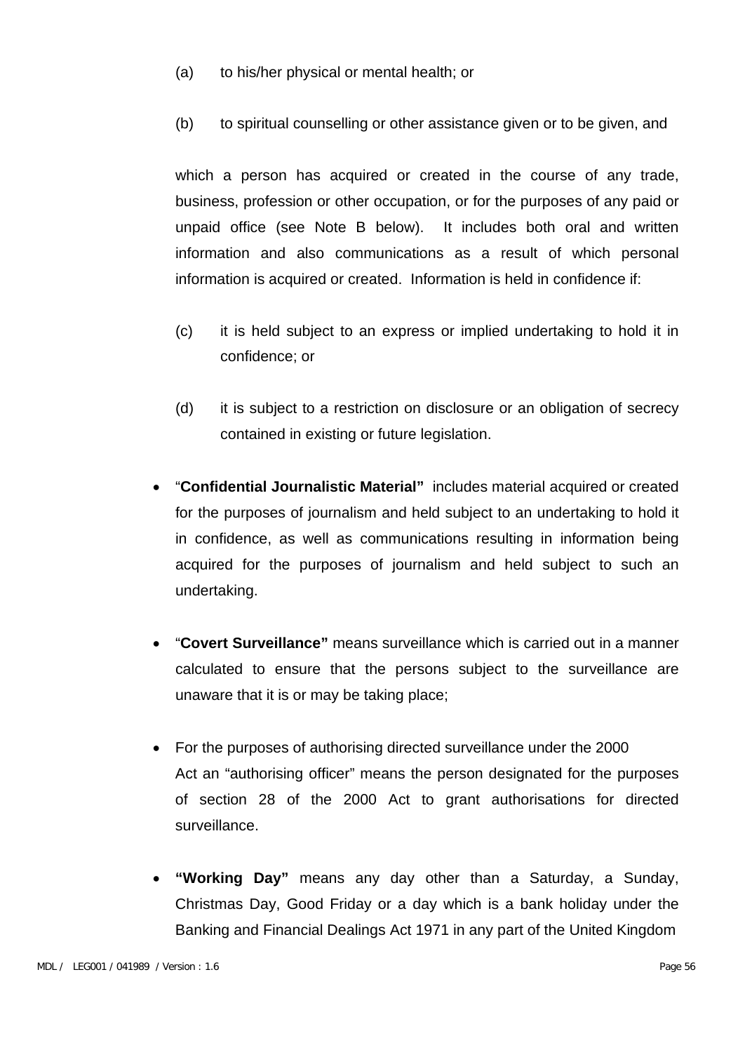(a) to his/her physical or mental health; or

(b) to spiritual counselling or other assistance given or to be given, and

which a person has acquired or created in the course of any trade, business, profession or other occupation, or for the purposes of any paid or unpaid office (see Note B below). It includes both oral and written information and also communications as a result of which personal information is acquired or created. Information is held in confidence if:

(c) it is held subject to an express or implied undertaking to hold it in confidence; or

(d) it is subject to a restriction on disclosure or an obligation of secrecy contained in existing or future legislation.

- "**Confidential Journalistic Material"** includes material acquired or created for the purposes of journalism and held subject to an undertaking to hold it in confidence, as well as communications resulting in information being acquired for the purposes of journalism and held subject to such an undertaking.

- "**Covert Surveillance"** means surveillance which is carried out in a manner calculated to ensure that the persons subject to the surveillance are unaware that it is or may be taking place;

- For the purposes of authorising directed surveillance under the 2000 Act an "authorising officer" means the person designated for the purposes of section 28 of the 2000 Act to grant authorisations for directed surveillance.

- **"Working Day"** means any day other than a Saturday, a Sunday, Christmas Day, Good Friday or a day which is a bank holiday under the Banking and Financial Dealings Act 1971 in any part of the United Kingdom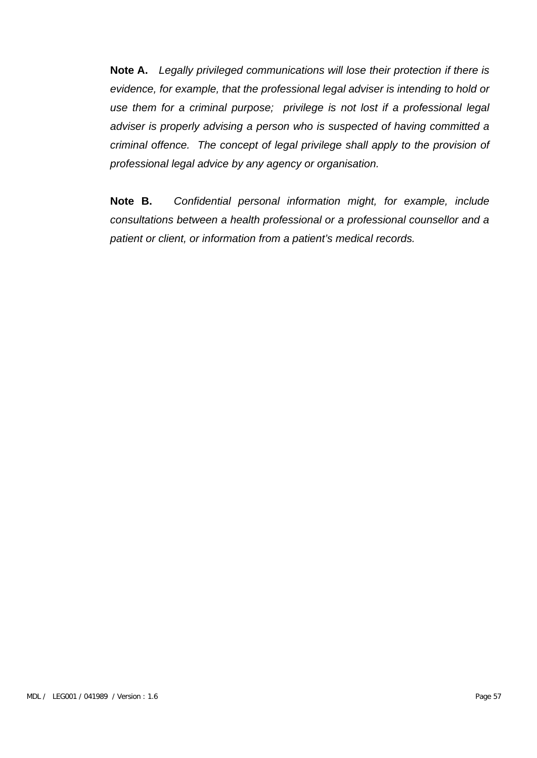**Note A.** *Legally privileged communications will lose their protection if there is evidence, for example, that the professional legal adviser is intending to hold or use them for a criminal purpose; privilege is not lost if a professional legal adviser is properly advising a person who is suspected of having committed a criminal offence. The concept of legal privilege shall apply to the provision of professional legal advice by any agency or organisation.*

**Note B.** *Confidential personal information might, for example, include consultations between a health professional or a professional counsellor and a patient or client, or information from a patient's medical records.*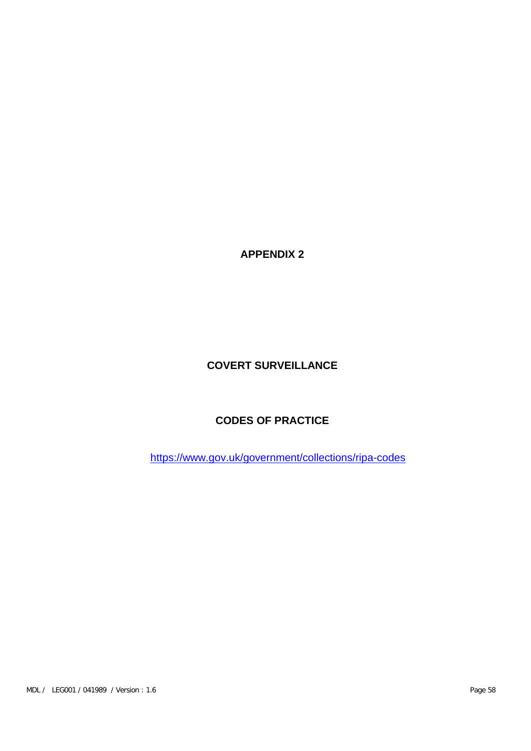# APPENDIX 2

## COVERT SURVEILLANCE

## CODES OF PRACTICE

[https://www.gov.uk/government/collections/ripa-codes](https://www.gov.uk/government/collections/ripa-codes)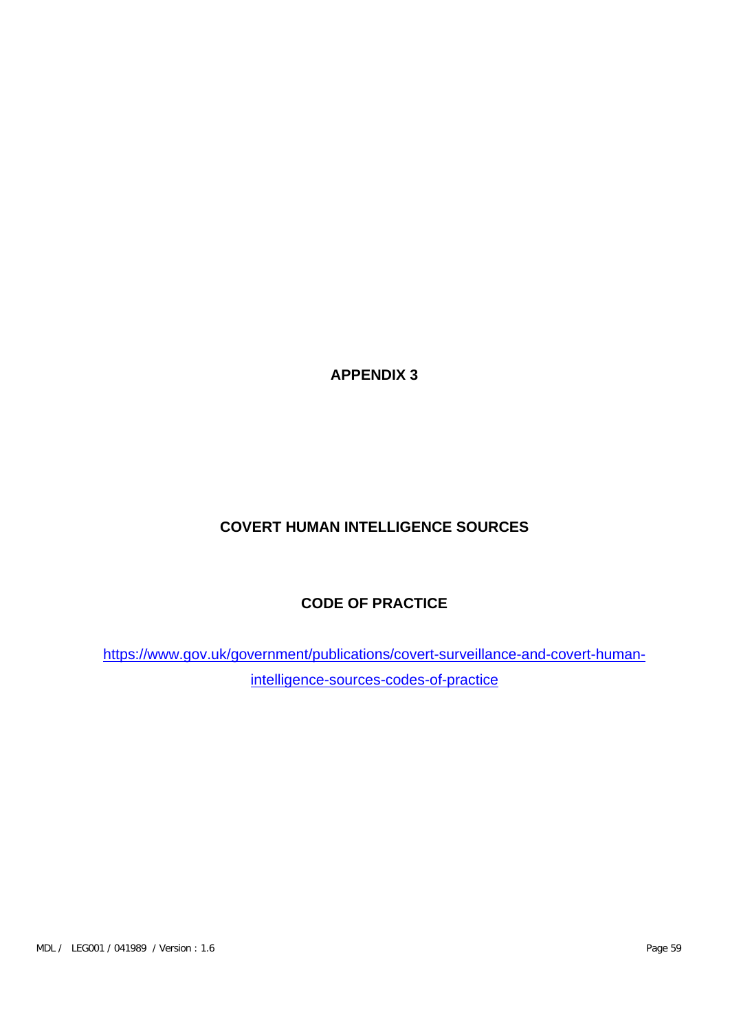# APPENDIX 3

## COVERT HUMAN INTELLIGENCE SOURCES

## CODE OF PRACTICE

[https://www.gov.uk/government/publications/covert-surveillance-and-covert-human-intelligence-sources-codes-of-practice](https://www.gov.uk/government/publications/covert-surveillance-and-covert-human-intelligence-sources-codes-of-practice)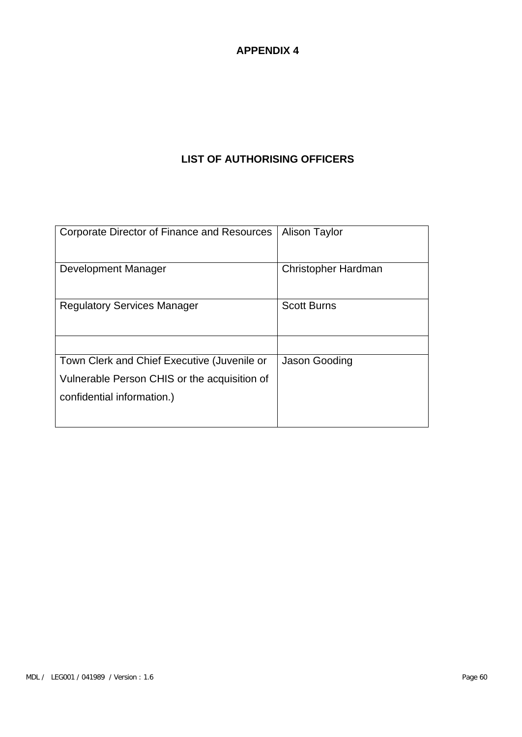# APPENDIX 4

## LIST OF AUTHORISING OFFICERS

| | |
|---|---|
| Corporate Director of Finance and Resources | Alison Taylor |
| Development Manager | Christopher Hardman |
| Regulatory Services Manager | Scott Burns |
| | |
| Town Clerk and Chief Executive (Juvenile or Vulnerable Person CHIS or the acquisition of confidential information.) | Jason Gooding |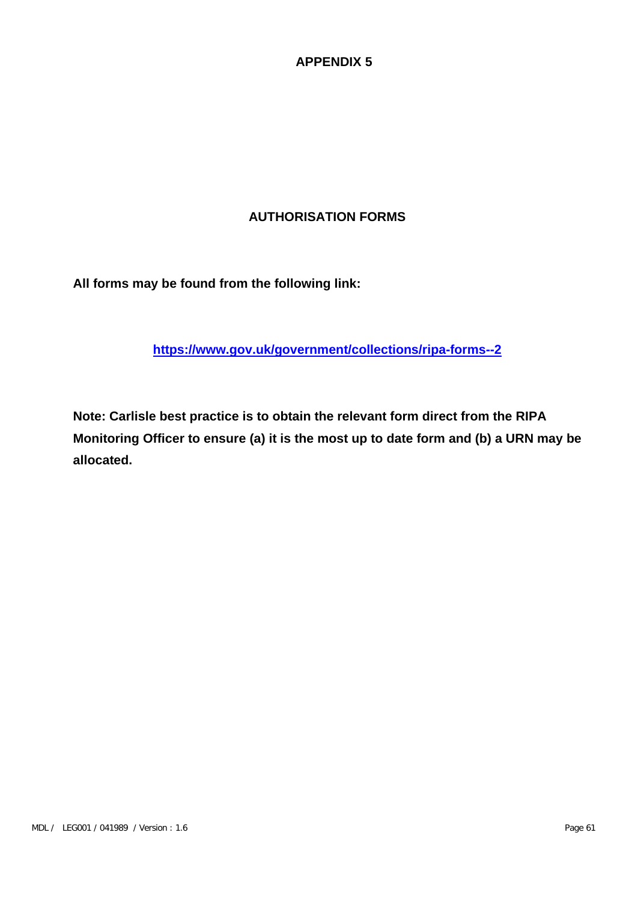# APPENDIX 5

## AUTHORISATION FORMS

**All forms may be found from the following link:**

**https://www.gov.uk/government/collections/ripa-forms--2**

**Note: Carlisle best practice is to obtain the relevant form direct from the RIPA Monitoring Officer to ensure (a) it is the most up to date form and (b) a URN may be allocated.**